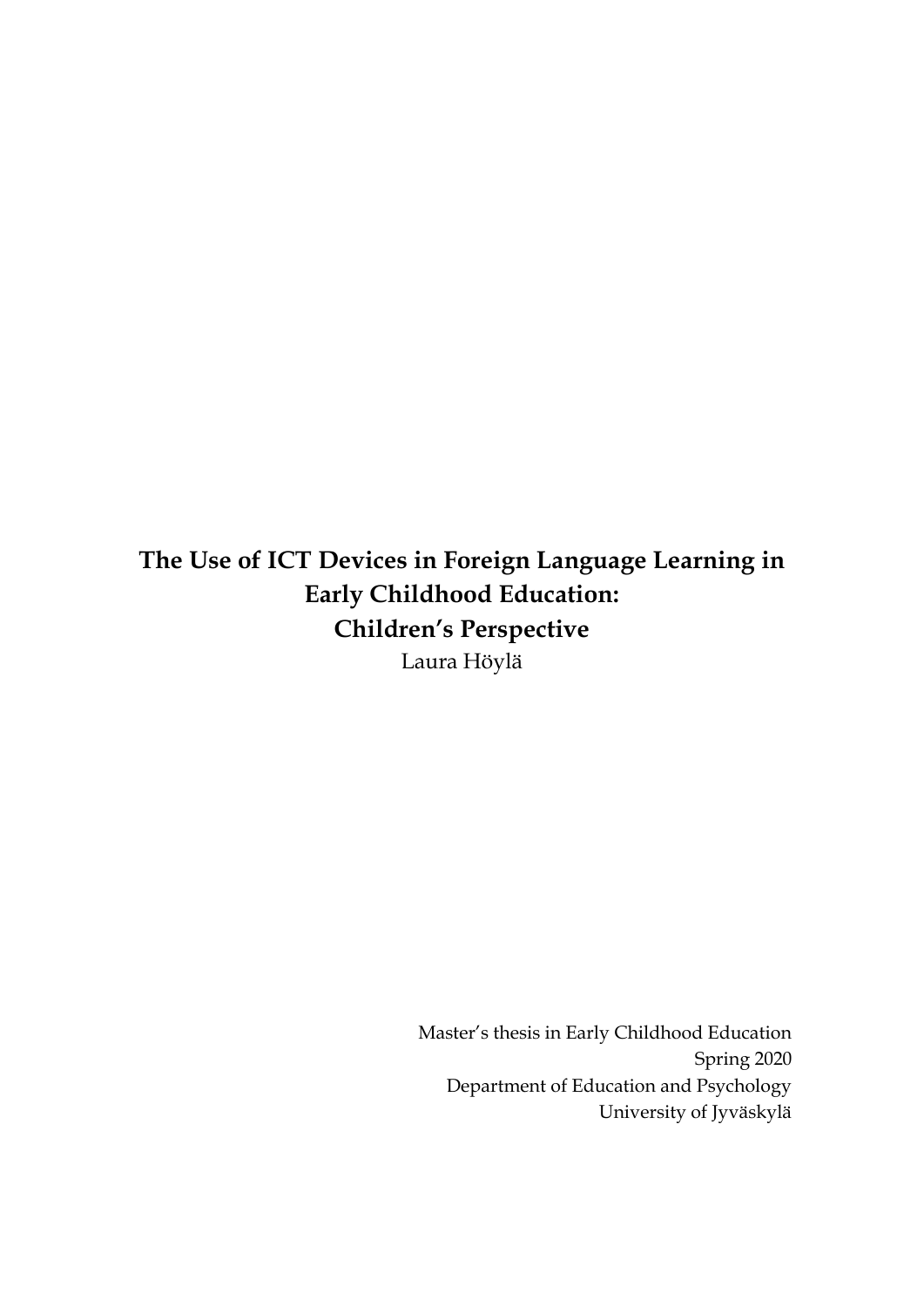# The Use of ICT Devices in Foreign Language Learning in Early Childhood Education: Children's Perspective

Laura Höylä

Master's thesis in Early Childhood Education
Spring 2020
Department of Education and Psychology
University of Jyväskylä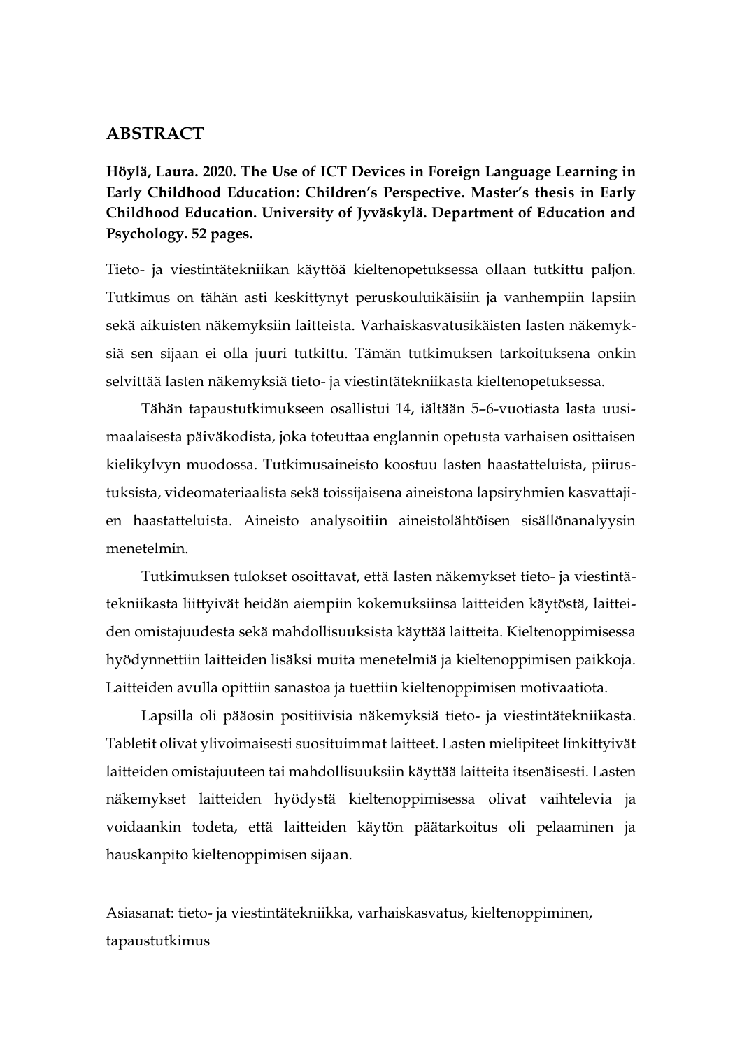## ABSTRACT

**Höylä, Laura. 2020. The Use of ICT Devices in Foreign Language Learning in Early Childhood Education: Children's Perspective. Master's thesis in Early Childhood Education. University of Jyväskylä. Department of Education and Psychology. 52 pages.**

Tieto- ja viestintätekniikan käyttöä kieltenopetuksessa ollaan tutkittu paljon. Tutkimus on tähän asti keskittynyt peruskouluikäisiin ja vanhempiin lapsiin sekä aikuisten näkemyksiin laitteista. Varhaiskasvatusikäisten lasten näkemyksiä sen sijaan ei olla juuri tutkittu. Tämän tutkimuksen tarkoituksena onkin selvittää lasten näkemyksiä tieto- ja viestintätekniikasta kieltenopetuksessa.

Tähän tapaustutkimukseen osallistui 14, iältään 5–6-vuotiasta lasta uusimaalaisesta päiväkodista, joka toteuttaa englannin opetusta varhaisen osittaisen kielikylvyn muodossa. Tutkimusaineisto koostuu lasten haastatteluista, piirustuksista, videomateriaalista sekä toissijaisena aineistona lapsiryhmien kasvattajien haastatteluista. Aineisto analysoitiin aineistolähtöisen sisällönanalyysin menetelmin.

Tutkimuksen tulokset osoittavat, että lasten näkemykset tieto- ja viestintätekniikasta liittyivät heidän aiempiin kokemuksiinsa laitteiden käytöstä, laitteiden omistajuudesta sekä mahdollisuuksista käyttää laitteita. Kieltenoppimisessa hyödynnettiin laitteiden lisäksi muita menetelmiä ja kieltenoppimisen paikkoja. Laitteiden avulla opittiin sanastoa ja tuettiin kieltenoppimisen motivaatiota.

Lapsilla oli pääosin positiivisia näkemyksiä tieto- ja viestintätekniikasta. Tabletit olivat ylivoimaisesti suosituimmat laitteet. Lasten mielipiteet linkittyivät laitteiden omistajuuteen tai mahdollisuuksiin käyttää laitteita itsenäisesti. Lasten näkemykset laitteiden hyödystä kieltenoppimisessa olivat vaihtelevia ja voidaankin todeta, että laitteiden käytön päätarkoitus oli pelaaminen ja hauskanpito kieltenoppimisen sijaan.

Asiasanat: tieto- ja viestintätekniikka, varhaiskasvatus, kieltenoppiminen, tapaustutkimus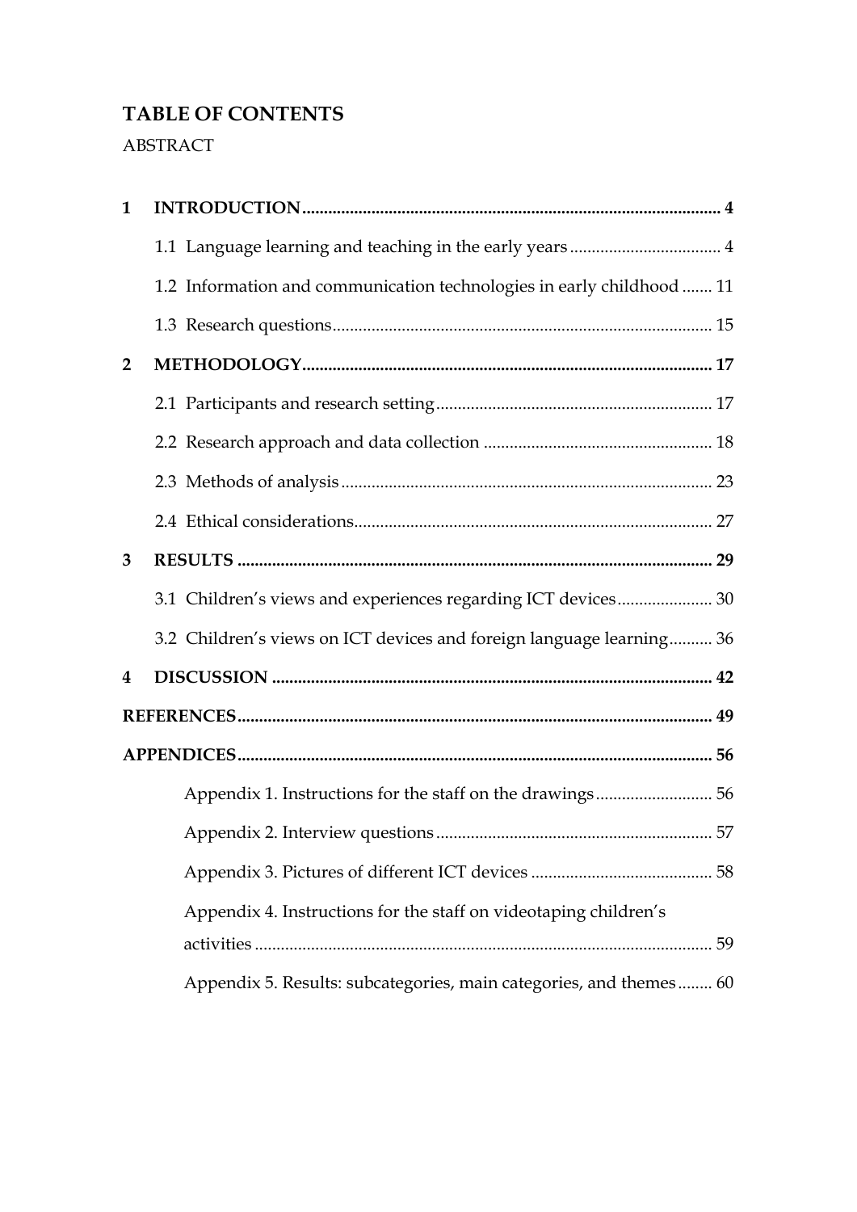# TABLE OF CONTENTS

ABSTRACT

**1 INTRODUCTION** .......... **4**

1.1 Language learning and teaching in the early years .......... 4

1.2 Information and communication technologies in early childhood .......... 11

1.3 Research questions .......... 15

**2 METHODOLOGY** .......... **17**

2.1 Participants and research setting .......... 17

2.2 Research approach and data collection .......... 18

2.3 Methods of analysis .......... 23

2.4 Ethical considerations .......... 27

**3 RESULTS** .......... **29**

3.1 Children's views and experiences regarding ICT devices .......... 30

3.2 Children's views on ICT devices and foreign language learning .......... 36

**4 DISCUSSION** .......... **42**

**REFERENCES** .......... **49**

**APPENDICES** .......... **56**

Appendix 1. Instructions for the staff on the drawings .......... 56

Appendix 2. Interview questions .......... 57

Appendix 3. Pictures of different ICT devices .......... 58

Appendix 4. Instructions for the staff on videotaping children's activities .......... 59

Appendix 5. Results: subcategories, main categories, and themes .......... 60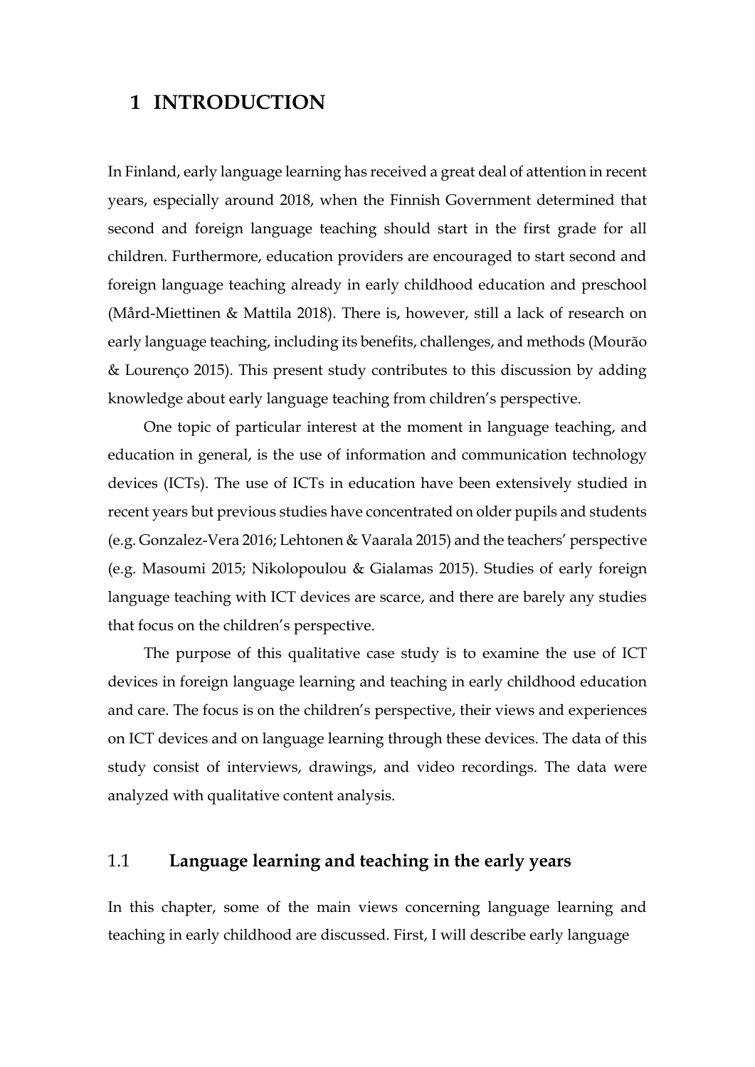# 1 INTRODUCTION

In Finland, early language learning has received a great deal of attention in recent years, especially around 2018, when the Finnish Government determined that second and foreign language teaching should start in the first grade for all children. Furthermore, education providers are encouraged to start second and foreign language teaching already in early childhood education and preschool (Mård-Miettinen & Mattila 2018). There is, however, still a lack of research on early language teaching, including its benefits, challenges, and methods (Mourão & Lourenço 2015). This present study contributes to this discussion by adding knowledge about early language teaching from children's perspective.

One topic of particular interest at the moment in language teaching, and education in general, is the use of information and communication technology devices (ICTs). The use of ICTs in education have been extensively studied in recent years but previous studies have concentrated on older pupils and students (e.g. Gonzalez-Vera 2016; Lehtonen & Vaarala 2015) and the teachers' perspective (e.g. Masoumi 2015; Nikolopoulou & Gialamas 2015). Studies of early foreign language teaching with ICT devices are scarce, and there are barely any studies that focus on the children's perspective.

The purpose of this qualitative case study is to examine the use of ICT devices in foreign language learning and teaching in early childhood education and care. The focus is on the children's perspective, their views and experiences on ICT devices and on language learning through these devices. The data of this study consist of interviews, drawings, and video recordings. The data were analyzed with qualitative content analysis.

## 1.1 Language learning and teaching in the early years

In this chapter, some of the main views concerning language learning and teaching in early childhood are discussed. First, I will describe early language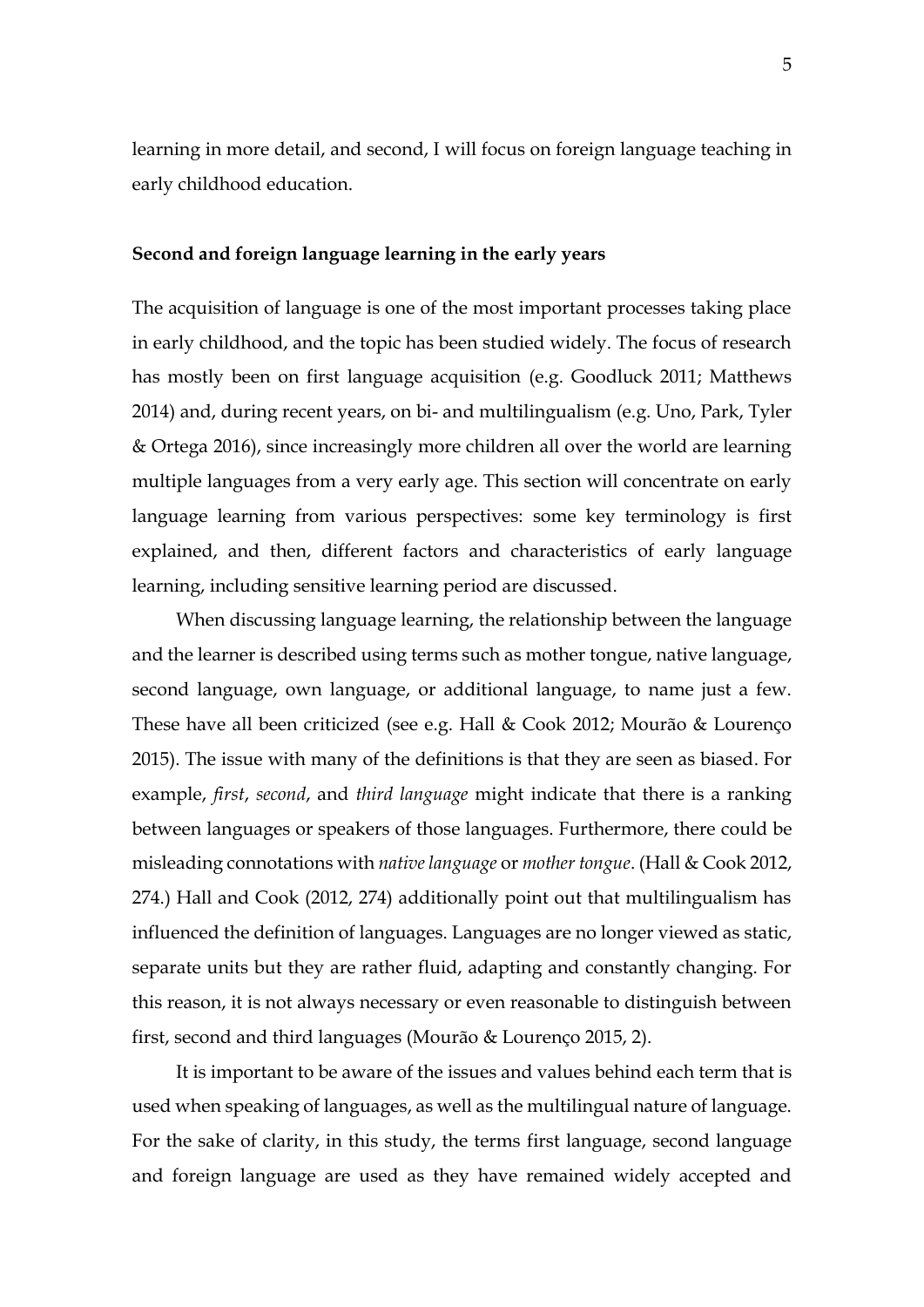learning in more detail, and second, I will focus on foreign language teaching in early childhood education.

**Second and foreign language learning in the early years**

The acquisition of language is one of the most important processes taking place in early childhood, and the topic has been studied widely. The focus of research has mostly been on first language acquisition (e.g. Goodluck 2011; Matthews 2014) and, during recent years, on bi- and multilingualism (e.g. Uno, Park, Tyler & Ortega 2016), since increasingly more children all over the world are learning multiple languages from a very early age. This section will concentrate on early language learning from various perspectives: some key terminology is first explained, and then, different factors and characteristics of early language learning, including sensitive learning period are discussed.

When discussing language learning, the relationship between the language and the learner is described using terms such as mother tongue, native language, second language, own language, or additional language, to name just a few. These have all been criticized (see e.g. Hall & Cook 2012; Mourão & Lourenço 2015). The issue with many of the definitions is that they are seen as biased. For example, *first*, *second*, and *third language* might indicate that there is a ranking between languages or speakers of those languages. Furthermore, there could be misleading connotations with *native language* or *mother tongue*. (Hall & Cook 2012, 274.) Hall and Cook (2012, 274) additionally point out that multilingualism has influenced the definition of languages. Languages are no longer viewed as static, separate units but they are rather fluid, adapting and constantly changing. For this reason, it is not always necessary or even reasonable to distinguish between first, second and third languages (Mourão & Lourenço 2015, 2).

It is important to be aware of the issues and values behind each term that is used when speaking of languages, as well as the multilingual nature of language. For the sake of clarity, in this study, the terms first language, second language and foreign language are used as they have remained widely accepted and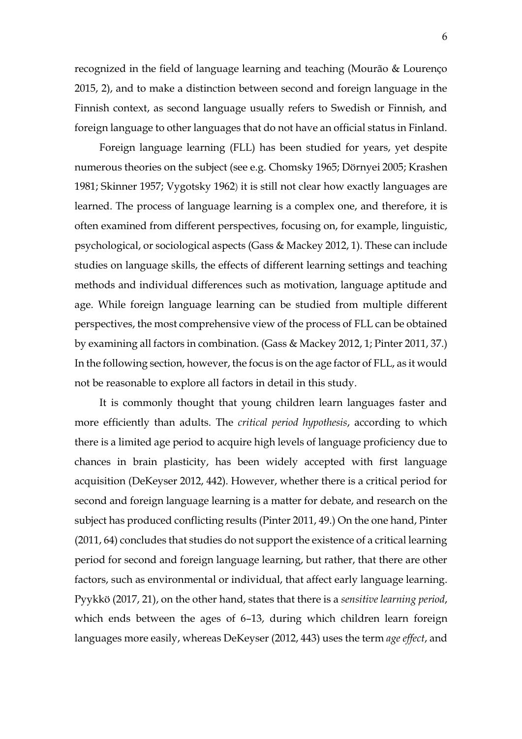recognized in the field of language learning and teaching (Mourão & Lourenço 2015, 2), and to make a distinction between second and foreign language in the Finnish context, as second language usually refers to Swedish or Finnish, and foreign language to other languages that do not have an official status in Finland.

Foreign language learning (FLL) has been studied for years, yet despite numerous theories on the subject (see e.g. Chomsky 1965; Dörnyei 2005; Krashen 1981; Skinner 1957; Vygotsky 1962) it is still not clear how exactly languages are learned. The process of language learning is a complex one, and therefore, it is often examined from different perspectives, focusing on, for example, linguistic, psychological, or sociological aspects (Gass & Mackey 2012, 1). These can include studies on language skills, the effects of different learning settings and teaching methods and individual differences such as motivation, language aptitude and age. While foreign language learning can be studied from multiple different perspectives, the most comprehensive view of the process of FLL can be obtained by examining all factors in combination. (Gass & Mackey 2012, 1; Pinter 2011, 37.) In the following section, however, the focus is on the age factor of FLL, as it would not be reasonable to explore all factors in detail in this study.

It is commonly thought that young children learn languages faster and more efficiently than adults. The *critical period hypothesis*, according to which there is a limited age period to acquire high levels of language proficiency due to chances in brain plasticity, has been widely accepted with first language acquisition (DeKeyser 2012, 442). However, whether there is a critical period for second and foreign language learning is a matter for debate, and research on the subject has produced conflicting results (Pinter 2011, 49.) On the one hand, Pinter (2011, 64) concludes that studies do not support the existence of a critical learning period for second and foreign language learning, but rather, that there are other factors, such as environmental or individual, that affect early language learning. Pyykkö (2017, 21), on the other hand, states that there is a *sensitive learning period*, which ends between the ages of 6–13, during which children learn foreign languages more easily, whereas DeKeyser (2012, 443) uses the term *age effect*, and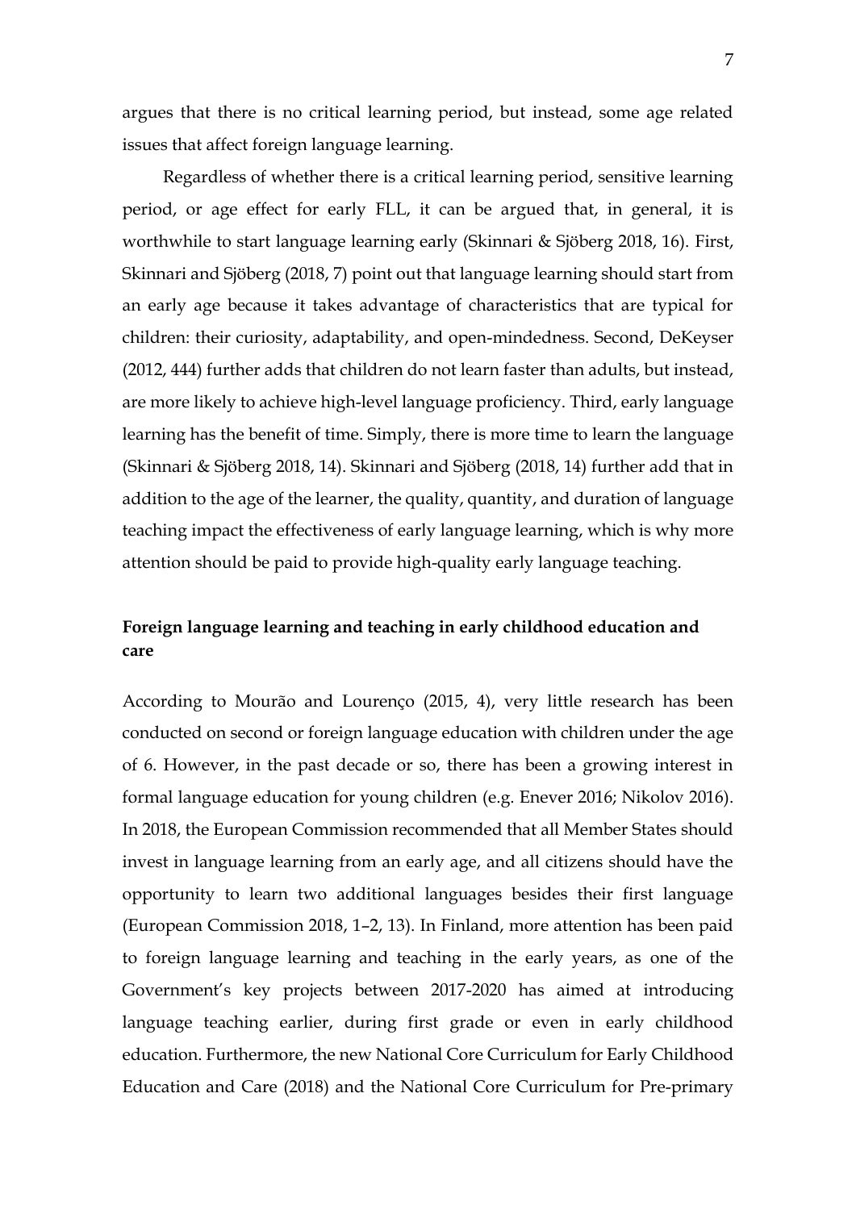argues that there is no critical learning period, but instead, some age related issues that affect foreign language learning.

Regardless of whether there is a critical learning period, sensitive learning period, or age effect for early FLL, it can be argued that, in general, it is worthwhile to start language learning early (Skinnari & Sjöberg 2018, 16). First, Skinnari and Sjöberg (2018, 7) point out that language learning should start from an early age because it takes advantage of characteristics that are typical for children: their curiosity, adaptability, and open-mindedness. Second, DeKeyser (2012, 444) further adds that children do not learn faster than adults, but instead, are more likely to achieve high-level language proficiency. Third, early language learning has the benefit of time. Simply, there is more time to learn the language (Skinnari & Sjöberg 2018, 14). Skinnari and Sjöberg (2018, 14) further add that in addition to the age of the learner, the quality, quantity, and duration of language teaching impact the effectiveness of early language learning, which is why more attention should be paid to provide high-quality early language teaching.

### Foreign language learning and teaching in early childhood education and care

According to Mourão and Lourenço (2015, 4), very little research has been conducted on second or foreign language education with children under the age of 6. However, in the past decade or so, there has been a growing interest in formal language education for young children (e.g. Enever 2016; Nikolov 2016). In 2018, the European Commission recommended that all Member States should invest in language learning from an early age, and all citizens should have the opportunity to learn two additional languages besides their first language (European Commission 2018, 1–2, 13). In Finland, more attention has been paid to foreign language learning and teaching in the early years, as one of the Government's key projects between 2017-2020 has aimed at introducing language teaching earlier, during first grade or even in early childhood education. Furthermore, the new National Core Curriculum for Early Childhood Education and Care (2018) and the National Core Curriculum for Pre-primary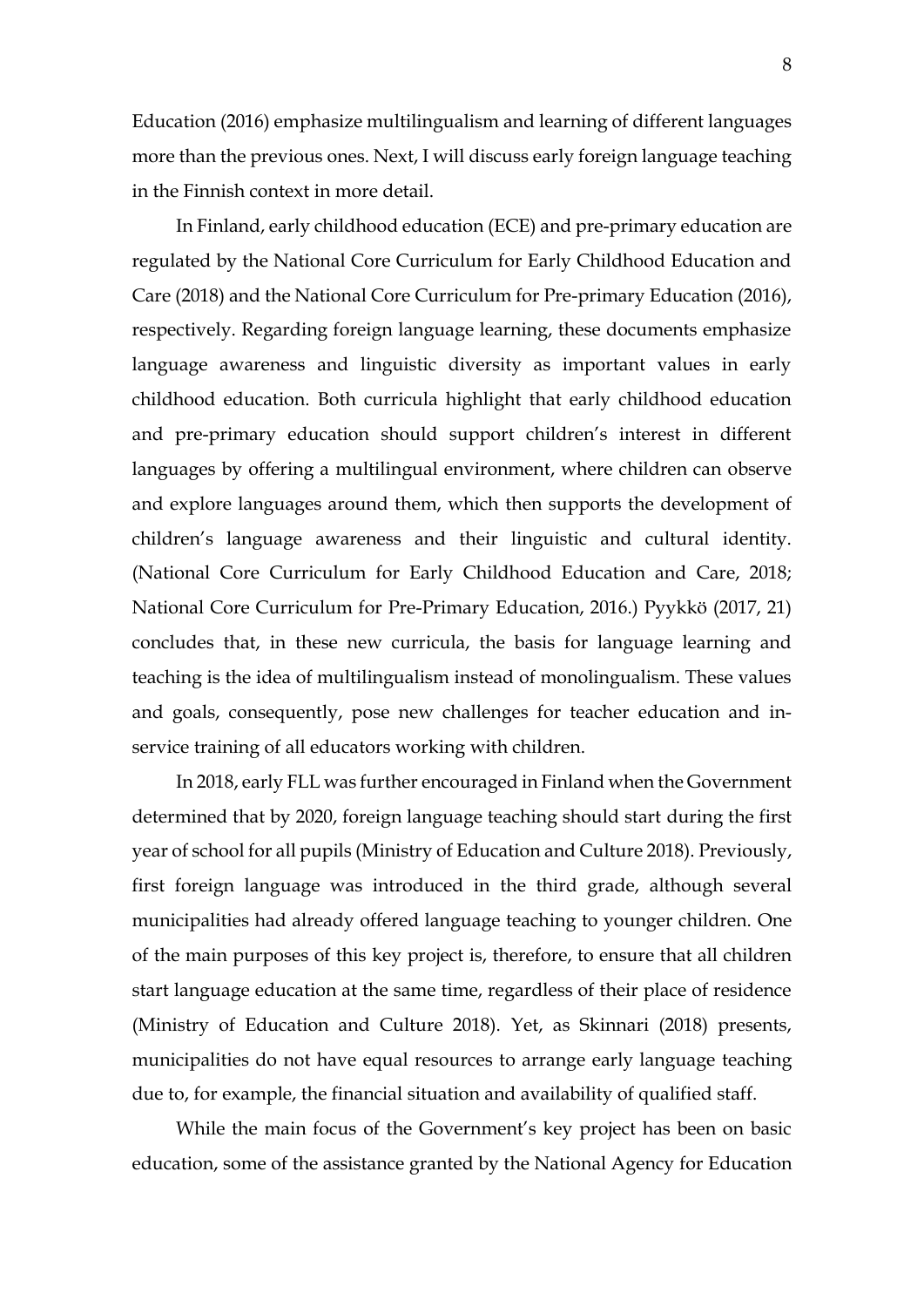Education (2016) emphasize multilingualism and learning of different languages more than the previous ones. Next, I will discuss early foreign language teaching in the Finnish context in more detail.

In Finland, early childhood education (ECE) and pre-primary education are regulated by the National Core Curriculum for Early Childhood Education and Care (2018) and the National Core Curriculum for Pre-primary Education (2016), respectively. Regarding foreign language learning, these documents emphasize language awareness and linguistic diversity as important values in early childhood education. Both curricula highlight that early childhood education and pre-primary education should support children's interest in different languages by offering a multilingual environment, where children can observe and explore languages around them, which then supports the development of children's language awareness and their linguistic and cultural identity. (National Core Curriculum for Early Childhood Education and Care, 2018; National Core Curriculum for Pre-Primary Education, 2016.) Pyykkö (2017, 21) concludes that, in these new curricula, the basis for language learning and teaching is the idea of multilingualism instead of monolingualism. These values and goals, consequently, pose new challenges for teacher education and in-service training of all educators working with children.

In 2018, early FLL was further encouraged in Finland when the Government determined that by 2020, foreign language teaching should start during the first year of school for all pupils (Ministry of Education and Culture 2018). Previously, first foreign language was introduced in the third grade, although several municipalities had already offered language teaching to younger children. One of the main purposes of this key project is, therefore, to ensure that all children start language education at the same time, regardless of their place of residence (Ministry of Education and Culture 2018). Yet, as Skinnari (2018) presents, municipalities do not have equal resources to arrange early language teaching due to, for example, the financial situation and availability of qualified staff.

While the main focus of the Government's key project has been on basic education, some of the assistance granted by the National Agency for Education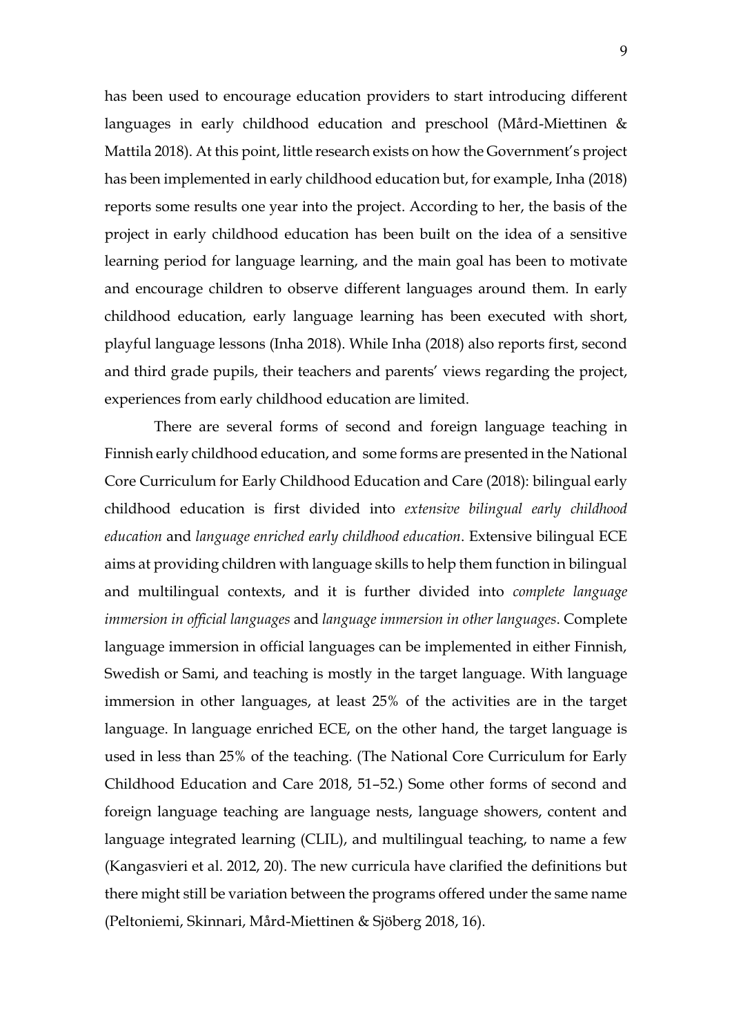has been used to encourage education providers to start introducing different languages in early childhood education and preschool (Mård-Miettinen & Mattila 2018). At this point, little research exists on how the Government's project has been implemented in early childhood education but, for example, Inha (2018) reports some results one year into the project. According to her, the basis of the project in early childhood education has been built on the idea of a sensitive learning period for language learning, and the main goal has been to motivate and encourage children to observe different languages around them. In early childhood education, early language learning has been executed with short, playful language lessons (Inha 2018). While Inha (2018) also reports first, second and third grade pupils, their teachers and parents' views regarding the project, experiences from early childhood education are limited.

There are several forms of second and foreign language teaching in Finnish early childhood education, and some forms are presented in the National Core Curriculum for Early Childhood Education and Care (2018): bilingual early childhood education is first divided into *extensive bilingual early childhood education* and *language enriched early childhood education*. Extensive bilingual ECE aims at providing children with language skills to help them function in bilingual and multilingual contexts, and it is further divided into *complete language immersion in official languages* and *language immersion in other languages*. Complete language immersion in official languages can be implemented in either Finnish, Swedish or Sami, and teaching is mostly in the target language. With language immersion in other languages, at least 25% of the activities are in the target language. In language enriched ECE, on the other hand, the target language is used in less than 25% of the teaching. (The National Core Curriculum for Early Childhood Education and Care 2018, 51–52.) Some other forms of second and foreign language teaching are language nests, language showers, content and language integrated learning (CLIL), and multilingual teaching, to name a few (Kangasvieri et al. 2012, 20). The new curricula have clarified the definitions but there might still be variation between the programs offered under the same name (Peltoniemi, Skinnari, Mård-Miettinen & Sjöberg 2018, 16).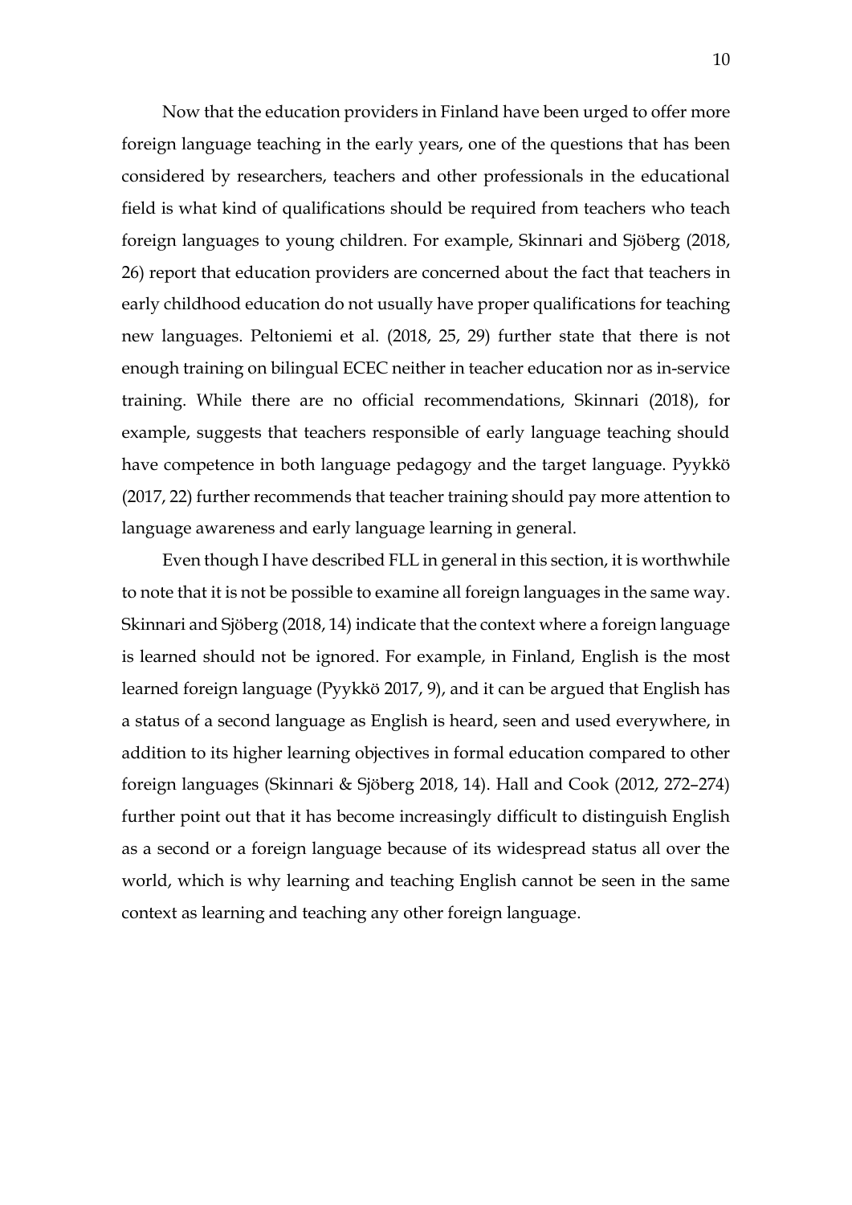Now that the education providers in Finland have been urged to offer more foreign language teaching in the early years, one of the questions that has been considered by researchers, teachers and other professionals in the educational field is what kind of qualifications should be required from teachers who teach foreign languages to young children. For example, Skinnari and Sjöberg (2018, 26) report that education providers are concerned about the fact that teachers in early childhood education do not usually have proper qualifications for teaching new languages. Peltoniemi et al. (2018, 25, 29) further state that there is not enough training on bilingual ECEC neither in teacher education nor as in-service training. While there are no official recommendations, Skinnari (2018), for example, suggests that teachers responsible of early language teaching should have competence in both language pedagogy and the target language. Pyykkö (2017, 22) further recommends that teacher training should pay more attention to language awareness and early language learning in general.

Even though I have described FLL in general in this section, it is worthwhile to note that it is not be possible to examine all foreign languages in the same way. Skinnari and Sjöberg (2018, 14) indicate that the context where a foreign language is learned should not be ignored. For example, in Finland, English is the most learned foreign language (Pyykkö 2017, 9), and it can be argued that English has a status of a second language as English is heard, seen and used everywhere, in addition to its higher learning objectives in formal education compared to other foreign languages (Skinnari & Sjöberg 2018, 14). Hall and Cook (2012, 272–274) further point out that it has become increasingly difficult to distinguish English as a second or a foreign language because of its widespread status all over the world, which is why learning and teaching English cannot be seen in the same context as learning and teaching any other foreign language.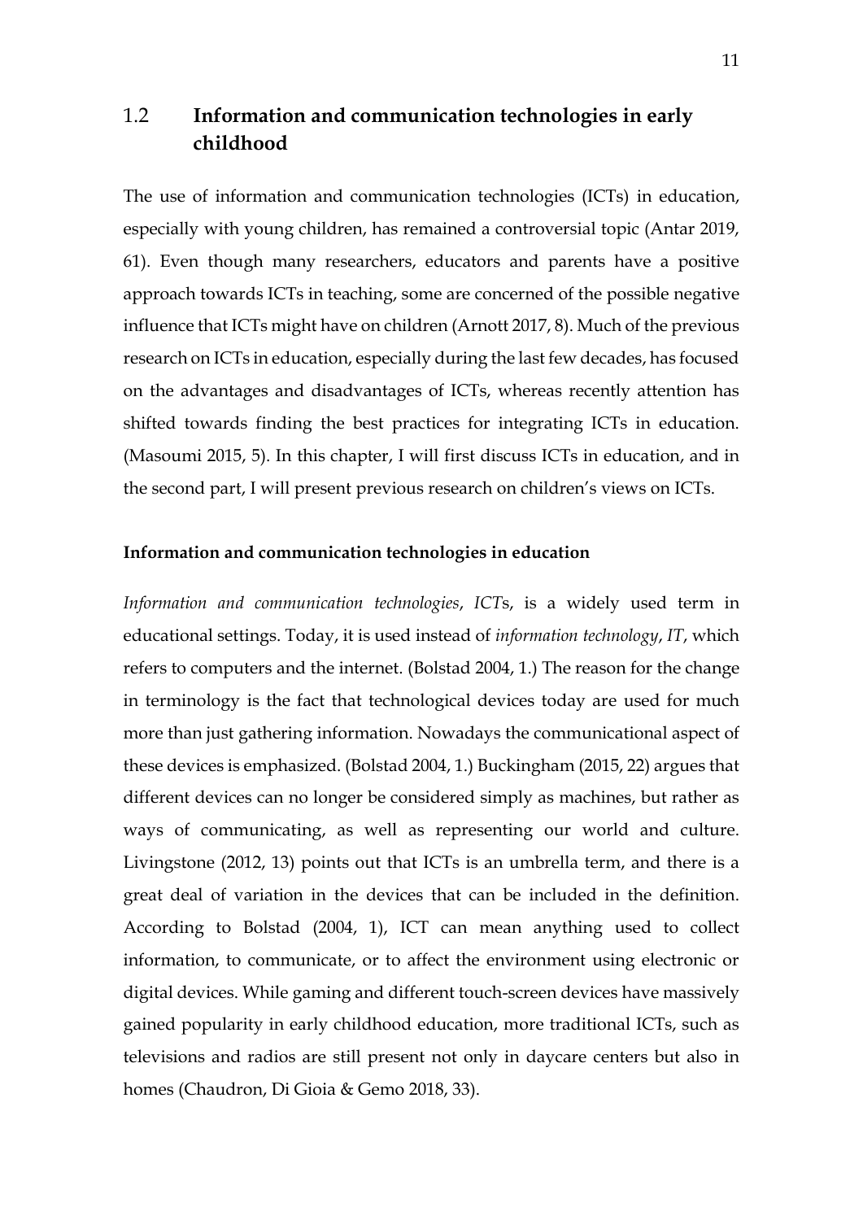## 1.2 Information and communication technologies in early childhood

The use of information and communication technologies (ICTs) in education, especially with young children, has remained a controversial topic (Antar 2019, 61). Even though many researchers, educators and parents have a positive approach towards ICTs in teaching, some are concerned of the possible negative influence that ICTs might have on children (Arnott 2017, 8). Much of the previous research on ICTs in education, especially during the last few decades, has focused on the advantages and disadvantages of ICTs, whereas recently attention has shifted towards finding the best practices for integrating ICTs in education. (Masoumi 2015, 5). In this chapter, I will first discuss ICTs in education, and in the second part, I will present previous research on children's views on ICTs.

**Information and communication technologies in education**

*Information and communication technologies*, *ICT*s, is a widely used term in educational settings. Today, it is used instead of *information technology*, *IT*, which refers to computers and the internet. (Bolstad 2004, 1.) The reason for the change in terminology is the fact that technological devices today are used for much more than just gathering information. Nowadays the communicational aspect of these devices is emphasized. (Bolstad 2004, 1.) Buckingham (2015, 22) argues that different devices can no longer be considered simply as machines, but rather as ways of communicating, as well as representing our world and culture. Livingstone (2012, 13) points out that ICTs is an umbrella term, and there is a great deal of variation in the devices that can be included in the definition. According to Bolstad (2004, 1), ICT can mean anything used to collect information, to communicate, or to affect the environment using electronic or digital devices. While gaming and different touch-screen devices have massively gained popularity in early childhood education, more traditional ICTs, such as televisions and radios are still present not only in daycare centers but also in homes (Chaudron, Di Gioia & Gemo 2018, 33).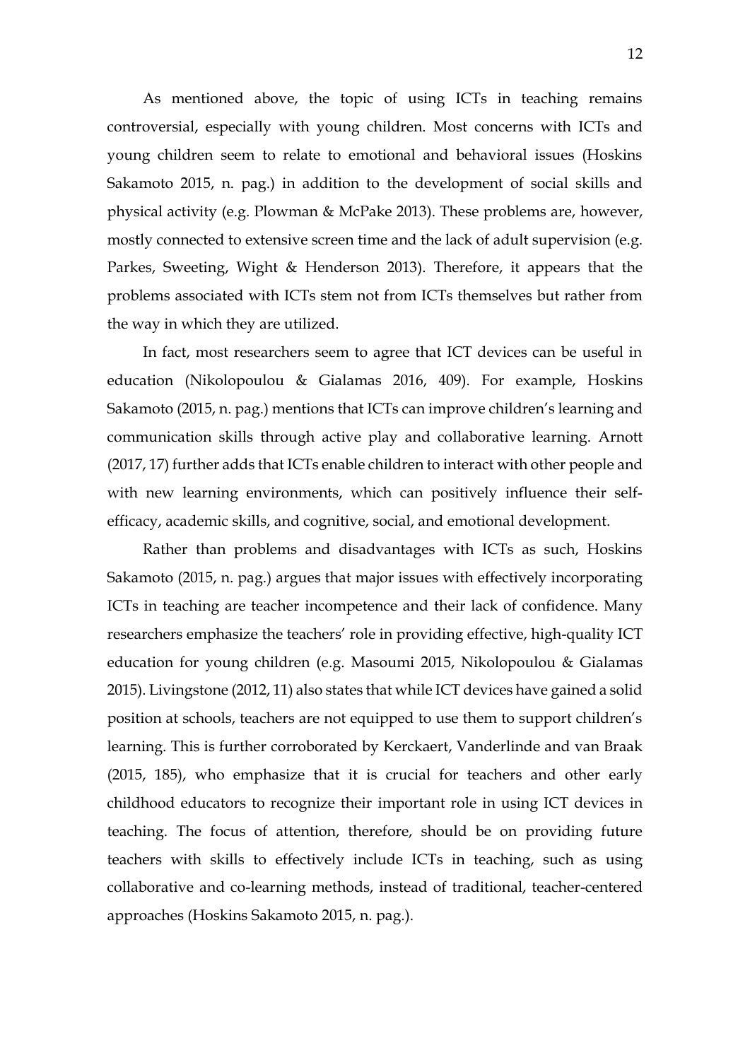As mentioned above, the topic of using ICTs in teaching remains controversial, especially with young children. Most concerns with ICTs and young children seem to relate to emotional and behavioral issues (Hoskins Sakamoto 2015, n. pag.) in addition to the development of social skills and physical activity (e.g. Plowman & McPake 2013). These problems are, however, mostly connected to extensive screen time and the lack of adult supervision (e.g. Parkes, Sweeting, Wight & Henderson 2013). Therefore, it appears that the problems associated with ICTs stem not from ICTs themselves but rather from the way in which they are utilized.

In fact, most researchers seem to agree that ICT devices can be useful in education (Nikolopoulou & Gialamas 2016, 409). For example, Hoskins Sakamoto (2015, n. pag.) mentions that ICTs can improve children's learning and communication skills through active play and collaborative learning. Arnott (2017, 17) further adds that ICTs enable children to interact with other people and with new learning environments, which can positively influence their self-efficacy, academic skills, and cognitive, social, and emotional development.

Rather than problems and disadvantages with ICTs as such, Hoskins Sakamoto (2015, n. pag.) argues that major issues with effectively incorporating ICTs in teaching are teacher incompetence and their lack of confidence. Many researchers emphasize the teachers' role in providing effective, high-quality ICT education for young children (e.g. Masoumi 2015, Nikolopoulou & Gialamas 2015). Livingstone (2012, 11) also states that while ICT devices have gained a solid position at schools, teachers are not equipped to use them to support children's learning. This is further corroborated by Kerckaert, Vanderlinde and van Braak (2015, 185), who emphasize that it is crucial for teachers and other early childhood educators to recognize their important role in using ICT devices in teaching. The focus of attention, therefore, should be on providing future teachers with skills to effectively include ICTs in teaching, such as using collaborative and co-learning methods, instead of traditional, teacher-centered approaches (Hoskins Sakamoto 2015, n. pag.).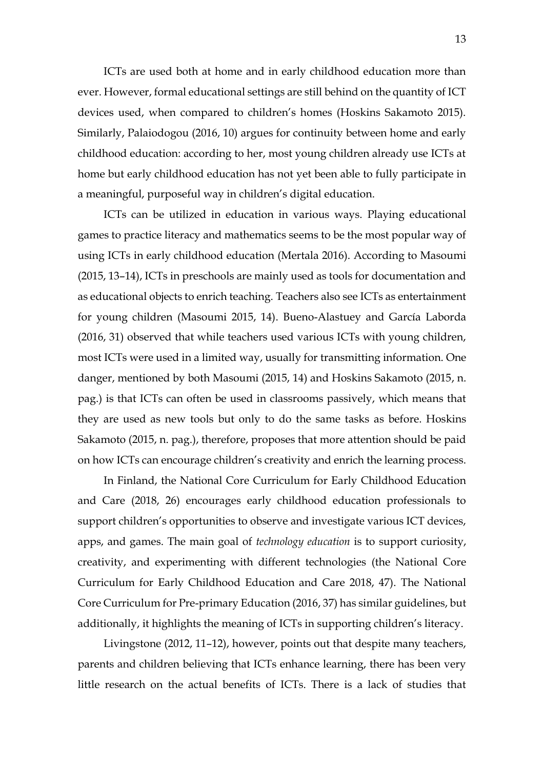ICTs are used both at home and in early childhood education more than ever. However, formal educational settings are still behind on the quantity of ICT devices used, when compared to children's homes (Hoskins Sakamoto 2015). Similarly, Palaiodogou (2016, 10) argues for continuity between home and early childhood education: according to her, most young children already use ICTs at home but early childhood education has not yet been able to fully participate in a meaningful, purposeful way in children's digital education.

ICTs can be utilized in education in various ways. Playing educational games to practice literacy and mathematics seems to be the most popular way of using ICTs in early childhood education (Mertala 2016). According to Masoumi (2015, 13–14), ICTs in preschools are mainly used as tools for documentation and as educational objects to enrich teaching. Teachers also see ICTs as entertainment for young children (Masoumi 2015, 14). Bueno-Alastuey and García Laborda (2016, 31) observed that while teachers used various ICTs with young children, most ICTs were used in a limited way, usually for transmitting information. One danger, mentioned by both Masoumi (2015, 14) and Hoskins Sakamoto (2015, n. pag.) is that ICTs can often be used in classrooms passively, which means that they are used as new tools but only to do the same tasks as before. Hoskins Sakamoto (2015, n. pag.), therefore, proposes that more attention should be paid on how ICTs can encourage children's creativity and enrich the learning process.

In Finland, the National Core Curriculum for Early Childhood Education and Care (2018, 26) encourages early childhood education professionals to support children's opportunities to observe and investigate various ICT devices, apps, and games. The main goal of *technology education* is to support curiosity, creativity, and experimenting with different technologies (the National Core Curriculum for Early Childhood Education and Care 2018, 47). The National Core Curriculum for Pre-primary Education (2016, 37) has similar guidelines, but additionally, it highlights the meaning of ICTs in supporting children's literacy.

Livingstone (2012, 11–12), however, points out that despite many teachers, parents and children believing that ICTs enhance learning, there has been very little research on the actual benefits of ICTs. There is a lack of studies that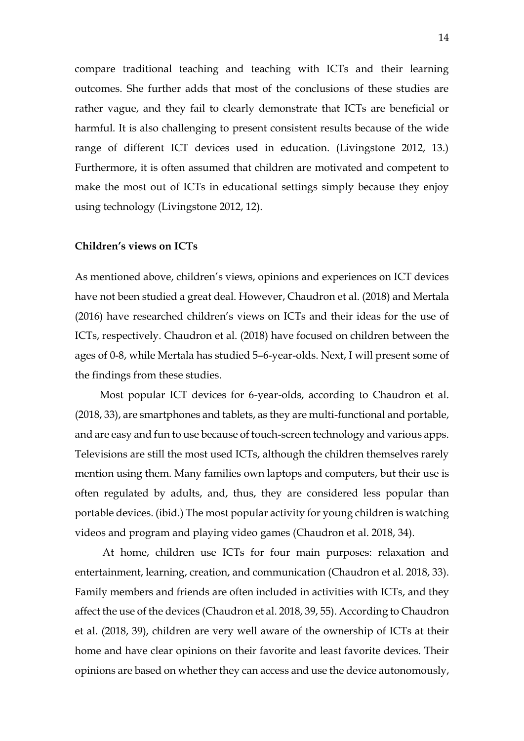compare traditional teaching and teaching with ICTs and their learning outcomes. She further adds that most of the conclusions of these studies are rather vague, and they fail to clearly demonstrate that ICTs are beneficial or harmful. It is also challenging to present consistent results because of the wide range of different ICT devices used in education. (Livingstone 2012, 13.) Furthermore, it is often assumed that children are motivated and competent to make the most out of ICTs in educational settings simply because they enjoy using technology (Livingstone 2012, 12).

### Children's views on ICTs

As mentioned above, children's views, opinions and experiences on ICT devices have not been studied a great deal. However, Chaudron et al. (2018) and Mertala (2016) have researched children's views on ICTs and their ideas for the use of ICTs, respectively. Chaudron et al. (2018) have focused on children between the ages of 0-8, while Mertala has studied 5–6-year-olds. Next, I will present some of the findings from these studies.

Most popular ICT devices for 6-year-olds, according to Chaudron et al. (2018, 33), are smartphones and tablets, as they are multi-functional and portable, and are easy and fun to use because of touch-screen technology and various apps. Televisions are still the most used ICTs, although the children themselves rarely mention using them. Many families own laptops and computers, but their use is often regulated by adults, and, thus, they are considered less popular than portable devices. (ibid.) The most popular activity for young children is watching videos and program and playing video games (Chaudron et al. 2018, 34).

At home, children use ICTs for four main purposes: relaxation and entertainment, learning, creation, and communication (Chaudron et al. 2018, 33). Family members and friends are often included in activities with ICTs, and they affect the use of the devices (Chaudron et al. 2018, 39, 55). According to Chaudron et al. (2018, 39), children are very well aware of the ownership of ICTs at their home and have clear opinions on their favorite and least favorite devices. Their opinions are based on whether they can access and use the device autonomously,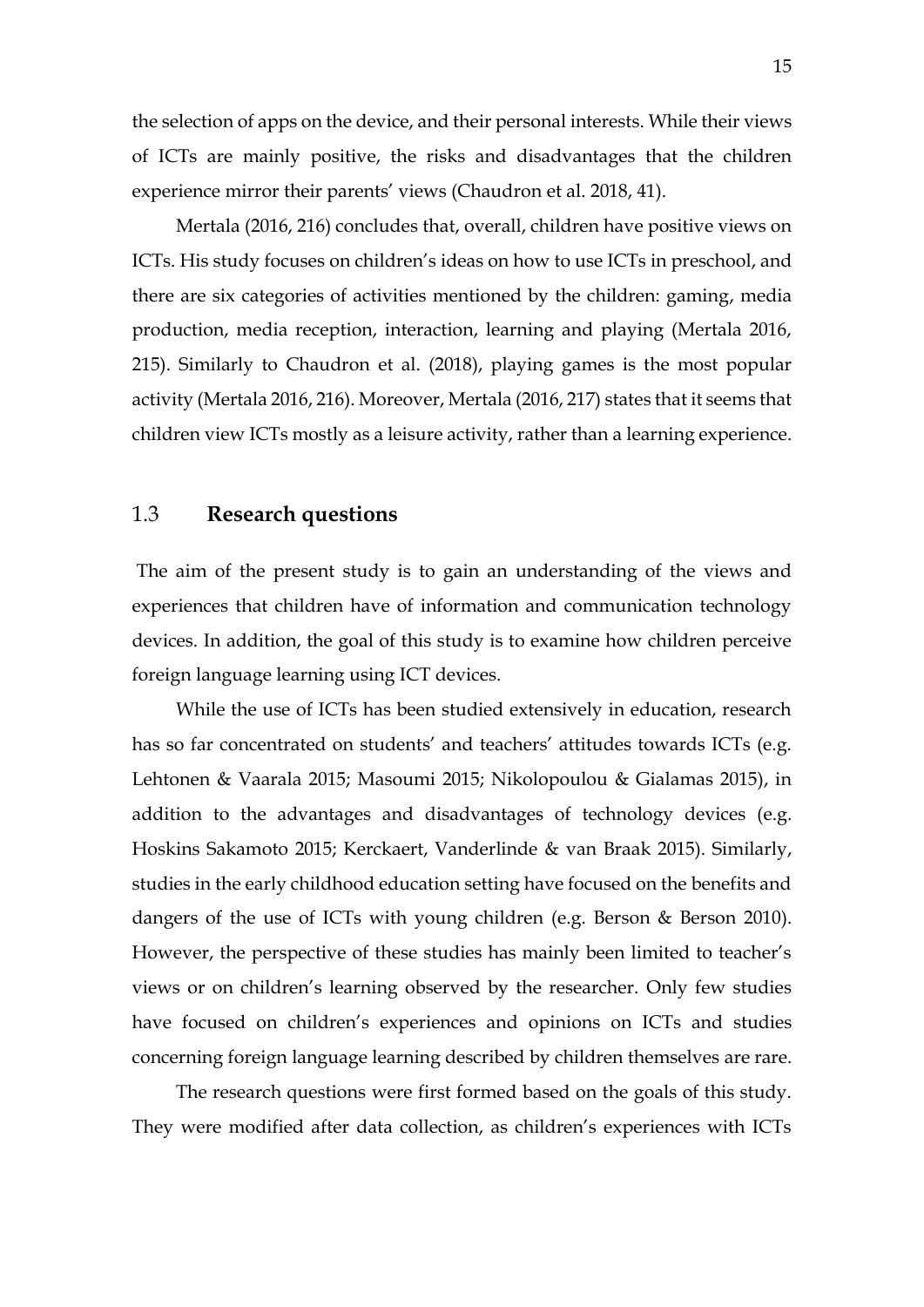the selection of apps on the device, and their personal interests. While their views of ICTs are mainly positive, the risks and disadvantages that the children experience mirror their parents' views (Chaudron et al. 2018, 41).

Mertala (2016, 216) concludes that, overall, children have positive views on ICTs. His study focuses on children's ideas on how to use ICTs in preschool, and there are six categories of activities mentioned by the children: gaming, media production, media reception, interaction, learning and playing (Mertala 2016, 215). Similarly to Chaudron et al. (2018), playing games is the most popular activity (Mertala 2016, 216). Moreover, Mertala (2016, 217) states that it seems that children view ICTs mostly as a leisure activity, rather than a learning experience.

## 1.3 **Research questions**

The aim of the present study is to gain an understanding of the views and experiences that children have of information and communication technology devices. In addition, the goal of this study is to examine how children perceive foreign language learning using ICT devices.

While the use of ICTs has been studied extensively in education, research has so far concentrated on students' and teachers' attitudes towards ICTs (e.g. Lehtonen & Vaarala 2015; Masoumi 2015; Nikolopoulou & Gialamas 2015), in addition to the advantages and disadvantages of technology devices (e.g. Hoskins Sakamoto 2015; Kerckaert, Vanderlinde & van Braak 2015). Similarly, studies in the early childhood education setting have focused on the benefits and dangers of the use of ICTs with young children (e.g. Berson & Berson 2010). However, the perspective of these studies has mainly been limited to teacher's views or on children's learning observed by the researcher. Only few studies have focused on children's experiences and opinions on ICTs and studies concerning foreign language learning described by children themselves are rare.

The research questions were first formed based on the goals of this study. They were modified after data collection, as children's experiences with ICTs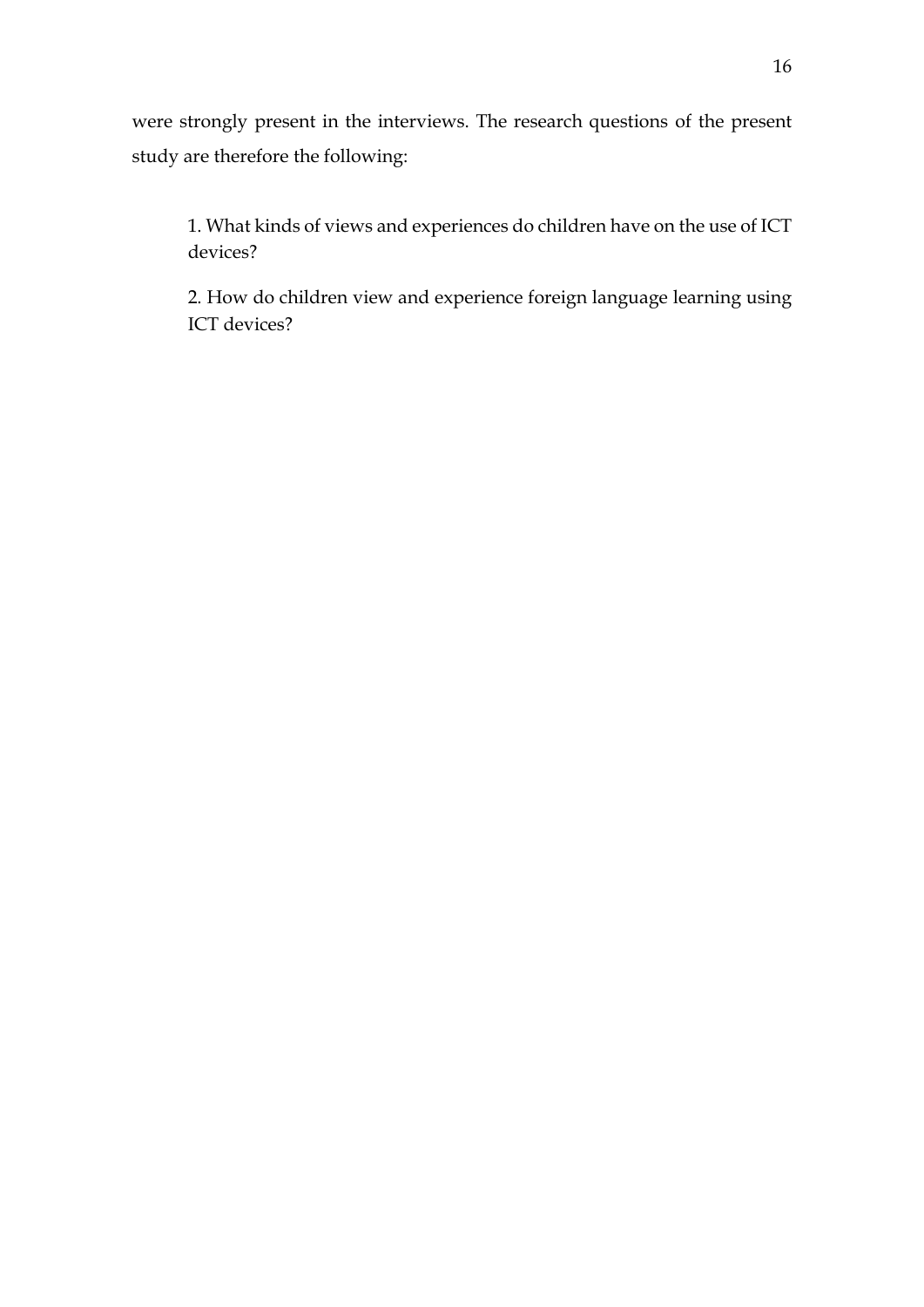were strongly present in the interviews. The research questions of the present study are therefore the following:

1. What kinds of views and experiences do children have on the use of ICT devices?

2. How do children view and experience foreign language learning using ICT devices?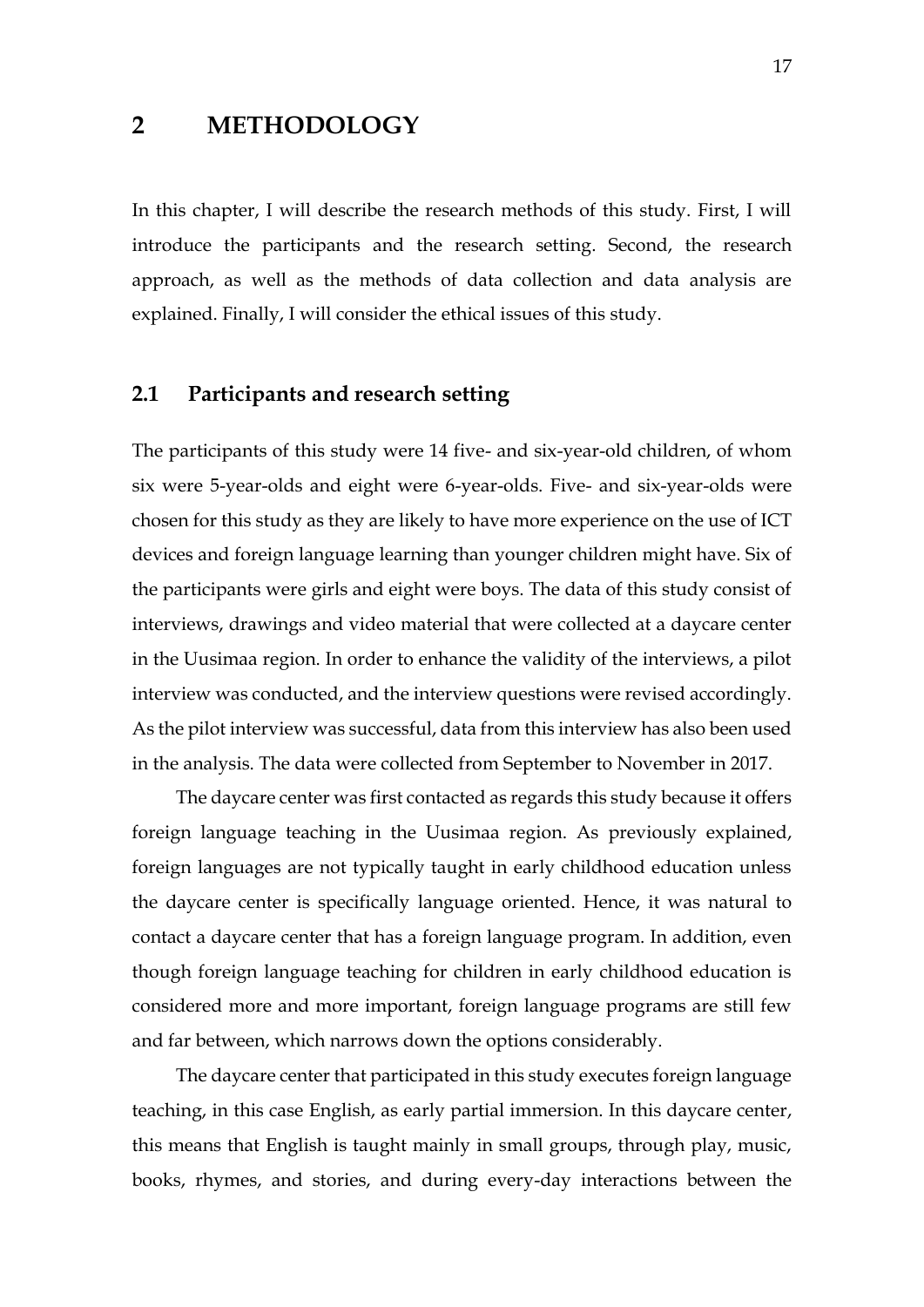# 2 METHODOLOGY

In this chapter, I will describe the research methods of this study. First, I will introduce the participants and the research setting. Second, the research approach, as well as the methods of data collection and data analysis are explained. Finally, I will consider the ethical issues of this study.

## 2.1 Participants and research setting

The participants of this study were 14 five- and six-year-old children, of whom six were 5-year-olds and eight were 6-year-olds. Five- and six-year-olds were chosen for this study as they are likely to have more experience on the use of ICT devices and foreign language learning than younger children might have. Six of the participants were girls and eight were boys. The data of this study consist of interviews, drawings and video material that were collected at a daycare center in the Uusimaa region. In order to enhance the validity of the interviews, a pilot interview was conducted, and the interview questions were revised accordingly. As the pilot interview was successful, data from this interview has also been used in the analysis. The data were collected from September to November in 2017.

The daycare center was first contacted as regards this study because it offers foreign language teaching in the Uusimaa region. As previously explained, foreign languages are not typically taught in early childhood education unless the daycare center is specifically language oriented. Hence, it was natural to contact a daycare center that has a foreign language program. In addition, even though foreign language teaching for children in early childhood education is considered more and more important, foreign language programs are still few and far between, which narrows down the options considerably.

The daycare center that participated in this study executes foreign language teaching, in this case English, as early partial immersion. In this daycare center, this means that English is taught mainly in small groups, through play, music, books, rhymes, and stories, and during every-day interactions between the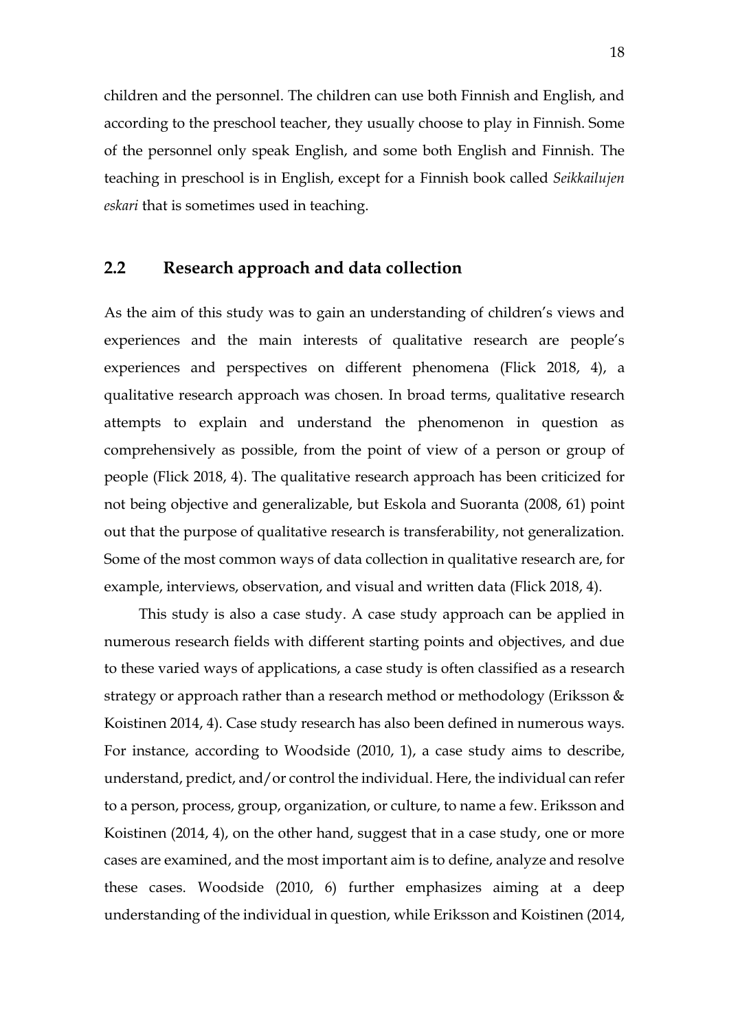children and the personnel. The children can use both Finnish and English, and according to the preschool teacher, they usually choose to play in Finnish. Some of the personnel only speak English, and some both English and Finnish. The teaching in preschool is in English, except for a Finnish book called *Seikkailujen eskari* that is sometimes used in teaching.

## 2.2 Research approach and data collection

As the aim of this study was to gain an understanding of children's views and experiences and the main interests of qualitative research are people's experiences and perspectives on different phenomena (Flick 2018, 4), a qualitative research approach was chosen. In broad terms, qualitative research attempts to explain and understand the phenomenon in question as comprehensively as possible, from the point of view of a person or group of people (Flick 2018, 4). The qualitative research approach has been criticized for not being objective and generalizable, but Eskola and Suoranta (2008, 61) point out that the purpose of qualitative research is transferability, not generalization. Some of the most common ways of data collection in qualitative research are, for example, interviews, observation, and visual and written data (Flick 2018, 4).

This study is also a case study. A case study approach can be applied in numerous research fields with different starting points and objectives, and due to these varied ways of applications, a case study is often classified as a research strategy or approach rather than a research method or methodology (Eriksson & Koistinen 2014, 4). Case study research has also been defined in numerous ways. For instance, according to Woodside (2010, 1), a case study aims to describe, understand, predict, and/or control the individual. Here, the individual can refer to a person, process, group, organization, or culture, to name a few. Eriksson and Koistinen (2014, 4), on the other hand, suggest that in a case study, one or more cases are examined, and the most important aim is to define, analyze and resolve these cases. Woodside (2010, 6) further emphasizes aiming at a deep understanding of the individual in question, while Eriksson and Koistinen (2014,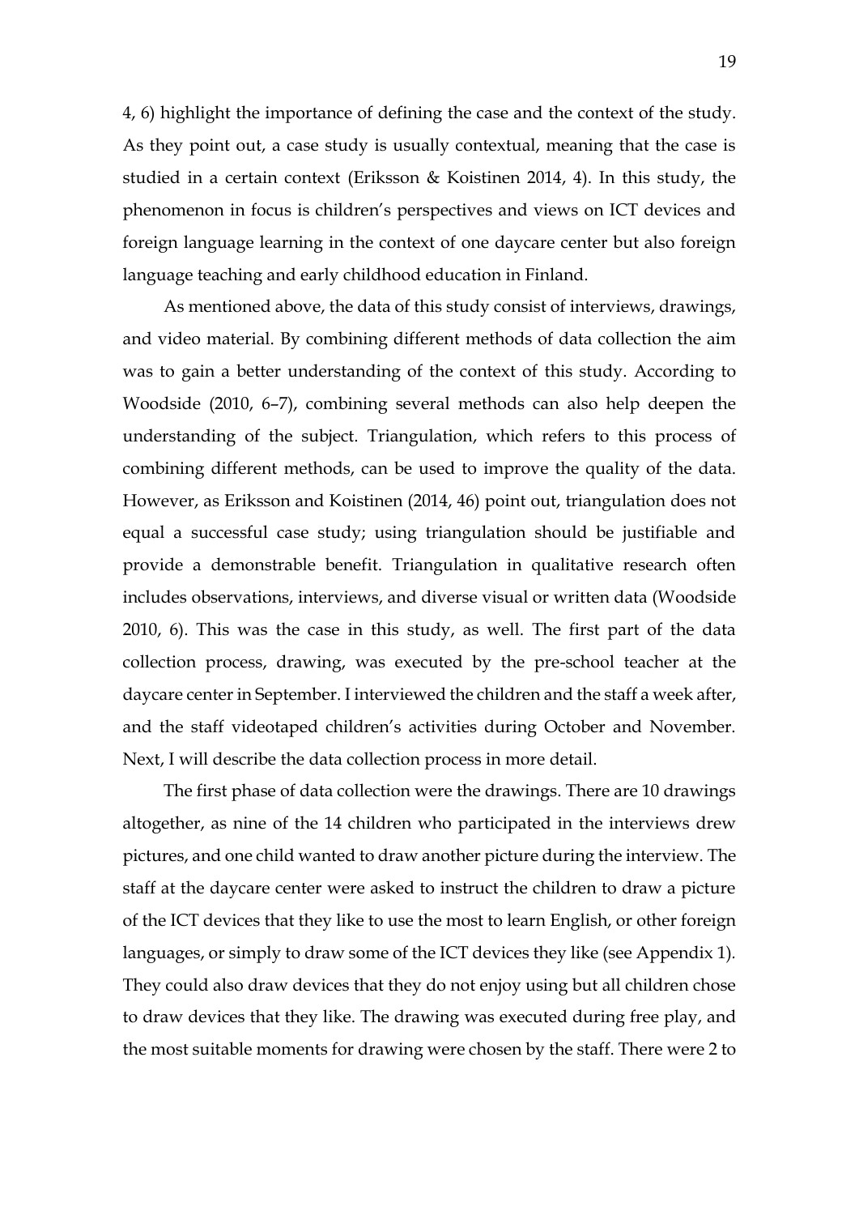4, 6) highlight the importance of defining the case and the context of the study. As they point out, a case study is usually contextual, meaning that the case is studied in a certain context (Eriksson & Koistinen 2014, 4). In this study, the phenomenon in focus is children's perspectives and views on ICT devices and foreign language learning in the context of one daycare center but also foreign language teaching and early childhood education in Finland.

As mentioned above, the data of this study consist of interviews, drawings, and video material. By combining different methods of data collection the aim was to gain a better understanding of the context of this study. According to Woodside (2010, 6–7), combining several methods can also help deepen the understanding of the subject. Triangulation, which refers to this process of combining different methods, can be used to improve the quality of the data. However, as Eriksson and Koistinen (2014, 46) point out, triangulation does not equal a successful case study; using triangulation should be justifiable and provide a demonstrable benefit. Triangulation in qualitative research often includes observations, interviews, and diverse visual or written data (Woodside 2010, 6). This was the case in this study, as well. The first part of the data collection process, drawing, was executed by the pre-school teacher at the daycare center in September. I interviewed the children and the staff a week after, and the staff videotaped children's activities during October and November. Next, I will describe the data collection process in more detail.

The first phase of data collection were the drawings. There are 10 drawings altogether, as nine of the 14 children who participated in the interviews drew pictures, and one child wanted to draw another picture during the interview. The staff at the daycare center were asked to instruct the children to draw a picture of the ICT devices that they like to use the most to learn English, or other foreign languages, or simply to draw some of the ICT devices they like (see Appendix 1). They could also draw devices that they do not enjoy using but all children chose to draw devices that they like. The drawing was executed during free play, and the most suitable moments for drawing were chosen by the staff. There were 2 to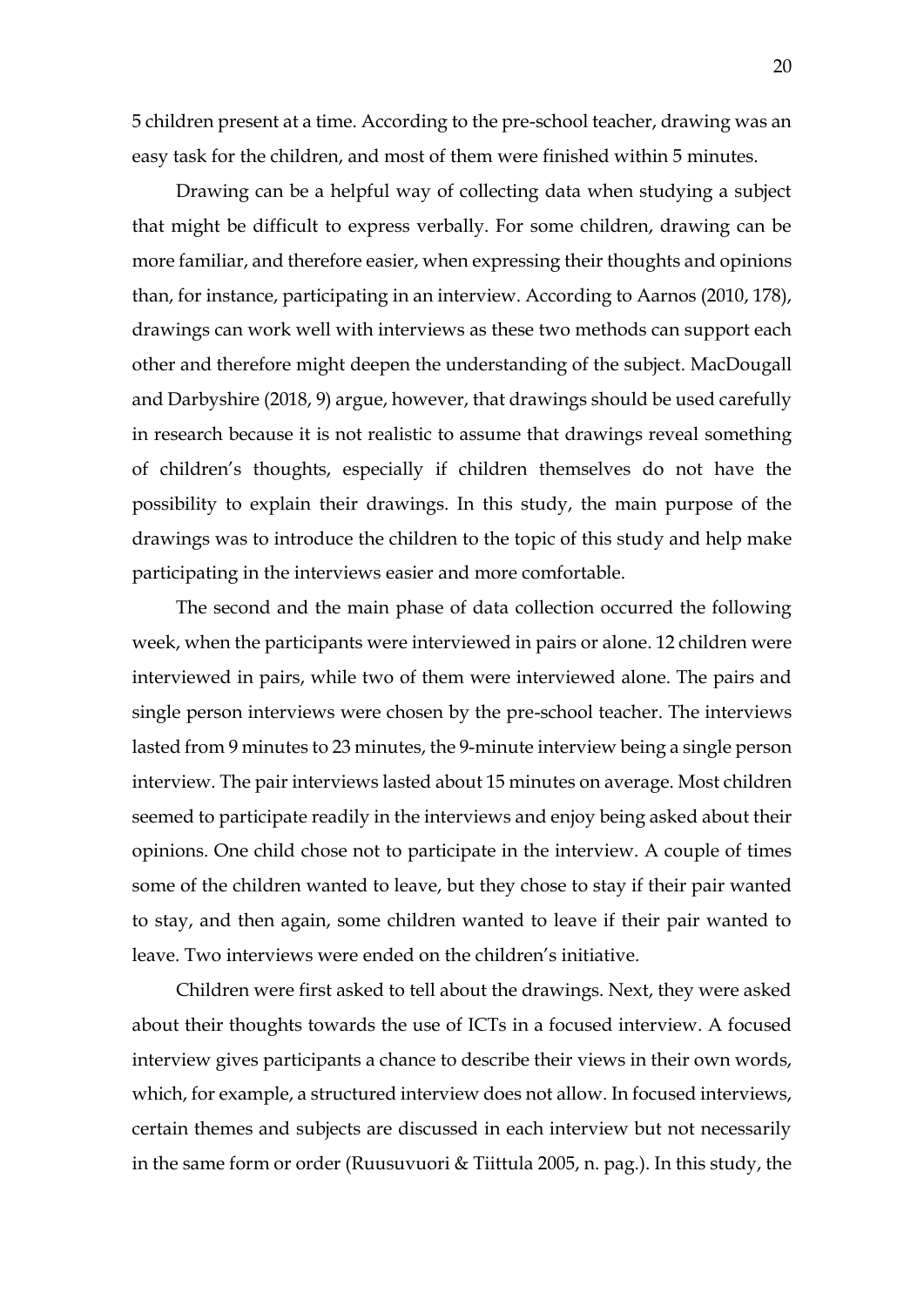5 children present at a time. According to the pre-school teacher, drawing was an easy task for the children, and most of them were finished within 5 minutes.

Drawing can be a helpful way of collecting data when studying a subject that might be difficult to express verbally. For some children, drawing can be more familiar, and therefore easier, when expressing their thoughts and opinions than, for instance, participating in an interview. According to Aarnos (2010, 178), drawings can work well with interviews as these two methods can support each other and therefore might deepen the understanding of the subject. MacDougall and Darbyshire (2018, 9) argue, however, that drawings should be used carefully in research because it is not realistic to assume that drawings reveal something of children's thoughts, especially if children themselves do not have the possibility to explain their drawings. In this study, the main purpose of the drawings was to introduce the children to the topic of this study and help make participating in the interviews easier and more comfortable.

The second and the main phase of data collection occurred the following week, when the participants were interviewed in pairs or alone. 12 children were interviewed in pairs, while two of them were interviewed alone. The pairs and single person interviews were chosen by the pre-school teacher. The interviews lasted from 9 minutes to 23 minutes, the 9-minute interview being a single person interview. The pair interviews lasted about 15 minutes on average. Most children seemed to participate readily in the interviews and enjoy being asked about their opinions. One child chose not to participate in the interview. A couple of times some of the children wanted to leave, but they chose to stay if their pair wanted to stay, and then again, some children wanted to leave if their pair wanted to leave. Two interviews were ended on the children's initiative.

Children were first asked to tell about the drawings. Next, they were asked about their thoughts towards the use of ICTs in a focused interview. A focused interview gives participants a chance to describe their views in their own words, which, for example, a structured interview does not allow. In focused interviews, certain themes and subjects are discussed in each interview but not necessarily in the same form or order (Ruusuvuori & Tiittula 2005, n. pag.). In this study, the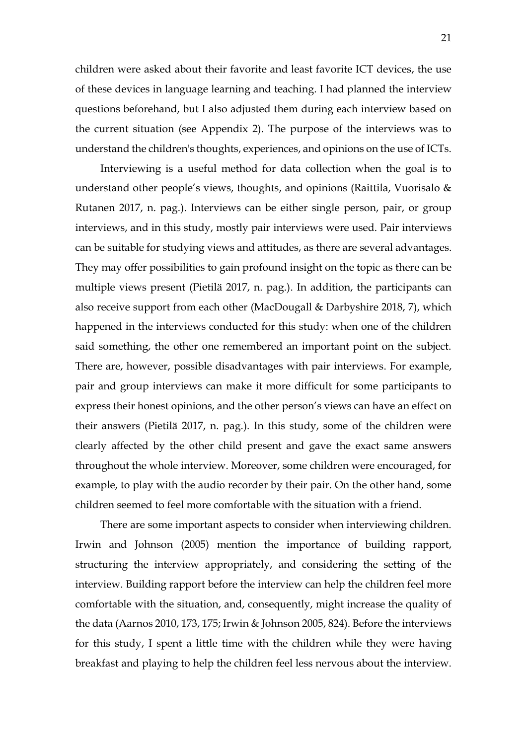children were asked about their favorite and least favorite ICT devices, the use of these devices in language learning and teaching. I had planned the interview questions beforehand, but I also adjusted them during each interview based on the current situation (see Appendix 2). The purpose of the interviews was to understand the children's thoughts, experiences, and opinions on the use of ICTs.

Interviewing is a useful method for data collection when the goal is to understand other people's views, thoughts, and opinions (Raittila, Vuorisalo & Rutanen 2017, n. pag.). Interviews can be either single person, pair, or group interviews, and in this study, mostly pair interviews were used. Pair interviews can be suitable for studying views and attitudes, as there are several advantages. They may offer possibilities to gain profound insight on the topic as there can be multiple views present (Pietilä 2017, n. pag.). In addition, the participants can also receive support from each other (MacDougall & Darbyshire 2018, 7), which happened in the interviews conducted for this study: when one of the children said something, the other one remembered an important point on the subject. There are, however, possible disadvantages with pair interviews. For example, pair and group interviews can make it more difficult for some participants to express their honest opinions, and the other person's views can have an effect on their answers (Pietilä 2017, n. pag.). In this study, some of the children were clearly affected by the other child present and gave the exact same answers throughout the whole interview. Moreover, some children were encouraged, for example, to play with the audio recorder by their pair. On the other hand, some children seemed to feel more comfortable with the situation with a friend.

There are some important aspects to consider when interviewing children. Irwin and Johnson (2005) mention the importance of building rapport, structuring the interview appropriately, and considering the setting of the interview. Building rapport before the interview can help the children feel more comfortable with the situation, and, consequently, might increase the quality of the data (Aarnos 2010, 173, 175; Irwin & Johnson 2005, 824). Before the interviews for this study, I spent a little time with the children while they were having breakfast and playing to help the children feel less nervous about the interview.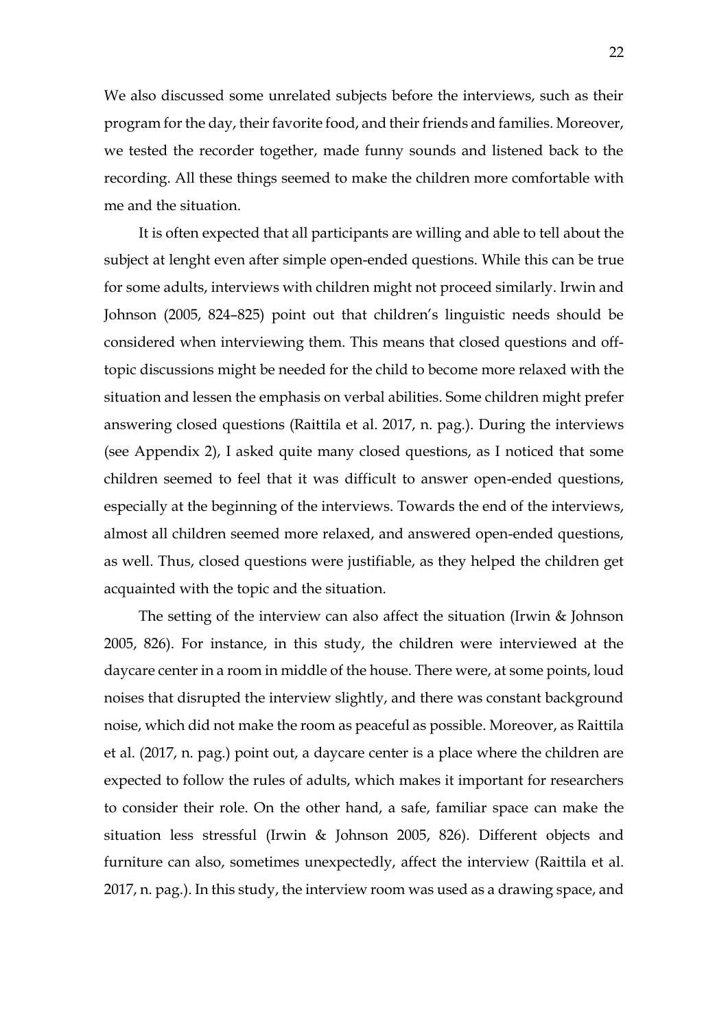We also discussed some unrelated subjects before the interviews, such as their program for the day, their favorite food, and their friends and families. Moreover, we tested the recorder together, made funny sounds and listened back to the recording. All these things seemed to make the children more comfortable with me and the situation.

It is often expected that all participants are willing and able to tell about the subject at lenght even after simple open-ended questions. While this can be true for some adults, interviews with children might not proceed similarly. Irwin and Johnson (2005, 824–825) point out that children's linguistic needs should be considered when interviewing them. This means that closed questions and off-topic discussions might be needed for the child to become more relaxed with the situation and lessen the emphasis on verbal abilities. Some children might prefer answering closed questions (Raittila et al. 2017, n. pag.). During the interviews (see Appendix 2), I asked quite many closed questions, as I noticed that some children seemed to feel that it was difficult to answer open-ended questions, especially at the beginning of the interviews. Towards the end of the interviews, almost all children seemed more relaxed, and answered open-ended questions, as well. Thus, closed questions were justifiable, as they helped the children get acquainted with the topic and the situation.

The setting of the interview can also affect the situation (Irwin & Johnson 2005, 826). For instance, in this study, the children were interviewed at the daycare center in a room in middle of the house. There were, at some points, loud noises that disrupted the interview slightly, and there was constant background noise, which did not make the room as peaceful as possible. Moreover, as Raittila et al. (2017, n. pag.) point out, a daycare center is a place where the children are expected to follow the rules of adults, which makes it important for researchers to consider their role. On the other hand, a safe, familiar space can make the situation less stressful (Irwin & Johnson 2005, 826). Different objects and furniture can also, sometimes unexpectedly, affect the interview (Raittila et al. 2017, n. pag.). In this study, the interview room was used as a drawing space, and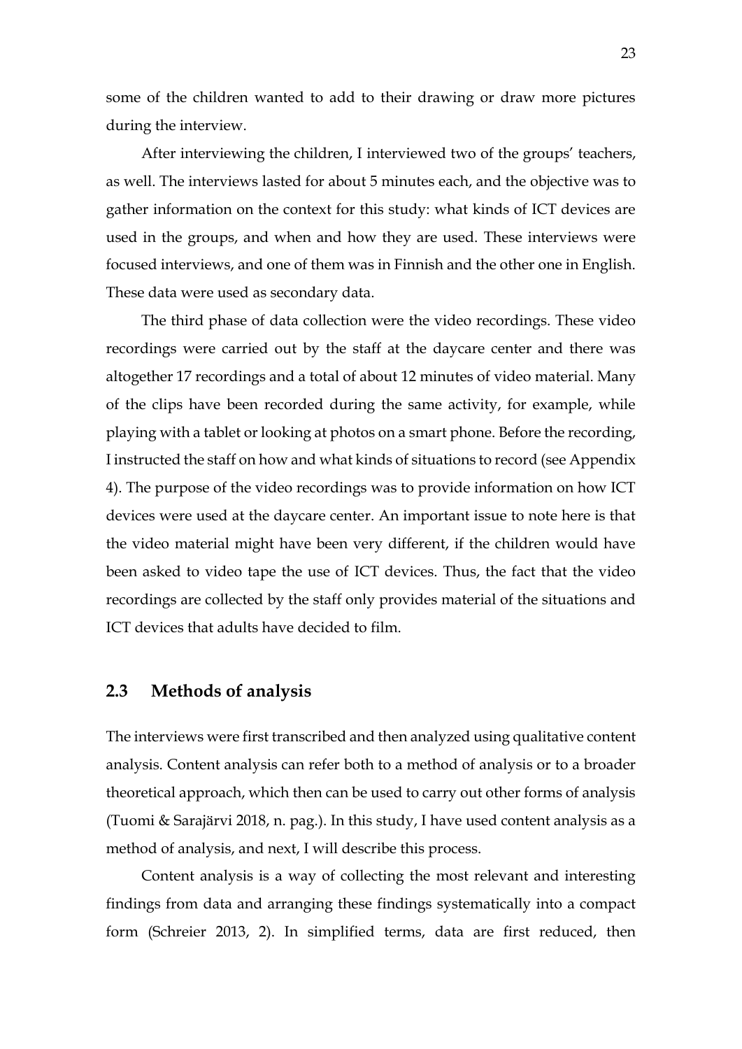some of the children wanted to add to their drawing or draw more pictures during the interview.

After interviewing the children, I interviewed two of the groups' teachers, as well. The interviews lasted for about 5 minutes each, and the objective was to gather information on the context for this study: what kinds of ICT devices are used in the groups, and when and how they are used. These interviews were focused interviews, and one of them was in Finnish and the other one in English. These data were used as secondary data.

The third phase of data collection were the video recordings. These video recordings were carried out by the staff at the daycare center and there was altogether 17 recordings and a total of about 12 minutes of video material. Many of the clips have been recorded during the same activity, for example, while playing with a tablet or looking at photos on a smart phone. Before the recording, I instructed the staff on how and what kinds of situations to record (see Appendix 4). The purpose of the video recordings was to provide information on how ICT devices were used at the daycare center. An important issue to note here is that the video material might have been very different, if the children would have been asked to video tape the use of ICT devices. Thus, the fact that the video recordings are collected by the staff only provides material of the situations and ICT devices that adults have decided to film.

## 2.3 Methods of analysis

The interviews were first transcribed and then analyzed using qualitative content analysis. Content analysis can refer both to a method of analysis or to a broader theoretical approach, which then can be used to carry out other forms of analysis (Tuomi & Sarajärvi 2018, n. pag.). In this study, I have used content analysis as a method of analysis, and next, I will describe this process.

Content analysis is a way of collecting the most relevant and interesting findings from data and arranging these findings systematically into a compact form (Schreier 2013, 2). In simplified terms, data are first reduced, then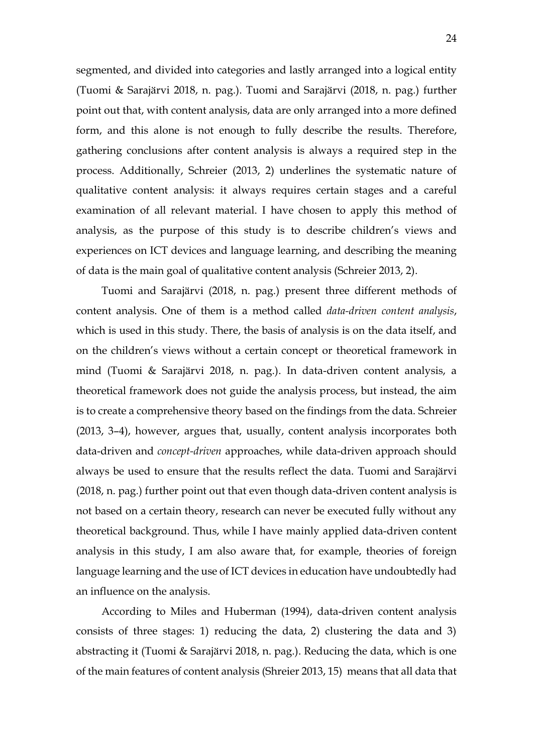segmented, and divided into categories and lastly arranged into a logical entity (Tuomi & Sarajärvi 2018, n. pag.). Tuomi and Sarajärvi (2018, n. pag.) further point out that, with content analysis, data are only arranged into a more defined form, and this alone is not enough to fully describe the results. Therefore, gathering conclusions after content analysis is always a required step in the process. Additionally, Schreier (2013, 2) underlines the systematic nature of qualitative content analysis: it always requires certain stages and a careful examination of all relevant material. I have chosen to apply this method of analysis, as the purpose of this study is to describe children's views and experiences on ICT devices and language learning, and describing the meaning of data is the main goal of qualitative content analysis (Schreier 2013, 2).

Tuomi and Sarajärvi (2018, n. pag.) present three different methods of content analysis. One of them is a method called *data-driven content analysis*, which is used in this study. There, the basis of analysis is on the data itself, and on the children's views without a certain concept or theoretical framework in mind (Tuomi & Sarajärvi 2018, n. pag.). In data-driven content analysis, a theoretical framework does not guide the analysis process, but instead, the aim is to create a comprehensive theory based on the findings from the data. Schreier (2013, 3–4), however, argues that, usually, content analysis incorporates both data-driven and *concept-driven* approaches, while data-driven approach should always be used to ensure that the results reflect the data. Tuomi and Sarajärvi (2018, n. pag.) further point out that even though data-driven content analysis is not based on a certain theory, research can never be executed fully without any theoretical background. Thus, while I have mainly applied data-driven content analysis in this study, I am also aware that, for example, theories of foreign language learning and the use of ICT devices in education have undoubtedly had an influence on the analysis.

According to Miles and Huberman (1994), data-driven content analysis consists of three stages: 1) reducing the data, 2) clustering the data and 3) abstracting it (Tuomi & Sarajärvi 2018, n. pag.). Reducing the data, which is one of the main features of content analysis (Shreier 2013, 15) means that all data that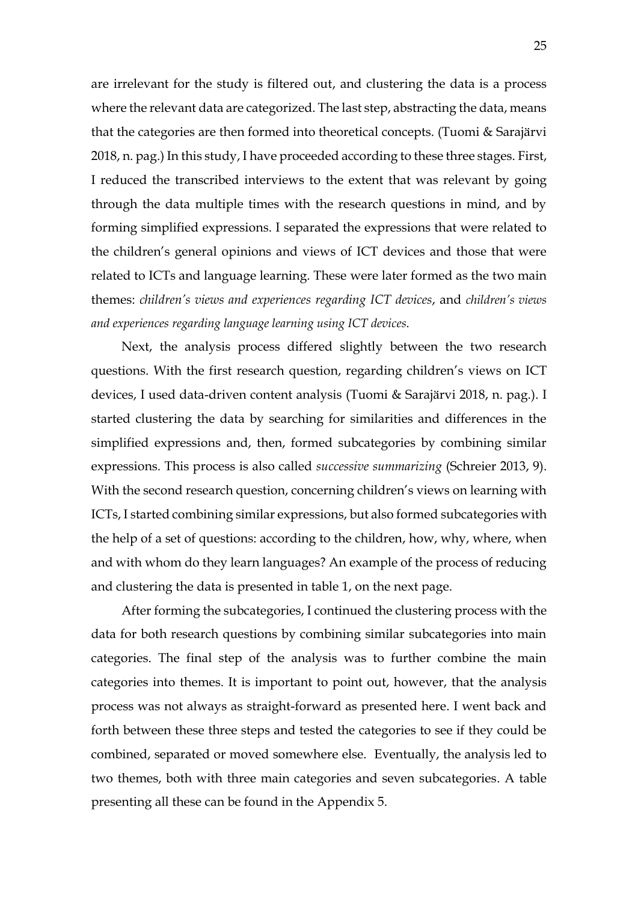are irrelevant for the study is filtered out, and clustering the data is a process where the relevant data are categorized. The last step, abstracting the data, means that the categories are then formed into theoretical concepts. (Tuomi & Sarajärvi 2018, n. pag.) In this study, I have proceeded according to these three stages. First, I reduced the transcribed interviews to the extent that was relevant by going through the data multiple times with the research questions in mind, and by forming simplified expressions. I separated the expressions that were related to the children's general opinions and views of ICT devices and those that were related to ICTs and language learning. These were later formed as the two main themes: *children's views and experiences regarding ICT devices*, and *children's views and experiences regarding language learning using ICT devices.*

Next, the analysis process differed slightly between the two research questions. With the first research question, regarding children's views on ICT devices, I used data-driven content analysis (Tuomi & Sarajärvi 2018, n. pag.). I started clustering the data by searching for similarities and differences in the simplified expressions and, then, formed subcategories by combining similar expressions. This process is also called *successive summarizing* (Schreier 2013, 9). With the second research question, concerning children's views on learning with ICTs, I started combining similar expressions, but also formed subcategories with the help of a set of questions: according to the children, how, why, where, when and with whom do they learn languages? An example of the process of reducing and clustering the data is presented in table 1, on the next page.

After forming the subcategories, I continued the clustering process with the data for both research questions by combining similar subcategories into main categories. The final step of the analysis was to further combine the main categories into themes. It is important to point out, however, that the analysis process was not always as straight-forward as presented here. I went back and forth between these three steps and tested the categories to see if they could be combined, separated or moved somewhere else. Eventually, the analysis led to two themes, both with three main categories and seven subcategories. A table presenting all these can be found in the Appendix 5.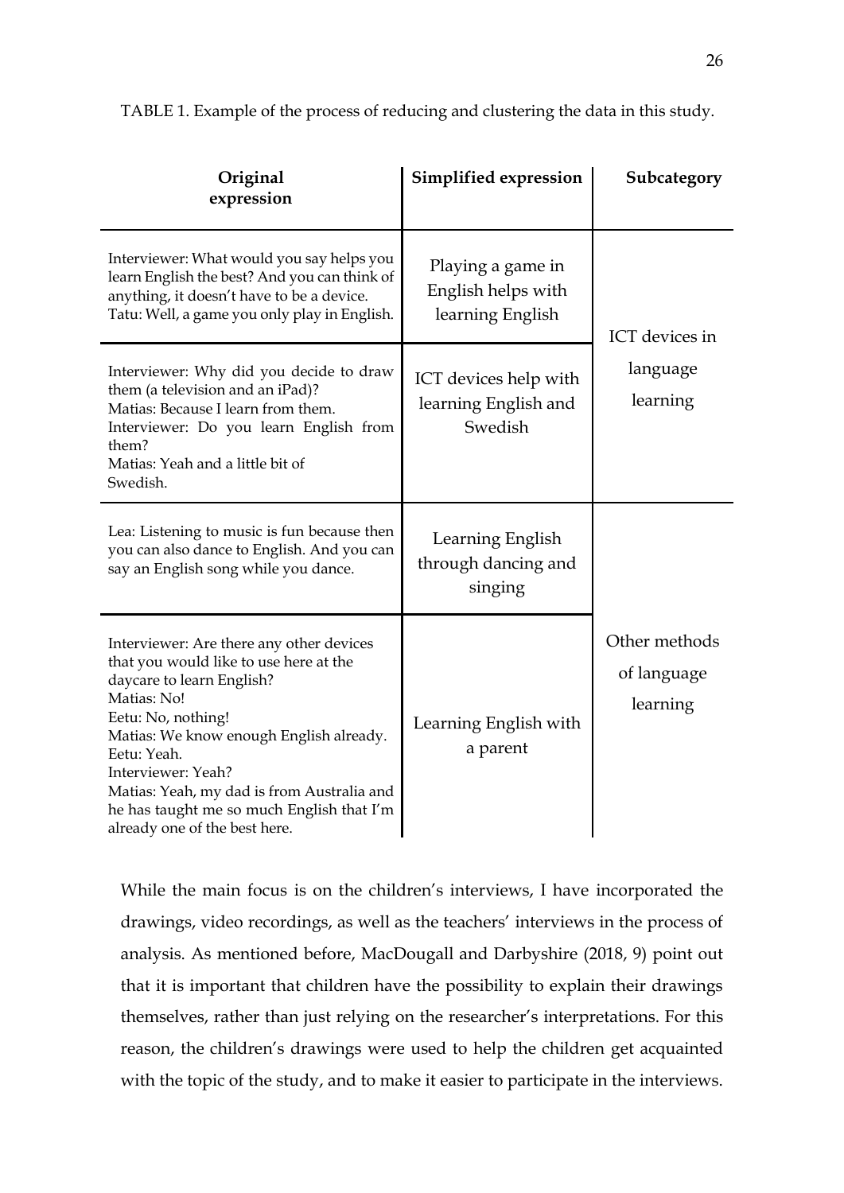TABLE 1. Example of the process of reducing and clustering the data in this study.

| Original expression | Simplified expression | Subcategory |
|---|---|---|
| Interviewer: What would you say helps you learn English the best? And you can think of anything, it doesn't have to be a device. Tatu: Well, a game you only play in English. | Playing a game in English helps with learning English | ICT devices in language learning |
| Interviewer: Why did you decide to draw them (a television and an iPad)? Matias: Because I learn from them. Interviewer: Do you learn English from them? Matias: Yeah and a little bit of Swedish. | ICT devices help with learning English and Swedish | |
| Lea: Listening to music is fun because then you can also dance to English. And you can say an English song while you dance. | Learning English through dancing and singing | Other methods of language learning |
| Interviewer: Are there any other devices that you would like to use here at the daycare to learn English? Matias: No! Eetu: No, nothing! Matias: We know enough English already. Eetu: Yeah. Interviewer: Yeah? Matias: Yeah, my dad is from Australia and he has taught me so much English that I'm already one of the best here. | Learning English with a parent | |

While the main focus is on the children's interviews, I have incorporated the drawings, video recordings, as well as the teachers' interviews in the process of analysis. As mentioned before, MacDougall and Darbyshire (2018, 9) point out that it is important that children have the possibility to explain their drawings themselves, rather than just relying on the researcher's interpretations. For this reason, the children's drawings were used to help the children get acquainted with the topic of the study, and to make it easier to participate in the interviews.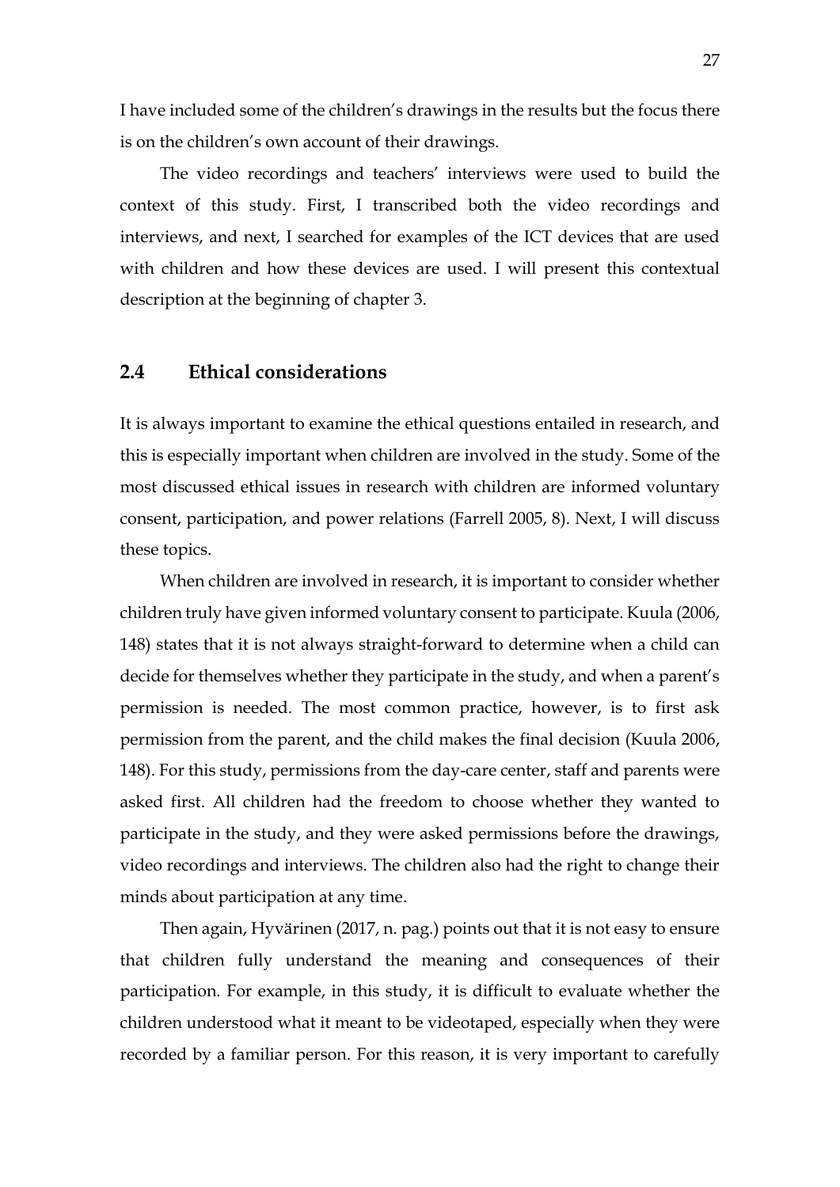I have included some of the children's drawings in the results but the focus there is on the children's own account of their drawings.

The video recordings and teachers' interviews were used to build the context of this study. First, I transcribed both the video recordings and interviews, and next, I searched for examples of the ICT devices that are used with children and how these devices are used. I will present this contextual description at the beginning of chapter 3.

## 2.4 Ethical considerations

It is always important to examine the ethical questions entailed in research, and this is especially important when children are involved in the study. Some of the most discussed ethical issues in research with children are informed voluntary consent, participation, and power relations (Farrell 2005, 8). Next, I will discuss these topics.

When children are involved in research, it is important to consider whether children truly have given informed voluntary consent to participate. Kuula (2006, 148) states that it is not always straight-forward to determine when a child can decide for themselves whether they participate in the study, and when a parent's permission is needed. The most common practice, however, is to first ask permission from the parent, and the child makes the final decision (Kuula 2006, 148). For this study, permissions from the day-care center, staff and parents were asked first. All children had the freedom to choose whether they wanted to participate in the study, and they were asked permissions before the drawings, video recordings and interviews. The children also had the right to change their minds about participation at any time.

Then again, Hyvärinen (2017, n. pag.) points out that it is not easy to ensure that children fully understand the meaning and consequences of their participation. For example, in this study, it is difficult to evaluate whether the children understood what it meant to be videotaped, especially when they were recorded by a familiar person. For this reason, it is very important to carefully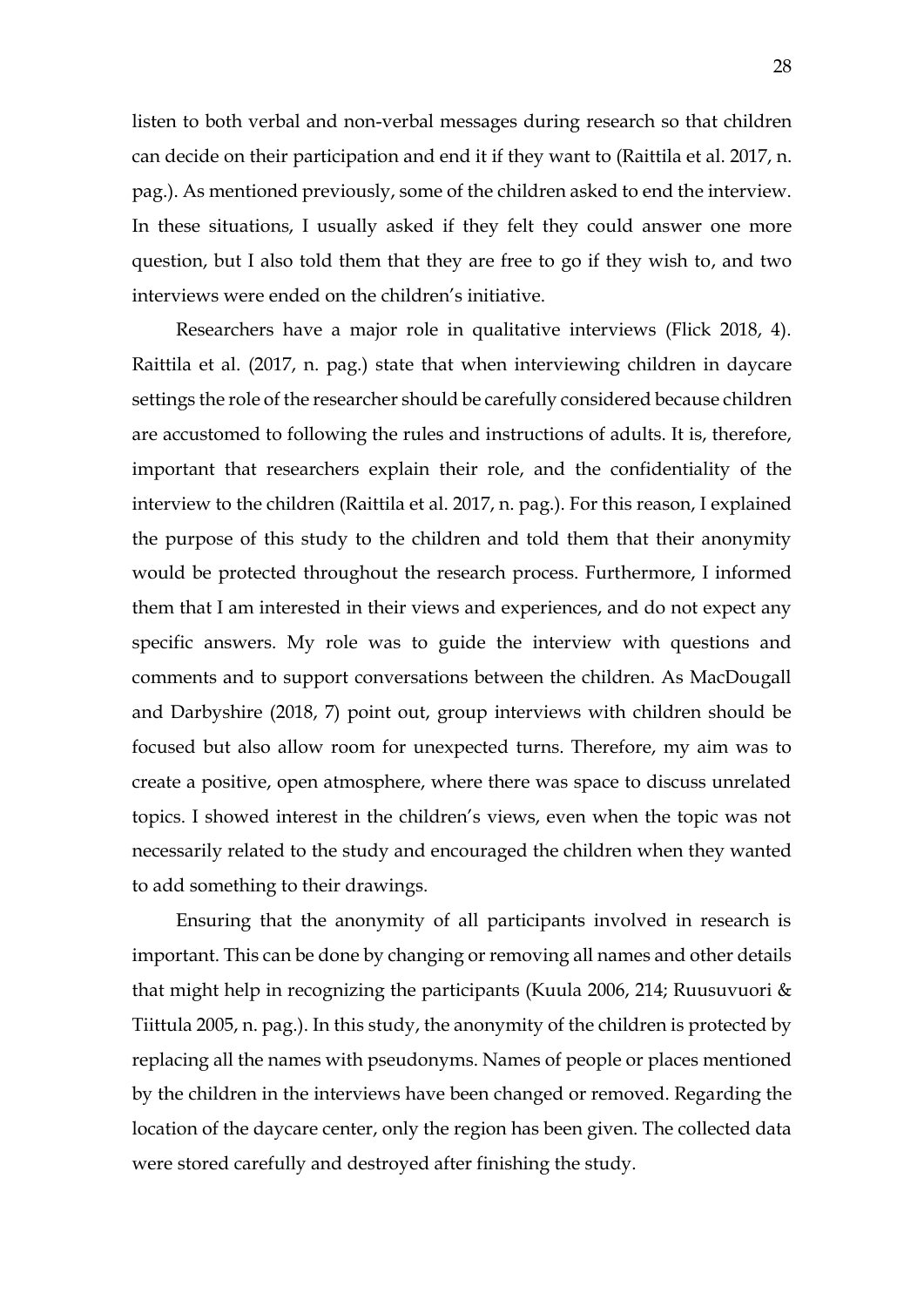listen to both verbal and non-verbal messages during research so that children can decide on their participation and end it if they want to (Raittila et al. 2017, n. pag.). As mentioned previously, some of the children asked to end the interview. In these situations, I usually asked if they felt they could answer one more question, but I also told them that they are free to go if they wish to, and two interviews were ended on the children's initiative.

Researchers have a major role in qualitative interviews (Flick 2018, 4). Raittila et al. (2017, n. pag.) state that when interviewing children in daycare settings the role of the researcher should be carefully considered because children are accustomed to following the rules and instructions of adults. It is, therefore, important that researchers explain their role, and the confidentiality of the interview to the children (Raittila et al. 2017, n. pag.). For this reason, I explained the purpose of this study to the children and told them that their anonymity would be protected throughout the research process. Furthermore, I informed them that I am interested in their views and experiences, and do not expect any specific answers. My role was to guide the interview with questions and comments and to support conversations between the children. As MacDougall and Darbyshire (2018, 7) point out, group interviews with children should be focused but also allow room for unexpected turns. Therefore, my aim was to create a positive, open atmosphere, where there was space to discuss unrelated topics. I showed interest in the children's views, even when the topic was not necessarily related to the study and encouraged the children when they wanted to add something to their drawings.

Ensuring that the anonymity of all participants involved in research is important. This can be done by changing or removing all names and other details that might help in recognizing the participants (Kuula 2006, 214; Ruusuvuori & Tiittula 2005, n. pag.). In this study, the anonymity of the children is protected by replacing all the names with pseudonyms. Names of people or places mentioned by the children in the interviews have been changed or removed. Regarding the location of the daycare center, only the region has been given. The collected data were stored carefully and destroyed after finishing the study.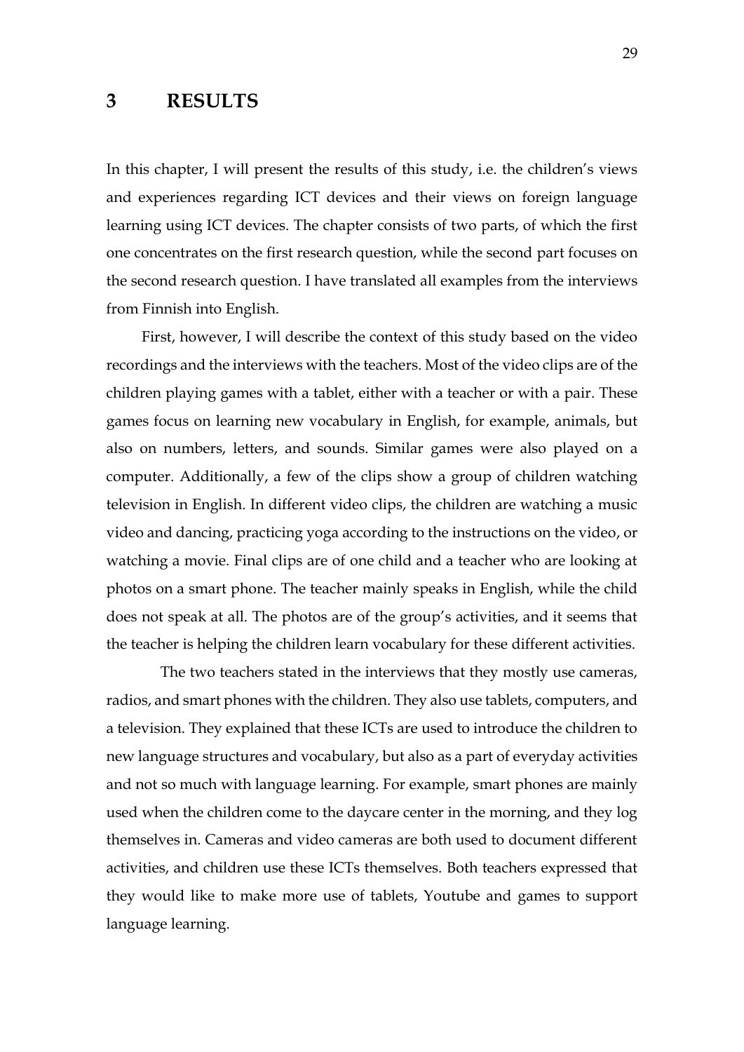# 3 RESULTS

In this chapter, I will present the results of this study, i.e. the children's views and experiences regarding ICT devices and their views on foreign language learning using ICT devices. The chapter consists of two parts, of which the first one concentrates on the first research question, while the second part focuses on the second research question. I have translated all examples from the interviews from Finnish into English.

First, however, I will describe the context of this study based on the video recordings and the interviews with the teachers. Most of the video clips are of the children playing games with a tablet, either with a teacher or with a pair. These games focus on learning new vocabulary in English, for example, animals, but also on numbers, letters, and sounds. Similar games were also played on a computer. Additionally, a few of the clips show a group of children watching television in English. In different video clips, the children are watching a music video and dancing, practicing yoga according to the instructions on the video, or watching a movie. Final clips are of one child and a teacher who are looking at photos on a smart phone. The teacher mainly speaks in English, while the child does not speak at all. The photos are of the group's activities, and it seems that the teacher is helping the children learn vocabulary for these different activities.

The two teachers stated in the interviews that they mostly use cameras, radios, and smart phones with the children. They also use tablets, computers, and a television. They explained that these ICTs are used to introduce the children to new language structures and vocabulary, but also as a part of everyday activities and not so much with language learning. For example, smart phones are mainly used when the children come to the daycare center in the morning, and they log themselves in. Cameras and video cameras are both used to document different activities, and children use these ICTs themselves. Both teachers expressed that they would like to make more use of tablets, Youtube and games to support language learning.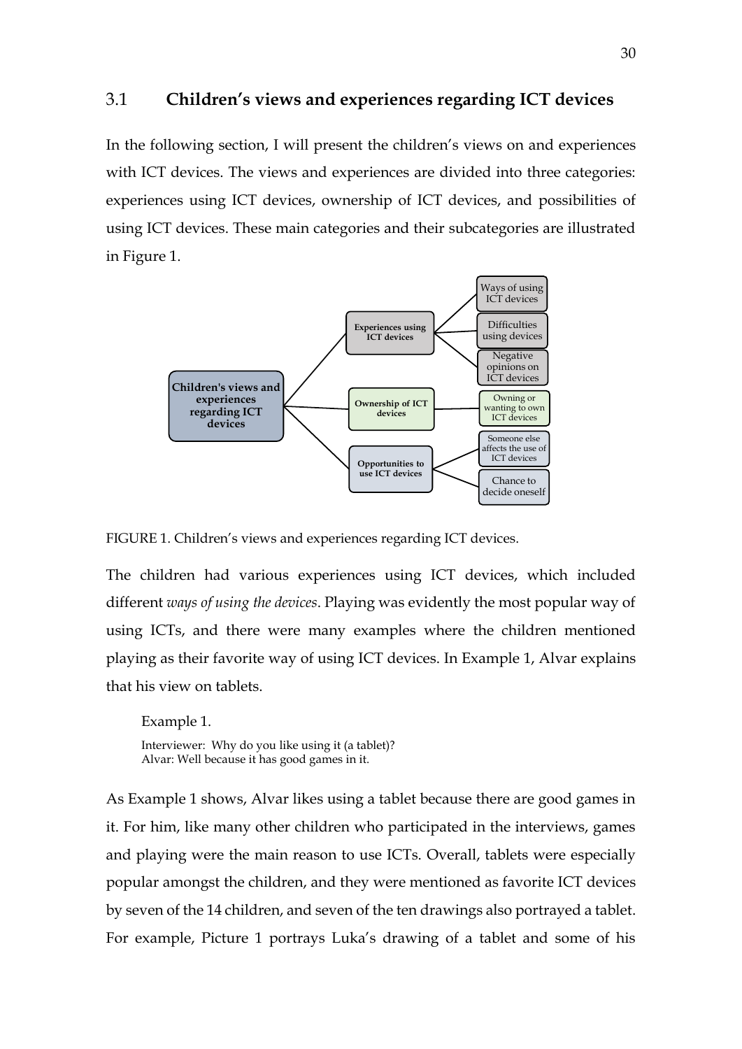## 3.1 Children's views and experiences regarding ICT devices

In the following section, I will present the children's views on and experiences with ICT devices. The views and experiences are divided into three categories: experiences using ICT devices, ownership of ICT devices, and possibilities of using ICT devices. These main categories and their subcategories are illustrated in Figure 1.

FIGURE 1. Children's views and experiences regarding ICT devices.

The children had various experiences using ICT devices, which included different *ways of using the devices*. Playing was evidently the most popular way of using ICTs, and there were many examples where the children mentioned playing as their favorite way of using ICT devices. In Example 1, Alvar explains that his view on tablets.

Example 1.

Interviewer: Why do you like using it (a tablet)?
Alvar: Well because it has good games in it.

As Example 1 shows, Alvar likes using a tablet because there are good games in it. For him, like many other children who participated in the interviews, games and playing were the main reason to use ICTs. Overall, tablets were especially popular amongst the children, and they were mentioned as favorite ICT devices by seven of the 14 children, and seven of the ten drawings also portrayed a tablet. For example, Picture 1 portrays Luka's drawing of a tablet and some of his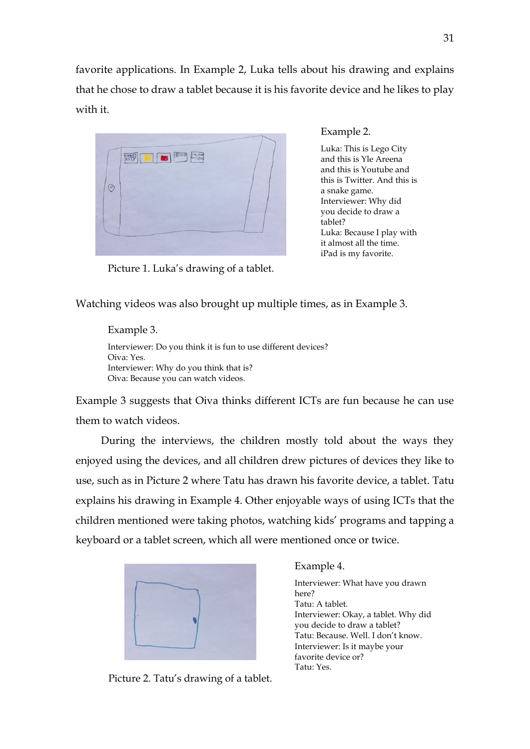favorite applications. In Example 2, Luka tells about his drawing and explains that he chose to draw a tablet because it is his favorite device and he likes to play with it.

Picture 1. Luka's drawing of a tablet.

Example 2.

Luka: This is Lego City and this is Yle Areena and this is Youtube and this is Twitter. And this is a snake game.
Interviewer: Why did you decide to draw a tablet?
Luka: Because I play with it almost all the time. iPad is my favorite.

Watching videos was also brought up multiple times, as in Example 3.

Example 3.

Interviewer: Do you think it is fun to use different devices?
Oiva: Yes.
Interviewer: Why do you think that is?
Oiva: Because you can watch videos.

Example 3 suggests that Oiva thinks different ICTs are fun because he can use them to watch videos.

During the interviews, the children mostly told about the ways they enjoyed using the devices, and all children drew pictures of devices they like to use, such as in Picture 2 where Tatu has drawn his favorite device, a tablet. Tatu explains his drawing in Example 4. Other enjoyable ways of using ICTs that the children mentioned were taking photos, watching kids' programs and tapping a keyboard or a tablet screen, which all were mentioned once or twice.

Picture 2. Tatu's drawing of a tablet.

Example 4.

Interviewer: What have you drawn here?
Tatu: A tablet.
Interviewer: Okay, a tablet. Why did you decide to draw a tablet?
Tatu: Because. Well. I don't know.
Interviewer: Is it maybe your favorite device or?
Tatu: Yes.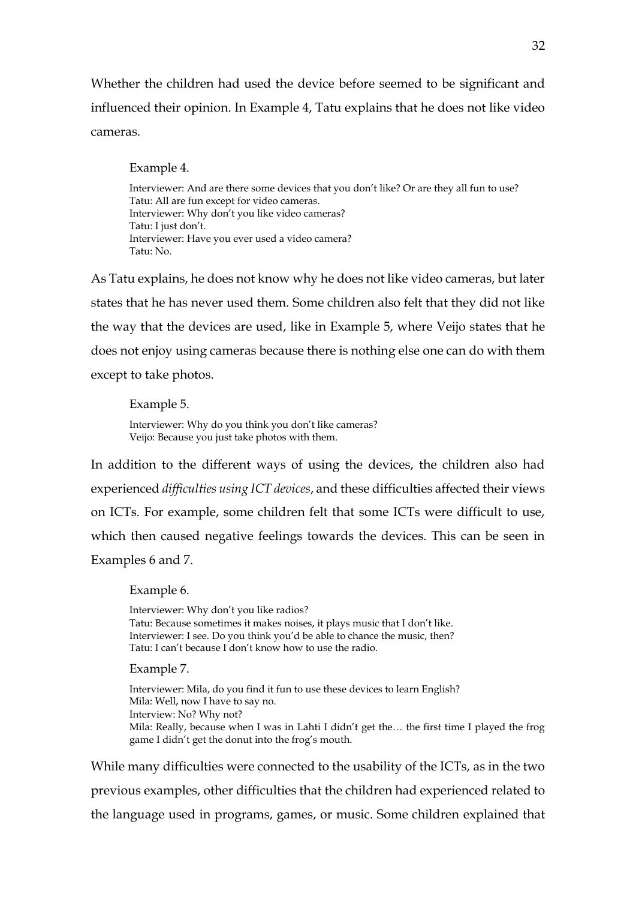Whether the children had used the device before seemed to be significant and influenced their opinion. In Example 4, Tatu explains that he does not like video cameras.

Example 4.

Interviewer: And are there some devices that you don't like? Or are they all fun to use?
Tatu: All are fun except for video cameras.
Interviewer: Why don't you like video cameras?
Tatu: I just don't.
Interviewer: Have you ever used a video camera?
Tatu: No.

As Tatu explains, he does not know why he does not like video cameras, but later states that he has never used them. Some children also felt that they did not like the way that the devices are used, like in Example 5, where Veijo states that he does not enjoy using cameras because there is nothing else one can do with them except to take photos.

Example 5.

Interviewer: Why do you think you don't like cameras?
Veijo: Because you just take photos with them.

In addition to the different ways of using the devices, the children also had experienced *difficulties using ICT devices*, and these difficulties affected their views on ICTs. For example, some children felt that some ICTs were difficult to use, which then caused negative feelings towards the devices. This can be seen in Examples 6 and 7.

Example 6.

Interviewer: Why don't you like radios?
Tatu: Because sometimes it makes noises, it plays music that I don't like.
Interviewer: I see. Do you think you'd be able to chance the music, then?
Tatu: I can't because I don't know how to use the radio.

Example 7.

Interviewer: Mila, do you find it fun to use these devices to learn English?
Mila: Well, now I have to say no.
Interview: No? Why not?
Mila: Really, because when I was in Lahti I didn't get the… the first time I played the frog game I didn't get the donut into the frog's mouth.

While many difficulties were connected to the usability of the ICTs, as in the two previous examples, other difficulties that the children had experienced related to the language used in programs, games, or music. Some children explained that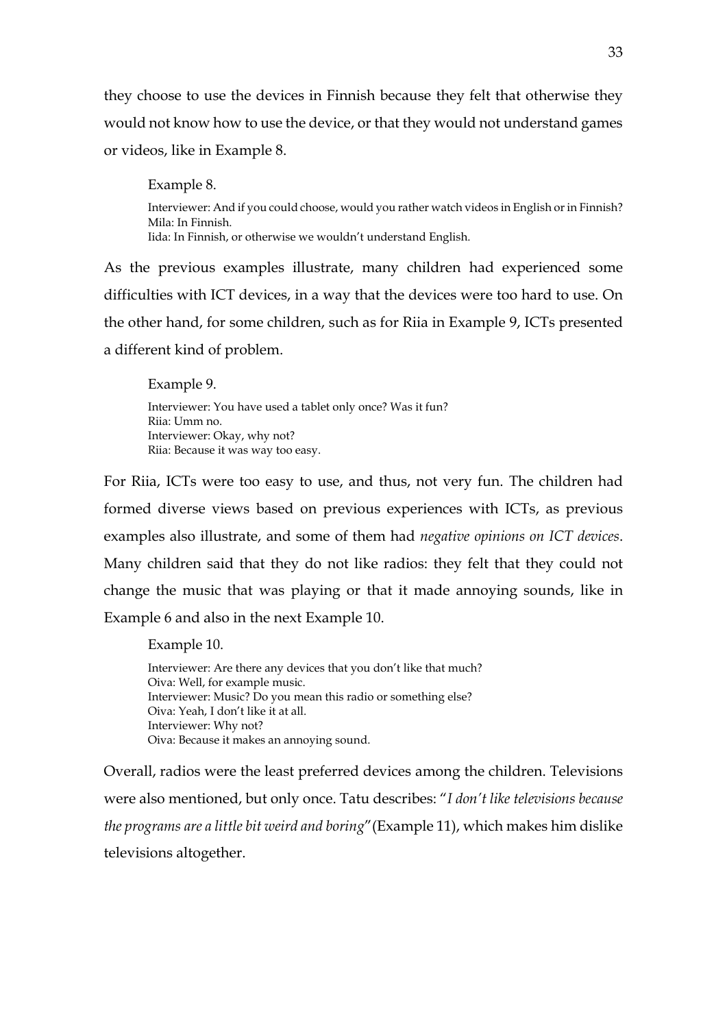they choose to use the devices in Finnish because they felt that otherwise they would not know how to use the device, or that they would not understand games or videos, like in Example 8.

> Example 8.
>
> Interviewer: And if you could choose, would you rather watch videos in English or in Finnish?
> Mila: In Finnish.
> Iida: In Finnish, or otherwise we wouldn't understand English.

As the previous examples illustrate, many children had experienced some difficulties with ICT devices, in a way that the devices were too hard to use. On the other hand, for some children, such as for Riia in Example 9, ICTs presented a different kind of problem.

> Example 9.
>
> Interviewer: You have used a tablet only once? Was it fun?
> Riia: Umm no.
> Interviewer: Okay, why not?
> Riia: Because it was way too easy.

For Riia, ICTs were too easy to use, and thus, not very fun. The children had formed diverse views based on previous experiences with ICTs, as previous examples also illustrate, and some of them had *negative opinions on ICT devices*. Many children said that they do not like radios: they felt that they could not change the music that was playing or that it made annoying sounds, like in Example 6 and also in the next Example 10.

> Example 10.
>
> Interviewer: Are there any devices that you don't like that much?
> Oiva: Well, for example music.
> Interviewer: Music? Do you mean this radio or something else?
> Oiva: Yeah, I don't like it at all.
> Interviewer: Why not?
> Oiva: Because it makes an annoying sound.

Overall, radios were the least preferred devices among the children. Televisions were also mentioned, but only once. Tatu describes: "*I don't like televisions because the programs are a little bit weird and boring*" (Example 11), which makes him dislike televisions altogether.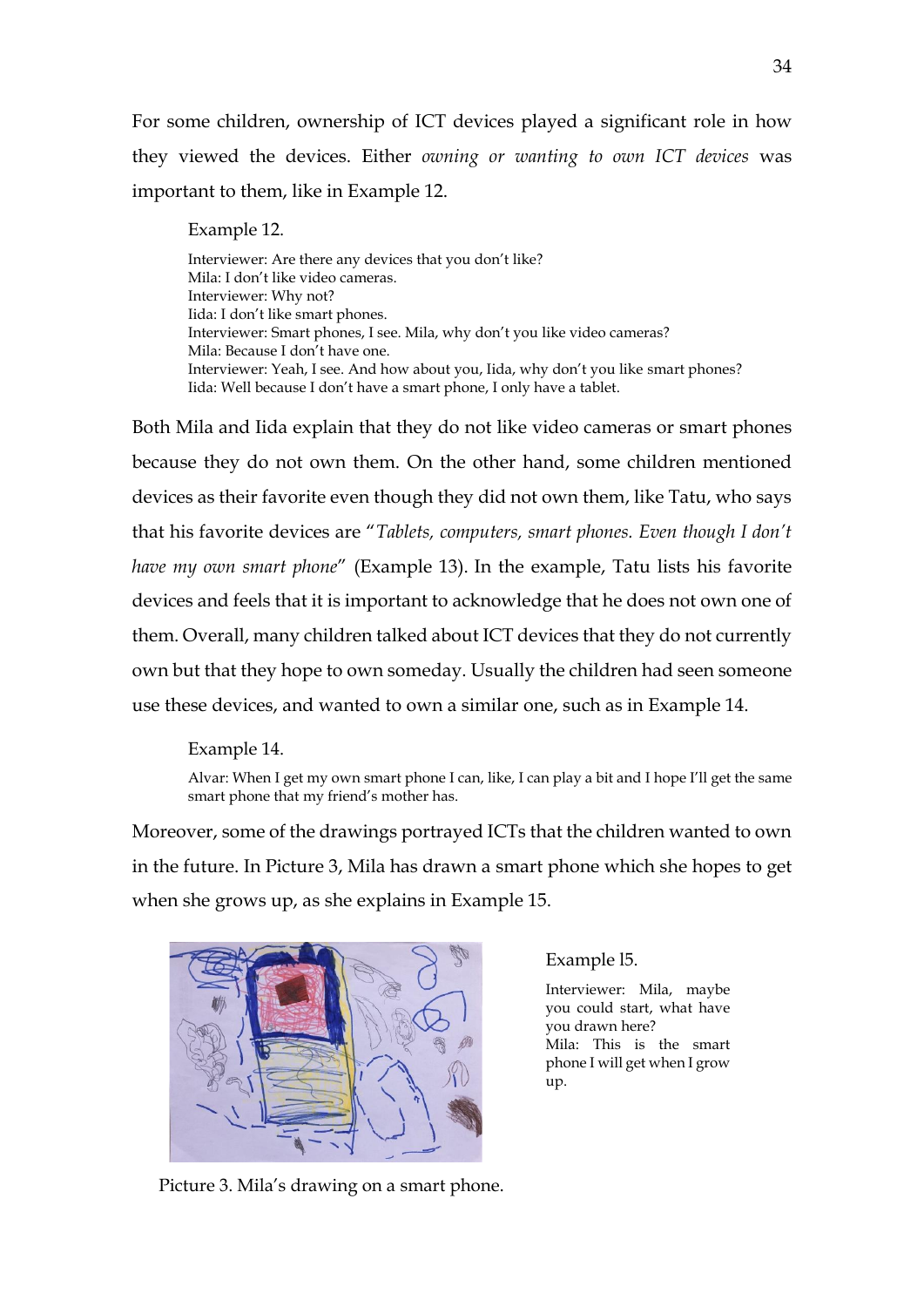For some children, ownership of ICT devices played a significant role in how they viewed the devices. Either *owning or wanting to own ICT devices* was important to them, like in Example 12.

Example 12.

Interviewer: Are there any devices that you don't like?
Mila: I don't like video cameras.
Interviewer: Why not?
Iida: I don't like smart phones.
Interviewer: Smart phones, I see. Mila, why don't you like video cameras?
Mila: Because I don't have one.
Interviewer: Yeah, I see. And how about you, Iida, why don't you like smart phones?
Iida: Well because I don't have a smart phone, I only have a tablet.

Both Mila and Iida explain that they do not like video cameras or smart phones because they do not own them. On the other hand, some children mentioned devices as their favorite even though they did not own them, like Tatu, who says that his favorite devices are "*Tablets, computers, smart phones. Even though I don't have my own smart phone*" (Example 13). In the example, Tatu lists his favorite devices and feels that it is important to acknowledge that he does not own one of them. Overall, many children talked about ICT devices that they do not currently own but that they hope to own someday. Usually the children had seen someone use these devices, and wanted to own a similar one, such as in Example 14.

Example 14.

Alvar: When I get my own smart phone I can, like, I can play a bit and I hope I'll get the same smart phone that my friend's mother has.

Moreover, some of the drawings portrayed ICTs that the children wanted to own in the future. In Picture 3, Mila has drawn a smart phone which she hopes to get when she grows up, as she explains in Example 15.

Picture 3. Mila's drawing on a smart phone.

Example 15.

Interviewer: Mila, maybe you could start, what have you drawn here?
Mila: This is the smart phone I will get when I grow up.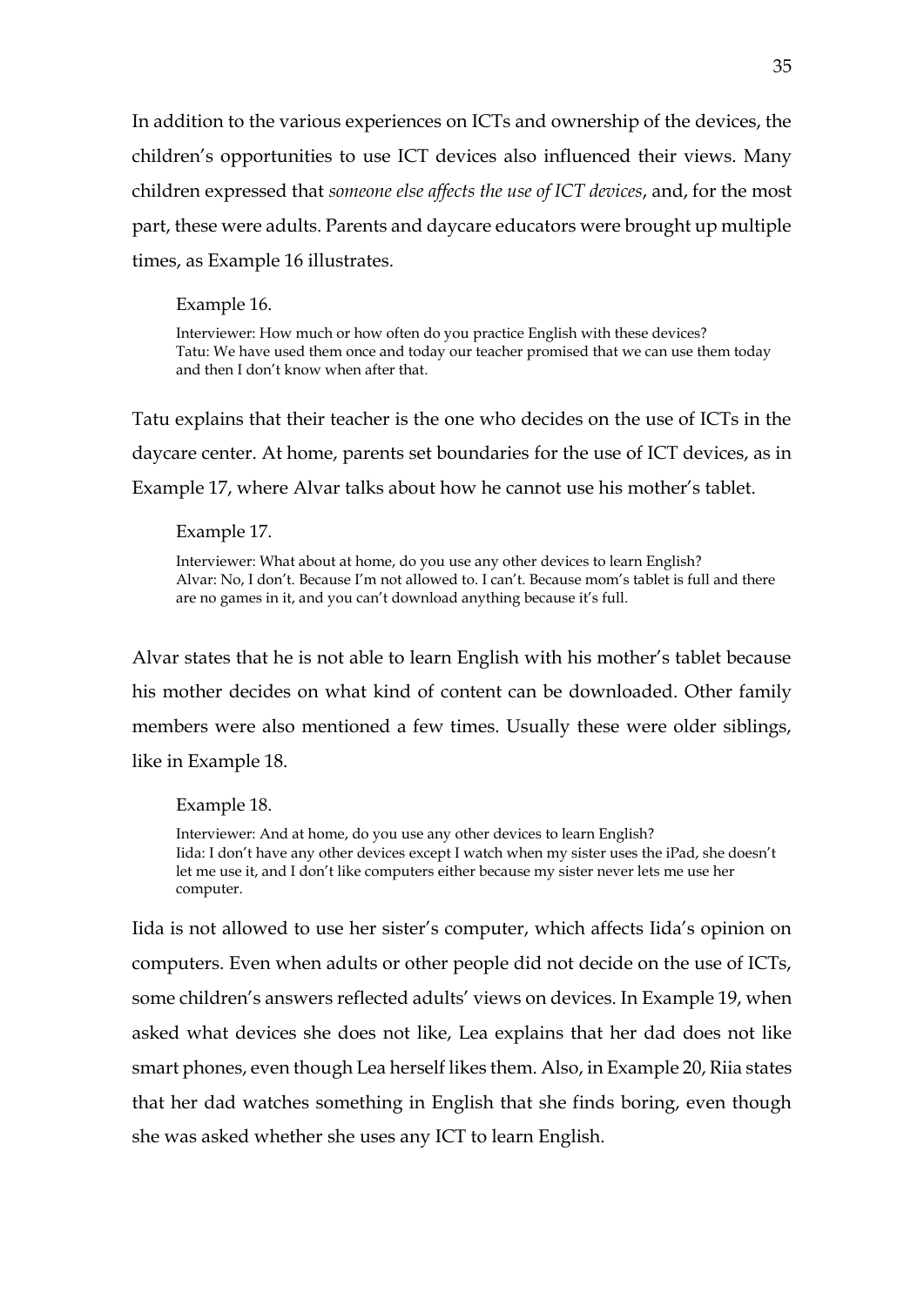In addition to the various experiences on ICTs and ownership of the devices, the children's opportunities to use ICT devices also influenced their views. Many children expressed that *someone else affects the use of ICT devices*, and, for the most part, these were adults. Parents and daycare educators were brought up multiple times, as Example 16 illustrates.

Example 16.

> Interviewer: How much or how often do you practice English with these devices?
> Tatu: We have used them once and today our teacher promised that we can use them today and then I don't know when after that.

Tatu explains that their teacher is the one who decides on the use of ICTs in the daycare center. At home, parents set boundaries for the use of ICT devices, as in Example 17, where Alvar talks about how he cannot use his mother's tablet.

Example 17.

> Interviewer: What about at home, do you use any other devices to learn English?
> Alvar: No, I don't. Because I'm not allowed to. I can't. Because mom's tablet is full and there are no games in it, and you can't download anything because it's full.

Alvar states that he is not able to learn English with his mother's tablet because his mother decides on what kind of content can be downloaded. Other family members were also mentioned a few times. Usually these were older siblings, like in Example 18.

Example 18.

> Interviewer: And at home, do you use any other devices to learn English?
> Iida: I don't have any other devices except I watch when my sister uses the iPad, she doesn't let me use it, and I don't like computers either because my sister never lets me use her computer.

Iida is not allowed to use her sister's computer, which affects Iida's opinion on computers. Even when adults or other people did not decide on the use of ICTs, some children's answers reflected adults' views on devices. In Example 19, when asked what devices she does not like, Lea explains that her dad does not like smart phones, even though Lea herself likes them. Also, in Example 20, Riia states that her dad watches something in English that she finds boring, even though she was asked whether she uses any ICT to learn English.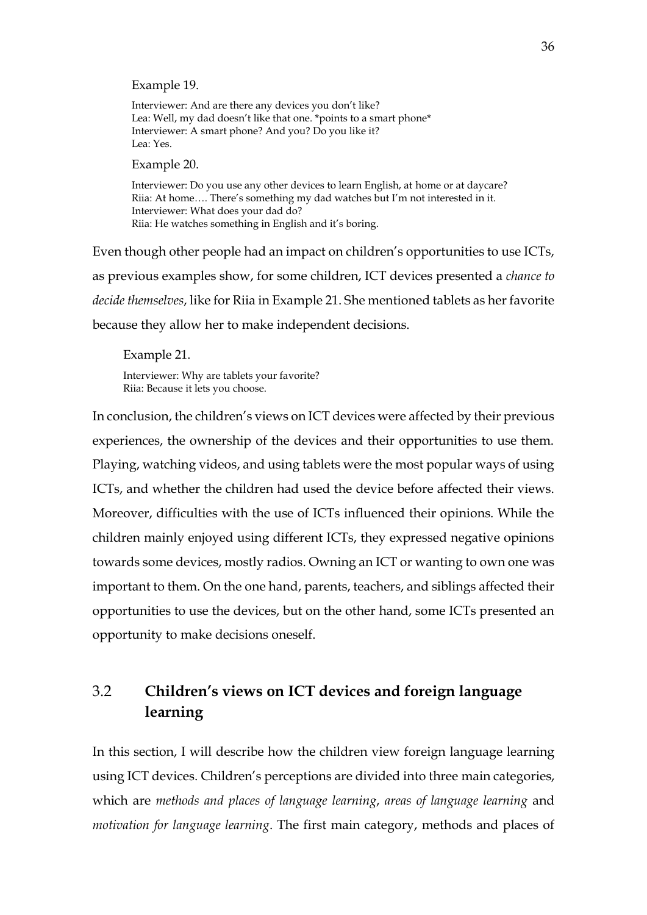Example 19.

Interviewer: And are there any devices you don't like?
Lea: Well, my dad doesn't like that one. *points to a smart phone*
Interviewer: A smart phone? And you? Do you like it?
Lea: Yes.

Example 20.

Interviewer: Do you use any other devices to learn English, at home or at daycare?
Riia: At home…. There's something my dad watches but I'm not interested in it.
Interviewer: What does your dad do?
Riia: He watches something in English and it's boring.

Even though other people had an impact on children's opportunities to use ICTs, as previous examples show, for some children, ICT devices presented a *chance to decide themselves*, like for Riia in Example 21. She mentioned tablets as her favorite because they allow her to make independent decisions.

Example 21.

Interviewer: Why are tablets your favorite?
Riia: Because it lets you choose.

In conclusion, the children's views on ICT devices were affected by their previous experiences, the ownership of the devices and their opportunities to use them. Playing, watching videos, and using tablets were the most popular ways of using ICTs, and whether the children had used the device before affected their views. Moreover, difficulties with the use of ICTs influenced their opinions. While the children mainly enjoyed using different ICTs, they expressed negative opinions towards some devices, mostly radios. Owning an ICT or wanting to own one was important to them. On the one hand, parents, teachers, and siblings affected their opportunities to use the devices, but on the other hand, some ICTs presented an opportunity to make decisions oneself.

## 3.2 Children's views on ICT devices and foreign language learning

In this section, I will describe how the children view foreign language learning using ICT devices. Children's perceptions are divided into three main categories, which are *methods and places of language learning*, *areas of language learning* and *motivation for language learning*. The first main category, methods and places of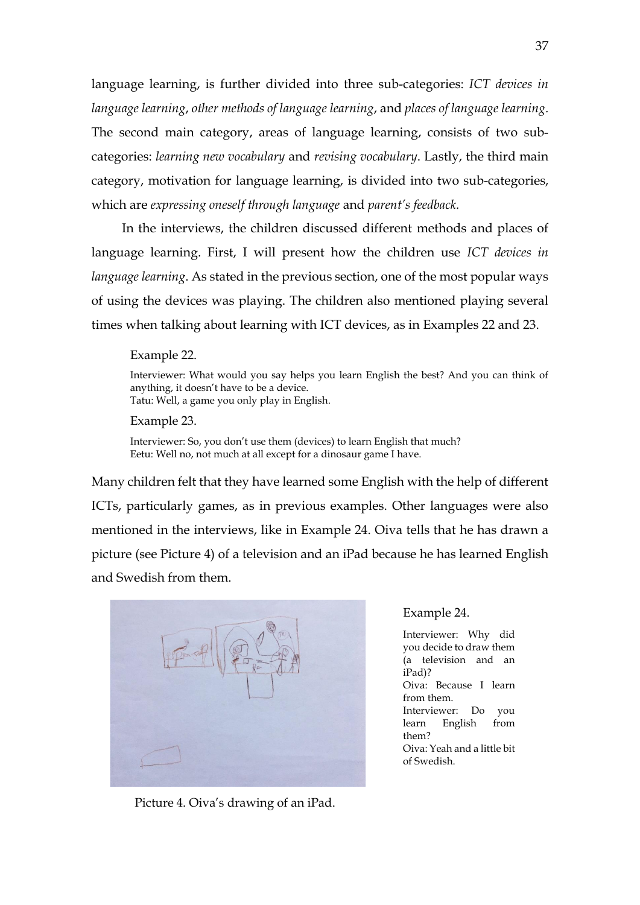language learning, is further divided into three sub-categories: *ICT devices in language learning*, *other methods of language learning*, and *places of language learning*. The second main category, areas of language learning, consists of two sub-categories: *learning new vocabulary* and *revising vocabulary*. Lastly, the third main category, motivation for language learning, is divided into two sub-categories, which are *expressing oneself through language* and *parent's feedback.*

In the interviews, the children discussed different methods and places of language learning. First, I will present how the children use *ICT devices in language learning*. As stated in the previous section, one of the most popular ways of using the devices was playing. The children also mentioned playing several times when talking about learning with ICT devices, as in Examples 22 and 23.

Example 22.

Interviewer: What would you say helps you learn English the best? And you can think of anything, it doesn't have to be a device.
Tatu: Well, a game you only play in English.

Example 23.

Interviewer: So, you don't use them (devices) to learn English that much?
Eetu: Well no, not much at all except for a dinosaur game I have.

Many children felt that they have learned some English with the help of different ICTs, particularly games, as in previous examples. Other languages were also mentioned in the interviews, like in Example 24. Oiva tells that he has drawn a picture (see Picture 4) of a television and an iPad because he has learned English and Swedish from them.

Example 24.

Interviewer: Why did you decide to draw them (a television and an iPad)?
Oiva: Because I learn from them.
Interviewer: Do you learn English from them?
Oiva: Yeah and a little bit of Swedish.

Picture 4. Oiva's drawing of an iPad.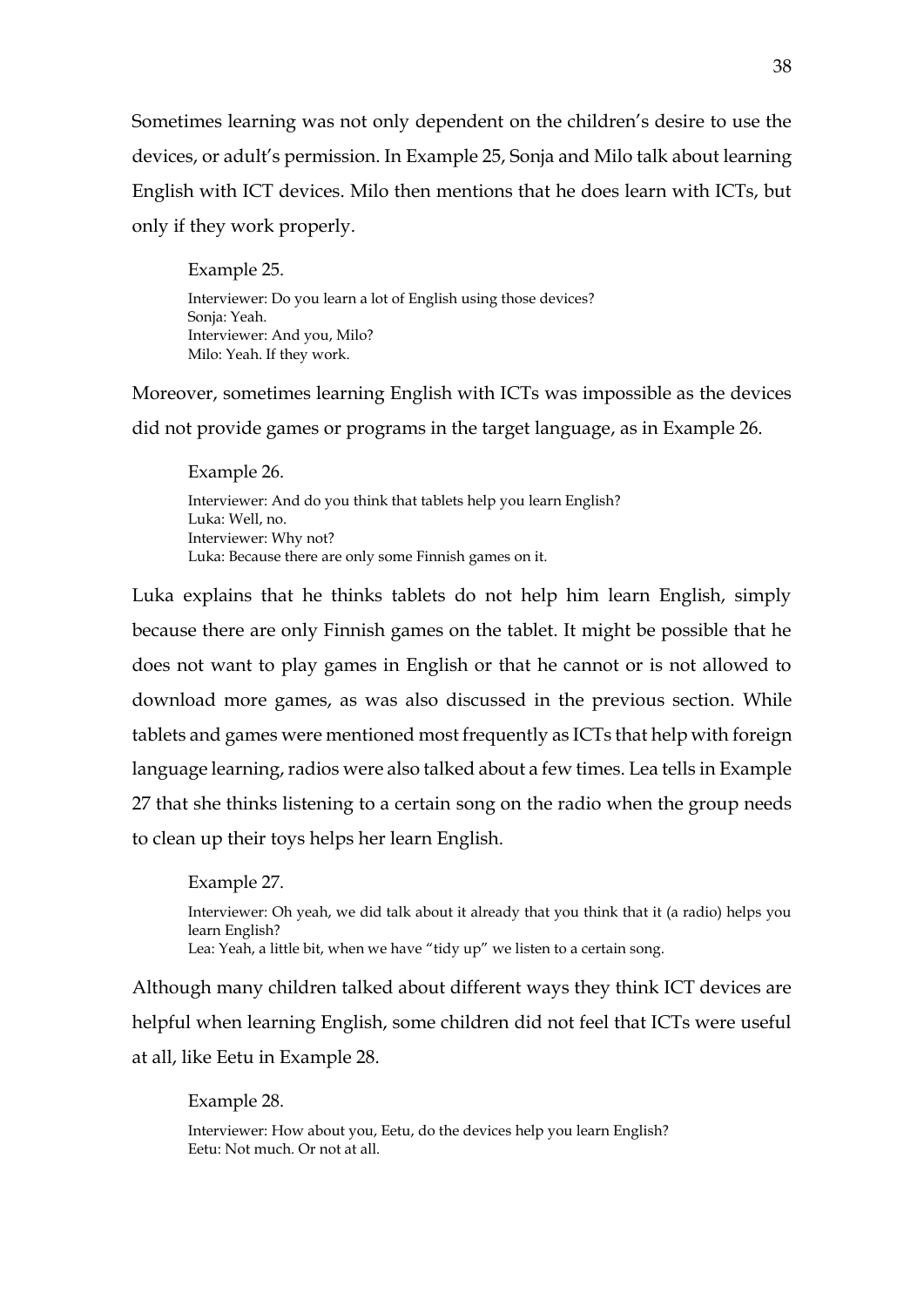Sometimes learning was not only dependent on the children's desire to use the devices, or adult's permission. In Example 25, Sonja and Milo talk about learning English with ICT devices. Milo then mentions that he does learn with ICTs, but only if they work properly.

Example 25.

Interviewer: Do you learn a lot of English using those devices?
Sonja: Yeah.
Interviewer: And you, Milo?
Milo: Yeah. If they work.

Moreover, sometimes learning English with ICTs was impossible as the devices did not provide games or programs in the target language, as in Example 26.

Example 26.

Interviewer: And do you think that tablets help you learn English?
Luka: Well, no.
Interviewer: Why not?
Luka: Because there are only some Finnish games on it.

Luka explains that he thinks tablets do not help him learn English, simply because there are only Finnish games on the tablet. It might be possible that he does not want to play games in English or that he cannot or is not allowed to download more games, as was also discussed in the previous section. While tablets and games were mentioned most frequently as ICTs that help with foreign language learning, radios were also talked about a few times. Lea tells in Example 27 that she thinks listening to a certain song on the radio when the group needs to clean up their toys helps her learn English.

Example 27.

Interviewer: Oh yeah, we did talk about it already that you think that it (a radio) helps you learn English?
Lea: Yeah, a little bit, when we have "tidy up" we listen to a certain song.

Although many children talked about different ways they think ICT devices are helpful when learning English, some children did not feel that ICTs were useful at all, like Eetu in Example 28.

Example 28.

Interviewer: How about you, Eetu, do the devices help you learn English?
Eetu: Not much. Or not at all.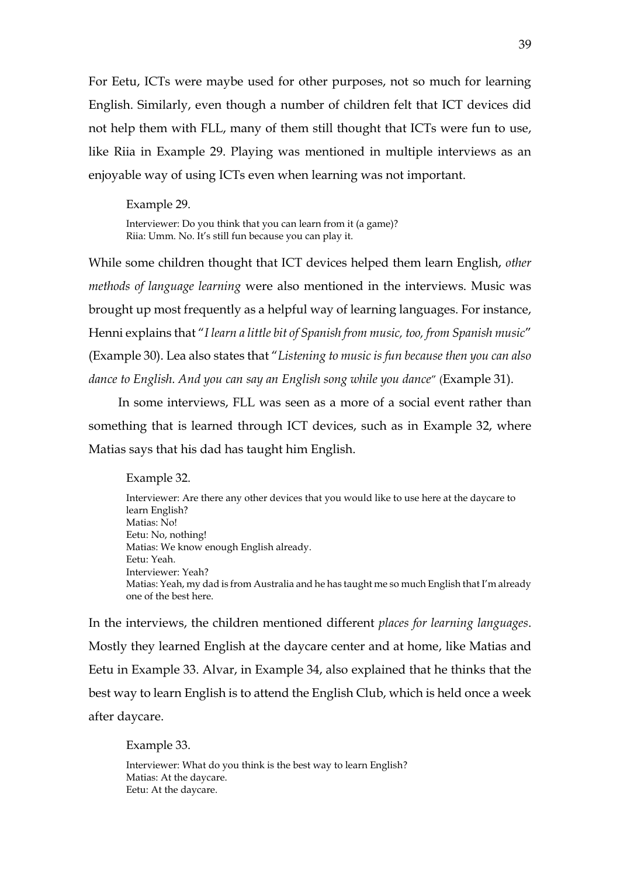For Eetu, ICTs were maybe used for other purposes, not so much for learning English. Similarly, even though a number of children felt that ICT devices did not help them with FLL, many of them still thought that ICTs were fun to use, like Riia in Example 29. Playing was mentioned in multiple interviews as an enjoyable way of using ICTs even when learning was not important.

Example 29.

Interviewer: Do you think that you can learn from it (a game)?
Riia: Umm. No. It's still fun because you can play it.

While some children thought that ICT devices helped them learn English, *other methods of language learning* were also mentioned in the interviews. Music was brought up most frequently as a helpful way of learning languages. For instance, Henni explains that "*I learn a little bit of Spanish from music, too, from Spanish music*" (Example 30). Lea also states that "*Listening to music is fun because then you can also dance to English. And you can say an English song while you dance*" (Example 31).

In some interviews, FLL was seen as a more of a social event rather than something that is learned through ICT devices, such as in Example 32, where Matias says that his dad has taught him English.

Example 32.

Interviewer: Are there any other devices that you would like to use here at the daycare to learn English?
Matias: No!
Eetu: No, nothing!
Matias: We know enough English already.
Eetu: Yeah.
Interviewer: Yeah?
Matias: Yeah, my dad is from Australia and he has taught me so much English that I'm already one of the best here.

In the interviews, the children mentioned different *places for learning languages*. Mostly they learned English at the daycare center and at home, like Matias and Eetu in Example 33. Alvar, in Example 34, also explained that he thinks that the best way to learn English is to attend the English Club, which is held once a week after daycare.

Example 33.

Interviewer: What do you think is the best way to learn English?
Matias: At the daycare.
Eetu: At the daycare.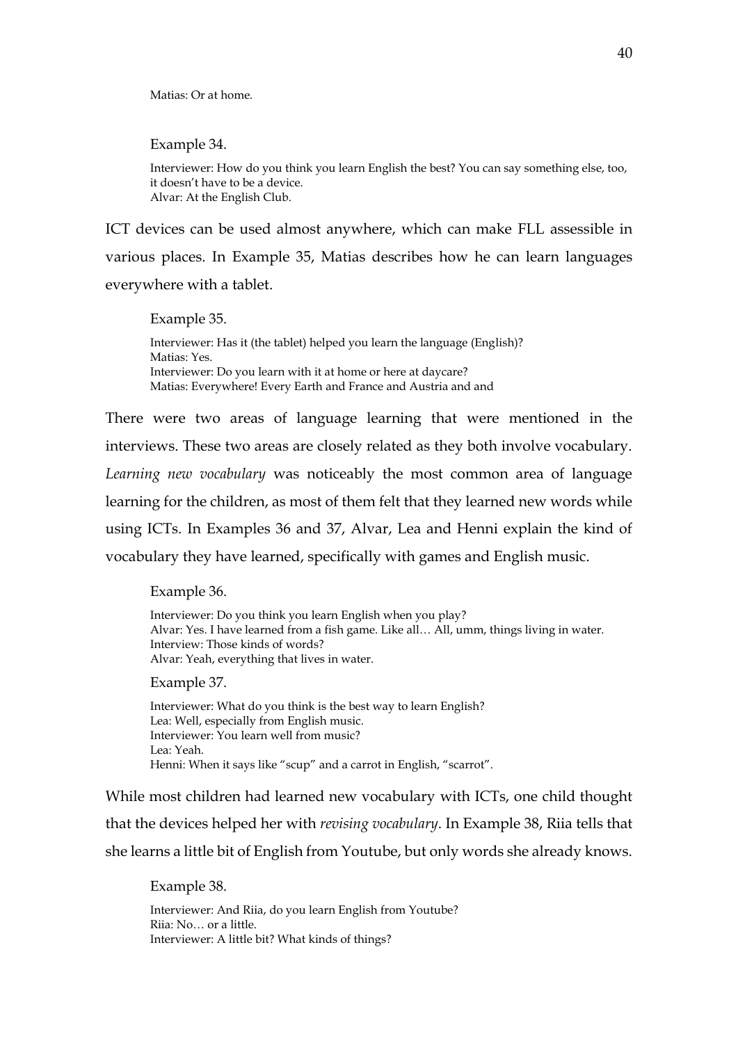Matias: Or at home.

Example 34.

Interviewer: How do you think you learn English the best? You can say something else, too, it doesn't have to be a device.
Alvar: At the English Club.

ICT devices can be used almost anywhere, which can make FLL assessible in various places. In Example 35, Matias describes how he can learn languages everywhere with a tablet.

Example 35.

Interviewer: Has it (the tablet) helped you learn the language (English)?
Matias: Yes.
Interviewer: Do you learn with it at home or here at daycare?
Matias: Everywhere! Every Earth and France and Austria and and

There were two areas of language learning that were mentioned in the interviews. These two areas are closely related as they both involve vocabulary. *Learning new vocabulary* was noticeably the most common area of language learning for the children, as most of them felt that they learned new words while using ICTs. In Examples 36 and 37, Alvar, Lea and Henni explain the kind of vocabulary they have learned, specifically with games and English music.

Example 36.

Interviewer: Do you think you learn English when you play?
Alvar: Yes. I have learned from a fish game. Like all… All, umm, things living in water.
Interview: Those kinds of words?
Alvar: Yeah, everything that lives in water.

Example 37.

Interviewer: What do you think is the best way to learn English?
Lea: Well, especially from English music.
Interviewer: You learn well from music?
Lea: Yeah.
Henni: When it says like "scup" and a carrot in English, "scarrot".

While most children had learned new vocabulary with ICTs, one child thought that the devices helped her with *revising vocabulary*. In Example 38, Riia tells that she learns a little bit of English from Youtube, but only words she already knows.

Example 38.

Interviewer: And Riia, do you learn English from Youtube?
Riia: No… or a little.
Interviewer: A little bit? What kinds of things?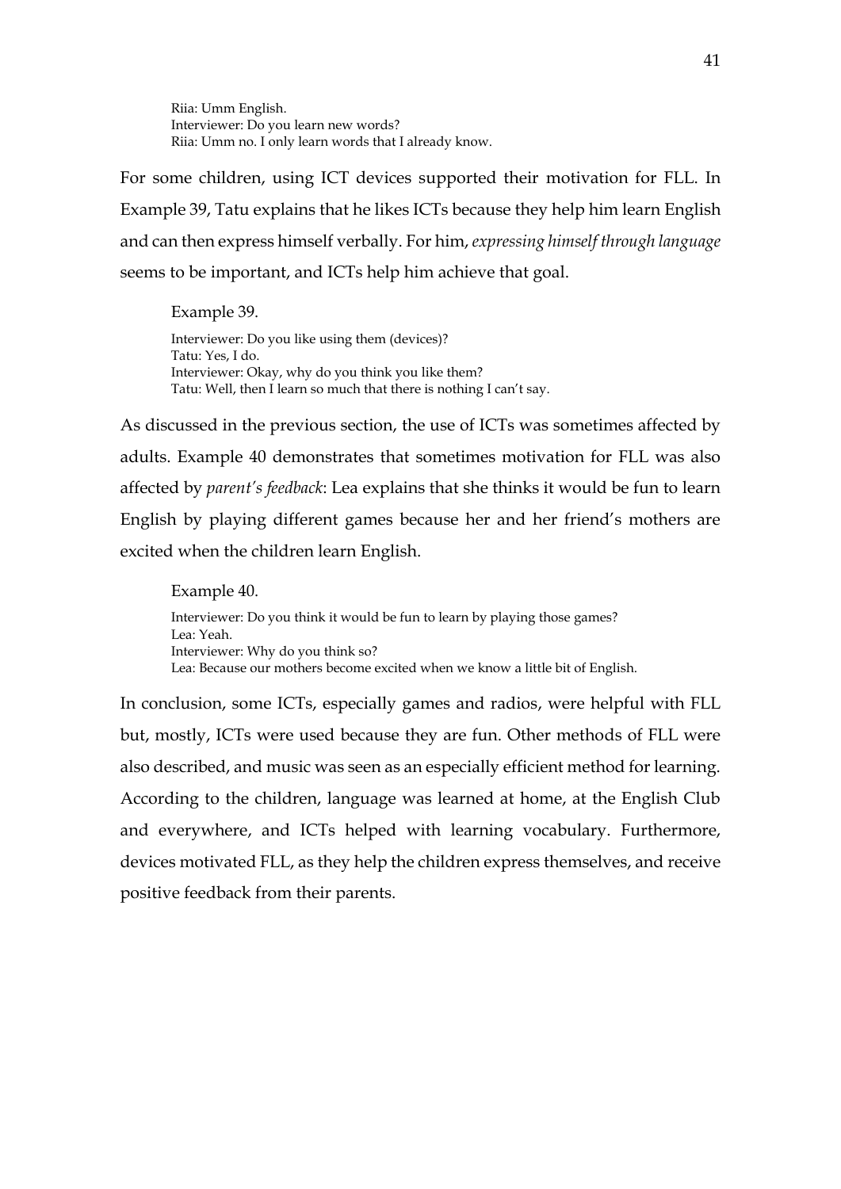Riia: Umm English.  
Interviewer: Do you learn new words?  
Riia: Umm no. I only learn words that I already know.

For some children, using ICT devices supported their motivation for FLL. In Example 39, Tatu explains that he likes ICTs because they help him learn English and can then express himself verbally. For him, *expressing himself through language* seems to be important, and ICTs help him achieve that goal.

Example 39.

Interviewer: Do you like using them (devices)?  
Tatu: Yes, I do.  
Interviewer: Okay, why do you think you like them?  
Tatu: Well, then I learn so much that there is nothing I can't say.

As discussed in the previous section, the use of ICTs was sometimes affected by adults. Example 40 demonstrates that sometimes motivation for FLL was also affected by *parent's feedback*: Lea explains that she thinks it would be fun to learn English by playing different games because her and her friend's mothers are excited when the children learn English.

Example 40.

Interviewer: Do you think it would be fun to learn by playing those games?  
Lea: Yeah.  
Interviewer: Why do you think so?  
Lea: Because our mothers become excited when we know a little bit of English.

In conclusion, some ICTs, especially games and radios, were helpful with FLL but, mostly, ICTs were used because they are fun. Other methods of FLL were also described, and music was seen as an especially efficient method for learning. According to the children, language was learned at home, at the English Club and everywhere, and ICTs helped with learning vocabulary. Furthermore, devices motivated FLL, as they help the children express themselves, and receive positive feedback from their parents.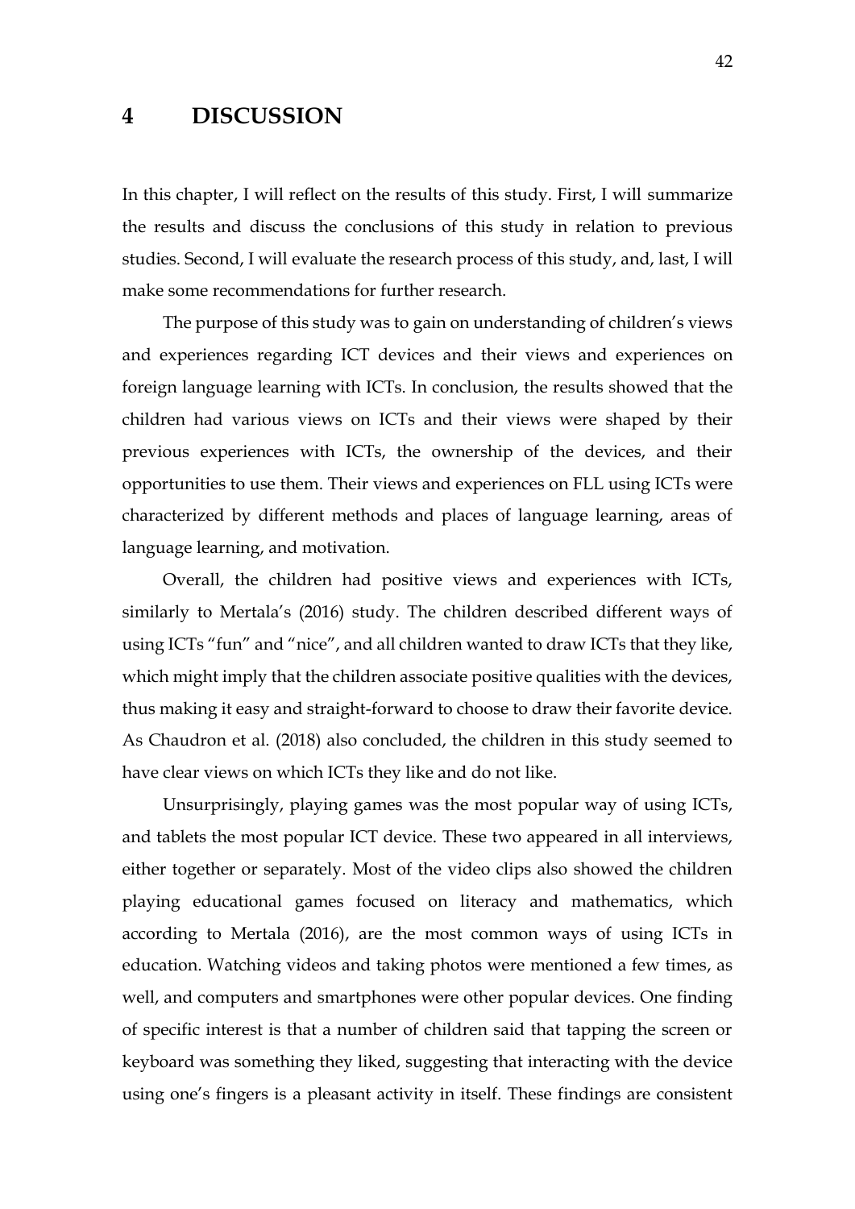# 4 DISCUSSION

In this chapter, I will reflect on the results of this study. First, I will summarize the results and discuss the conclusions of this study in relation to previous studies. Second, I will evaluate the research process of this study, and, last, I will make some recommendations for further research.

The purpose of this study was to gain on understanding of children's views and experiences regarding ICT devices and their views and experiences on foreign language learning with ICTs. In conclusion, the results showed that the children had various views on ICTs and their views were shaped by their previous experiences with ICTs, the ownership of the devices, and their opportunities to use them. Their views and experiences on FLL using ICTs were characterized by different methods and places of language learning, areas of language learning, and motivation.

Overall, the children had positive views and experiences with ICTs, similarly to Mertala's (2016) study. The children described different ways of using ICTs "fun" and "nice", and all children wanted to draw ICTs that they like, which might imply that the children associate positive qualities with the devices, thus making it easy and straight-forward to choose to draw their favorite device. As Chaudron et al. (2018) also concluded, the children in this study seemed to have clear views on which ICTs they like and do not like.

Unsurprisingly, playing games was the most popular way of using ICTs, and tablets the most popular ICT device. These two appeared in all interviews, either together or separately. Most of the video clips also showed the children playing educational games focused on literacy and mathematics, which according to Mertala (2016), are the most common ways of using ICTs in education. Watching videos and taking photos were mentioned a few times, as well, and computers and smartphones were other popular devices. One finding of specific interest is that a number of children said that tapping the screen or keyboard was something they liked, suggesting that interacting with the device using one's fingers is a pleasant activity in itself. These findings are consistent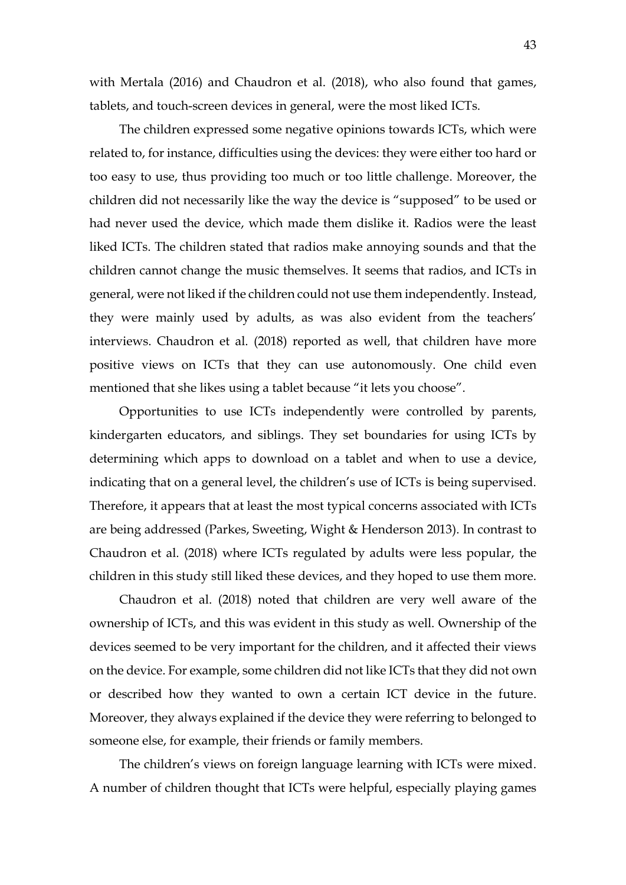with Mertala (2016) and Chaudron et al. (2018), who also found that games, tablets, and touch-screen devices in general, were the most liked ICTs.

The children expressed some negative opinions towards ICTs, which were related to, for instance, difficulties using the devices: they were either too hard or too easy to use, thus providing too much or too little challenge. Moreover, the children did not necessarily like the way the device is "supposed" to be used or had never used the device, which made them dislike it. Radios were the least liked ICTs. The children stated that radios make annoying sounds and that the children cannot change the music themselves. It seems that radios, and ICTs in general, were not liked if the children could not use them independently. Instead, they were mainly used by adults, as was also evident from the teachers' interviews. Chaudron et al. (2018) reported as well, that children have more positive views on ICTs that they can use autonomously. One child even mentioned that she likes using a tablet because "it lets you choose".

Opportunities to use ICTs independently were controlled by parents, kindergarten educators, and siblings. They set boundaries for using ICTs by determining which apps to download on a tablet and when to use a device, indicating that on a general level, the children's use of ICTs is being supervised. Therefore, it appears that at least the most typical concerns associated with ICTs are being addressed (Parkes, Sweeting, Wight & Henderson 2013). In contrast to Chaudron et al. (2018) where ICTs regulated by adults were less popular, the children in this study still liked these devices, and they hoped to use them more.

Chaudron et al. (2018) noted that children are very well aware of the ownership of ICTs, and this was evident in this study as well. Ownership of the devices seemed to be very important for the children, and it affected their views on the device. For example, some children did not like ICTs that they did not own or described how they wanted to own a certain ICT device in the future. Moreover, they always explained if the device they were referring to belonged to someone else, for example, their friends or family members.

The children's views on foreign language learning with ICTs were mixed. A number of children thought that ICTs were helpful, especially playing games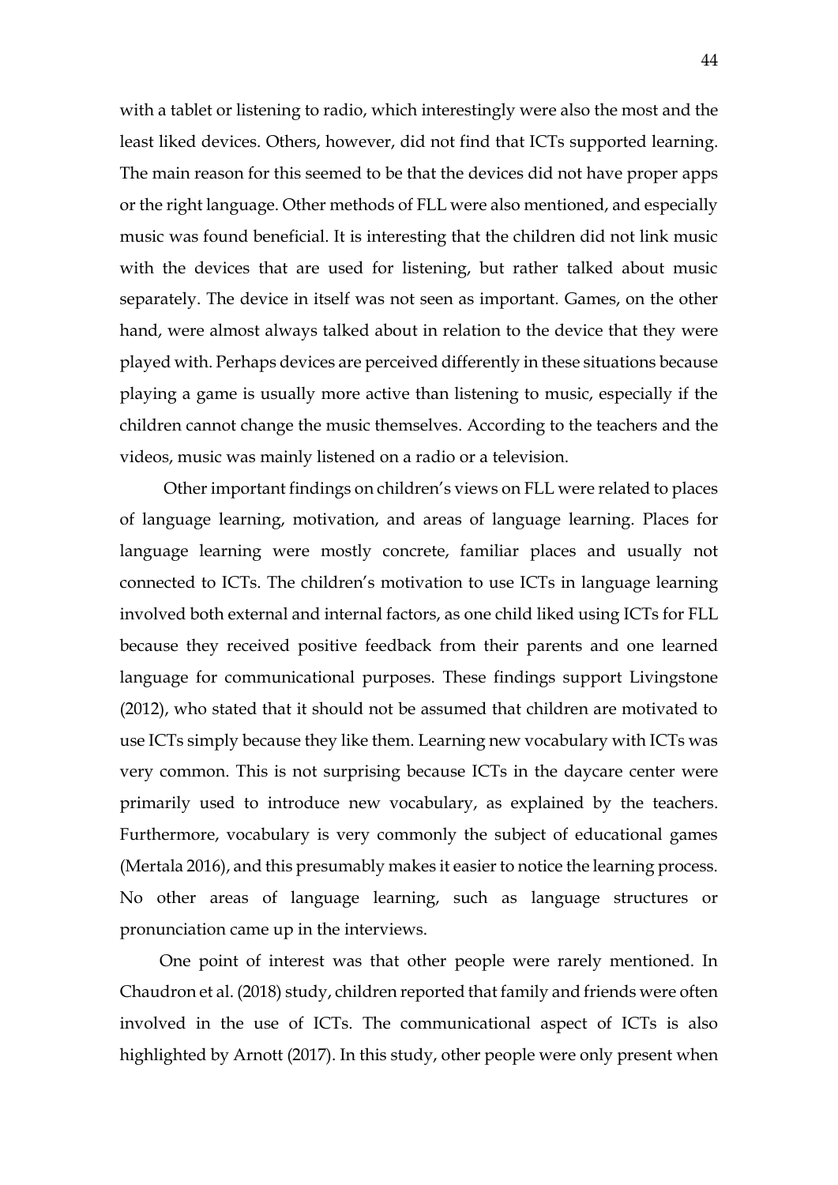with a tablet or listening to radio, which interestingly were also the most and the least liked devices. Others, however, did not find that ICTs supported learning. The main reason for this seemed to be that the devices did not have proper apps or the right language. Other methods of FLL were also mentioned, and especially music was found beneficial. It is interesting that the children did not link music with the devices that are used for listening, but rather talked about music separately. The device in itself was not seen as important. Games, on the other hand, were almost always talked about in relation to the device that they were played with. Perhaps devices are perceived differently in these situations because playing a game is usually more active than listening to music, especially if the children cannot change the music themselves. According to the teachers and the videos, music was mainly listened on a radio or a television.

Other important findings on children's views on FLL were related to places of language learning, motivation, and areas of language learning. Places for language learning were mostly concrete, familiar places and usually not connected to ICTs. The children's motivation to use ICTs in language learning involved both external and internal factors, as one child liked using ICTs for FLL because they received positive feedback from their parents and one learned language for communicational purposes. These findings support Livingstone (2012), who stated that it should not be assumed that children are motivated to use ICTs simply because they like them. Learning new vocabulary with ICTs was very common. This is not surprising because ICTs in the daycare center were primarily used to introduce new vocabulary, as explained by the teachers. Furthermore, vocabulary is very commonly the subject of educational games (Mertala 2016), and this presumably makes it easier to notice the learning process. No other areas of language learning, such as language structures or pronunciation came up in the interviews.

One point of interest was that other people were rarely mentioned. In Chaudron et al. (2018) study, children reported that family and friends were often involved in the use of ICTs. The communicational aspect of ICTs is also highlighted by Arnott (2017). In this study, other people were only present when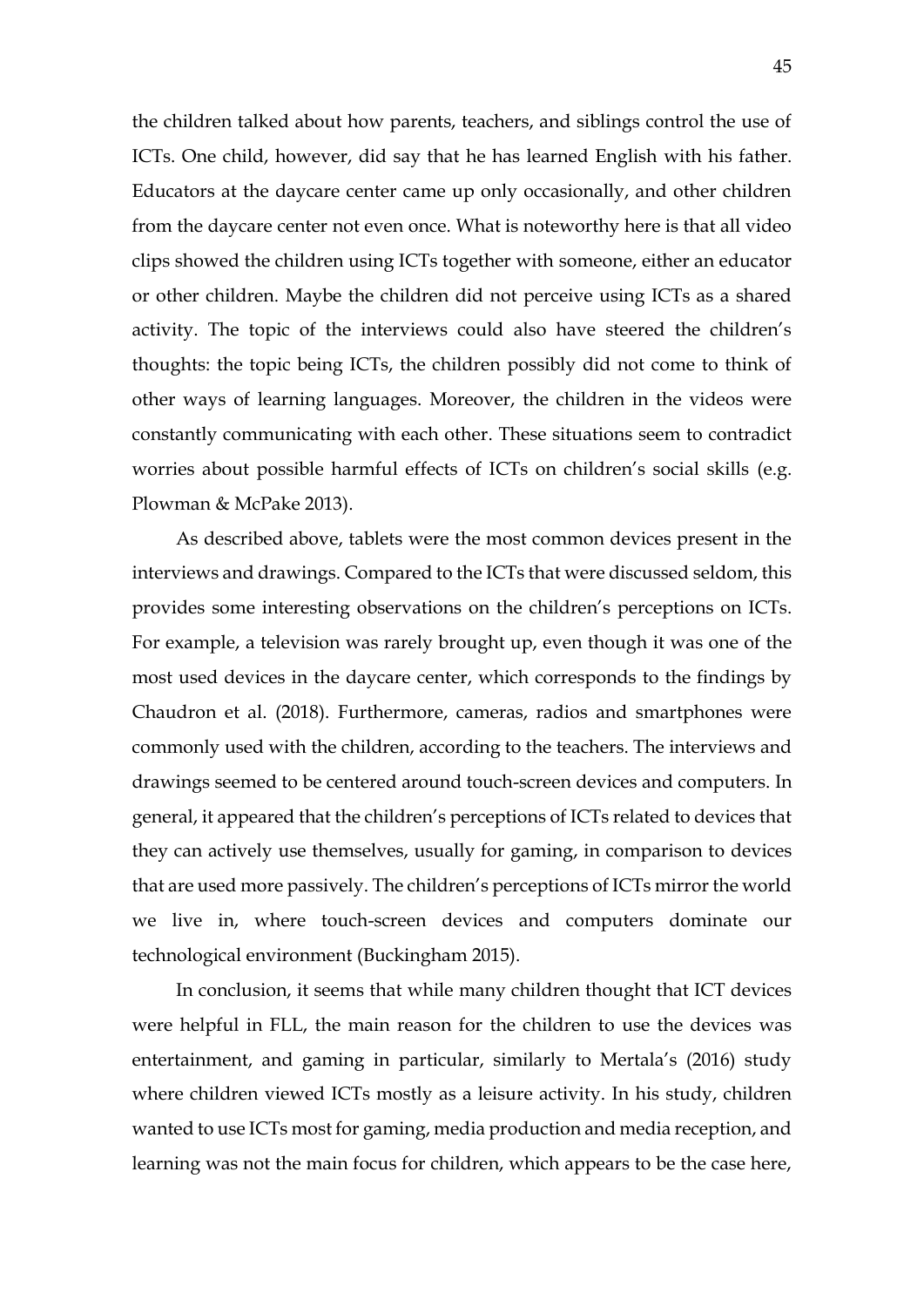the children talked about how parents, teachers, and siblings control the use of ICTs. One child, however, did say that he has learned English with his father. Educators at the daycare center came up only occasionally, and other children from the daycare center not even once. What is noteworthy here is that all video clips showed the children using ICTs together with someone, either an educator or other children. Maybe the children did not perceive using ICTs as a shared activity. The topic of the interviews could also have steered the children's thoughts: the topic being ICTs, the children possibly did not come to think of other ways of learning languages. Moreover, the children in the videos were constantly communicating with each other. These situations seem to contradict worries about possible harmful effects of ICTs on children's social skills (e.g. Plowman & McPake 2013).

As described above, tablets were the most common devices present in the interviews and drawings. Compared to the ICTs that were discussed seldom, this provides some interesting observations on the children's perceptions on ICTs. For example, a television was rarely brought up, even though it was one of the most used devices in the daycare center, which corresponds to the findings by Chaudron et al. (2018). Furthermore, cameras, radios and smartphones were commonly used with the children, according to the teachers. The interviews and drawings seemed to be centered around touch-screen devices and computers. In general, it appeared that the children's perceptions of ICTs related to devices that they can actively use themselves, usually for gaming, in comparison to devices that are used more passively. The children's perceptions of ICTs mirror the world we live in, where touch-screen devices and computers dominate our technological environment (Buckingham 2015).

In conclusion, it seems that while many children thought that ICT devices were helpful in FLL, the main reason for the children to use the devices was entertainment, and gaming in particular, similarly to Mertala's (2016) study where children viewed ICTs mostly as a leisure activity. In his study, children wanted to use ICTs most for gaming, media production and media reception, and learning was not the main focus for children, which appears to be the case here,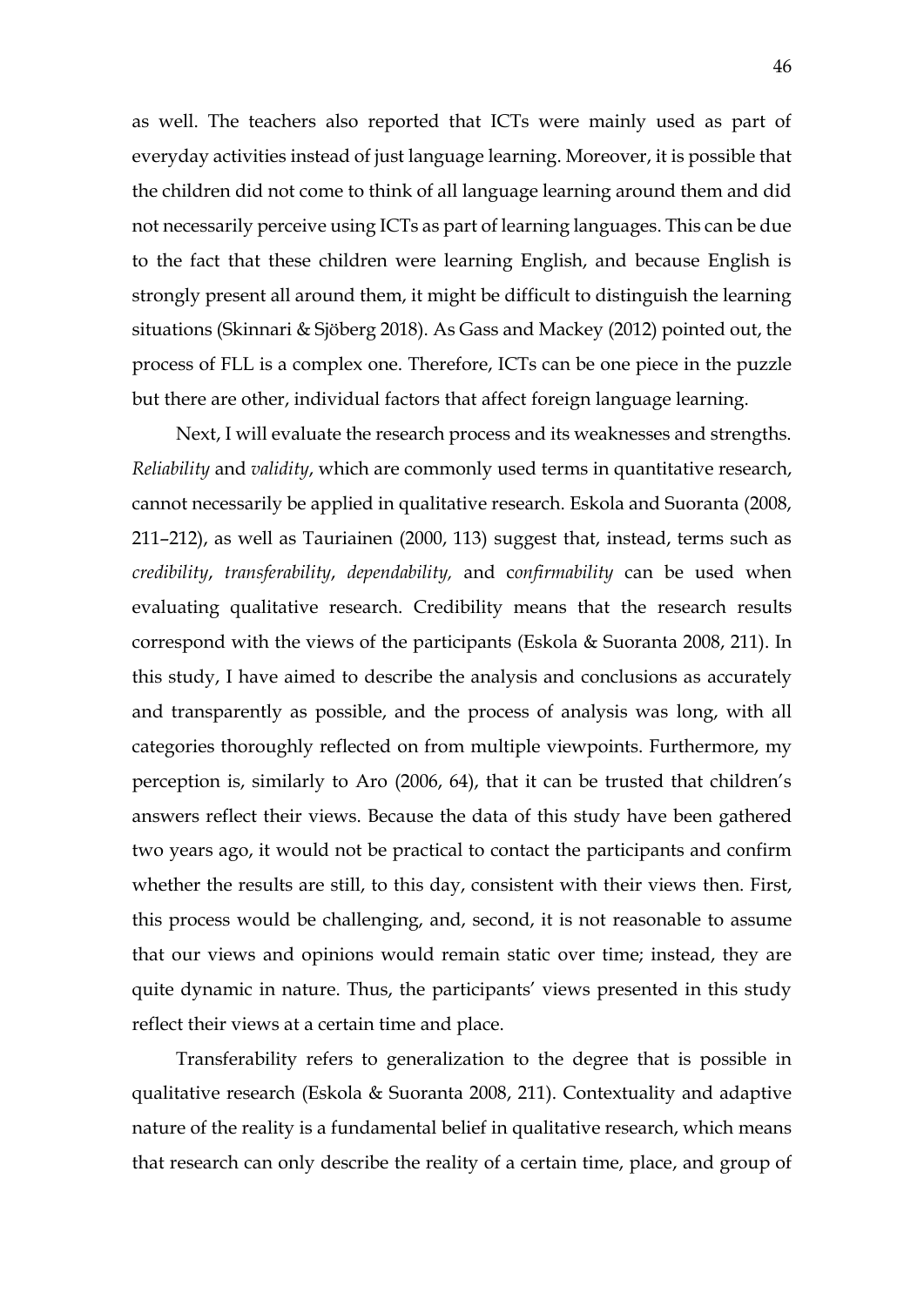as well. The teachers also reported that ICTs were mainly used as part of everyday activities instead of just language learning. Moreover, it is possible that the children did not come to think of all language learning around them and did not necessarily perceive using ICTs as part of learning languages. This can be due to the fact that these children were learning English, and because English is strongly present all around them, it might be difficult to distinguish the learning situations (Skinnari & Sjöberg 2018). As Gass and Mackey (2012) pointed out, the process of FLL is a complex one. Therefore, ICTs can be one piece in the puzzle but there are other, individual factors that affect foreign language learning.

Next, I will evaluate the research process and its weaknesses and strengths. *Reliability* and *validity*, which are commonly used terms in quantitative research, cannot necessarily be applied in qualitative research. Eskola and Suoranta (2008, 211–212), as well as Tauriainen (2000, 113) suggest that, instead, terms such as *credibility*, *transferability*, *dependability,* and c*onfirmability* can be used when evaluating qualitative research. Credibility means that the research results correspond with the views of the participants (Eskola & Suoranta 2008, 211). In this study, I have aimed to describe the analysis and conclusions as accurately and transparently as possible, and the process of analysis was long, with all categories thoroughly reflected on from multiple viewpoints. Furthermore, my perception is, similarly to Aro (2006, 64), that it can be trusted that children's answers reflect their views. Because the data of this study have been gathered two years ago, it would not be practical to contact the participants and confirm whether the results are still, to this day, consistent with their views then. First, this process would be challenging, and, second, it is not reasonable to assume that our views and opinions would remain static over time; instead, they are quite dynamic in nature. Thus, the participants' views presented in this study reflect their views at a certain time and place.

Transferability refers to generalization to the degree that is possible in qualitative research (Eskola & Suoranta 2008, 211). Contextuality and adaptive nature of the reality is a fundamental belief in qualitative research, which means that research can only describe the reality of a certain time, place, and group of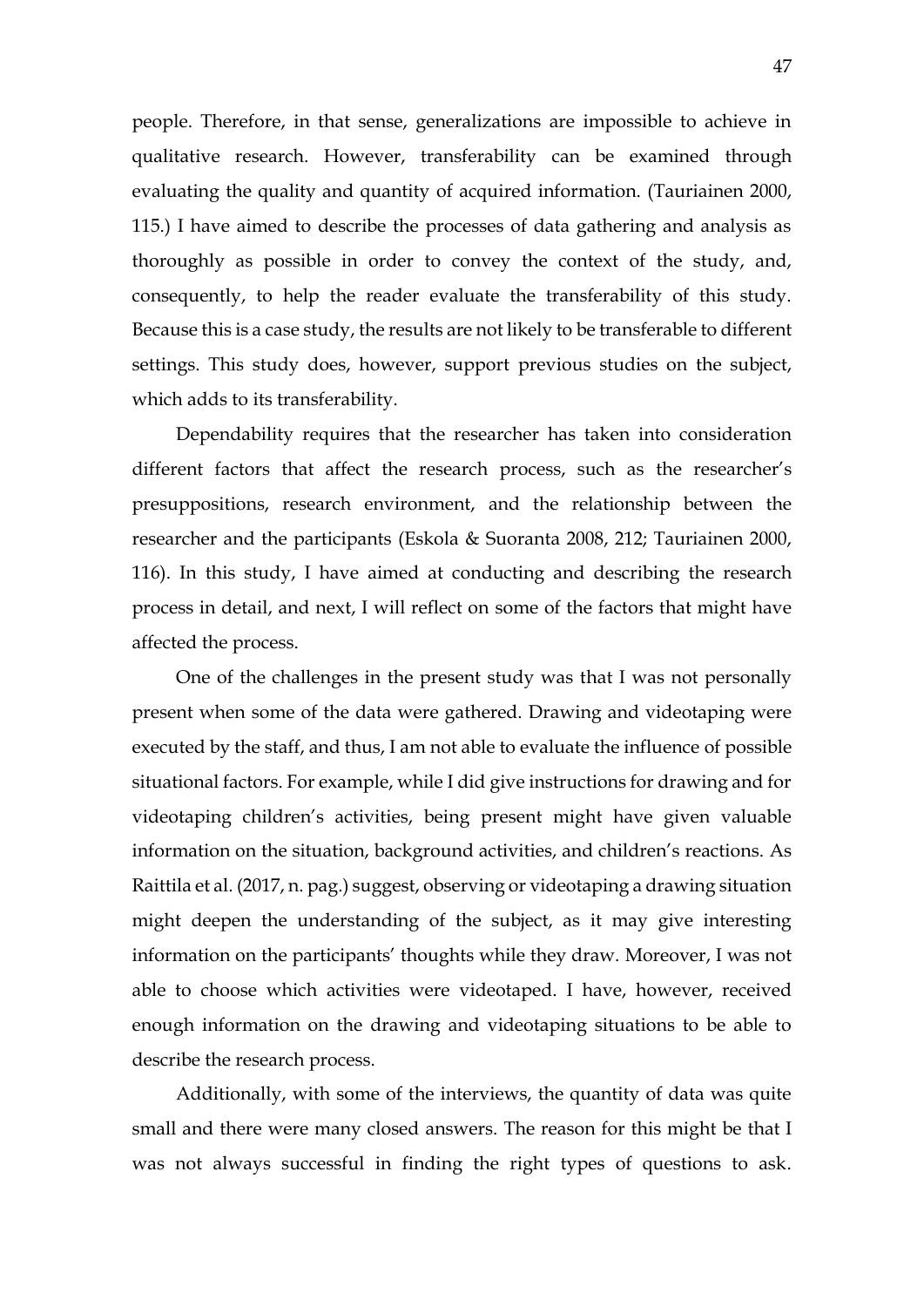people. Therefore, in that sense, generalizations are impossible to achieve in qualitative research. However, transferability can be examined through evaluating the quality and quantity of acquired information. (Tauriainen 2000, 115.) I have aimed to describe the processes of data gathering and analysis as thoroughly as possible in order to convey the context of the study, and, consequently, to help the reader evaluate the transferability of this study. Because this is a case study, the results are not likely to be transferable to different settings. This study does, however, support previous studies on the subject, which adds to its transferability.

Dependability requires that the researcher has taken into consideration different factors that affect the research process, such as the researcher's presuppositions, research environment, and the relationship between the researcher and the participants (Eskola & Suoranta 2008, 212; Tauriainen 2000, 116). In this study, I have aimed at conducting and describing the research process in detail, and next, I will reflect on some of the factors that might have affected the process.

One of the challenges in the present study was that I was not personally present when some of the data were gathered. Drawing and videotaping were executed by the staff, and thus, I am not able to evaluate the influence of possible situational factors. For example, while I did give instructions for drawing and for videotaping children's activities, being present might have given valuable information on the situation, background activities, and children's reactions. As Raittila et al. (2017, n. pag.) suggest, observing or videotaping a drawing situation might deepen the understanding of the subject, as it may give interesting information on the participants' thoughts while they draw. Moreover, I was not able to choose which activities were videotaped. I have, however, received enough information on the drawing and videotaping situations to be able to describe the research process.

Additionally, with some of the interviews, the quantity of data was quite small and there were many closed answers. The reason for this might be that I was not always successful in finding the right types of questions to ask.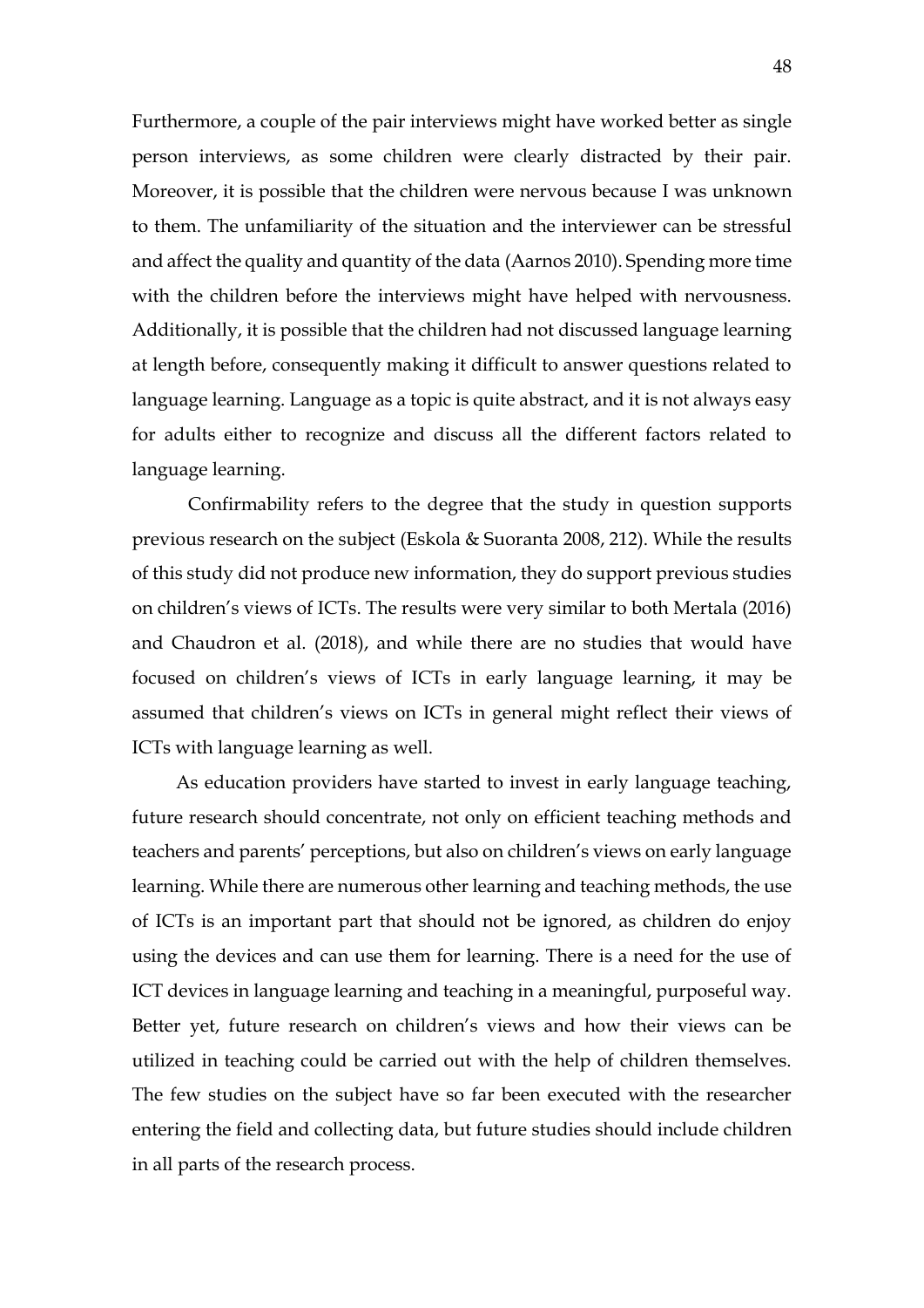Furthermore, a couple of the pair interviews might have worked better as single person interviews, as some children were clearly distracted by their pair. Moreover, it is possible that the children were nervous because I was unknown to them. The unfamiliarity of the situation and the interviewer can be stressful and affect the quality and quantity of the data (Aarnos 2010). Spending more time with the children before the interviews might have helped with nervousness. Additionally, it is possible that the children had not discussed language learning at length before, consequently making it difficult to answer questions related to language learning. Language as a topic is quite abstract, and it is not always easy for adults either to recognize and discuss all the different factors related to language learning.

Confirmability refers to the degree that the study in question supports previous research on the subject (Eskola & Suoranta 2008, 212). While the results of this study did not produce new information, they do support previous studies on children's views of ICTs. The results were very similar to both Mertala (2016) and Chaudron et al. (2018), and while there are no studies that would have focused on children's views of ICTs in early language learning, it may be assumed that children's views on ICTs in general might reflect their views of ICTs with language learning as well.

As education providers have started to invest in early language teaching, future research should concentrate, not only on efficient teaching methods and teachers and parents' perceptions, but also on children's views on early language learning. While there are numerous other learning and teaching methods, the use of ICTs is an important part that should not be ignored, as children do enjoy using the devices and can use them for learning. There is a need for the use of ICT devices in language learning and teaching in a meaningful, purposeful way. Better yet, future research on children's views and how their views can be utilized in teaching could be carried out with the help of children themselves. The few studies on the subject have so far been executed with the researcher entering the field and collecting data, but future studies should include children in all parts of the research process.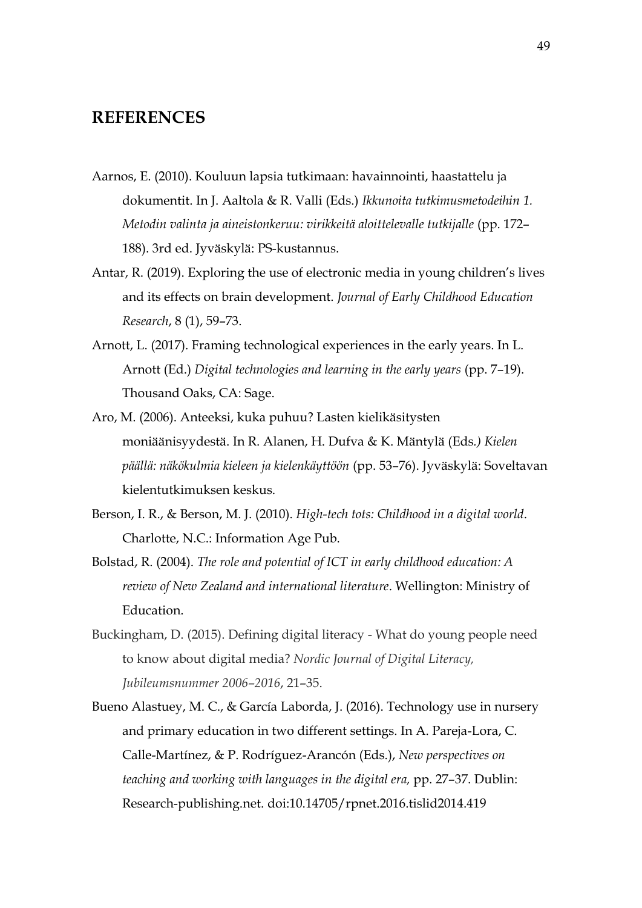## REFERENCES

Aarnos, E. (2010). Kouluun lapsia tutkimaan: havainnointi, haastattelu ja dokumentit. In J. Aaltola & R. Valli (Eds.) *Ikkunoita tutkimusmetodeihin 1. Metodin valinta ja aineistonkeruu: virikkeitä aloittelevalle tutkijalle* (pp. 172–188). 3rd ed. Jyväskylä: PS-kustannus.

Antar, R. (2019). Exploring the use of electronic media in young children's lives and its effects on brain development. *Journal of Early Childhood Education Research*, 8 (1), 59–73.

Arnott, L. (2017). Framing technological experiences in the early years. In L. Arnott (Ed.) *Digital technologies and learning in the early years* (pp. 7–19). Thousand Oaks, CA: Sage.

Aro, M. (2006). Anteeksi, kuka puhuu? Lasten kielikäsitysten moniäänisyydestä. In R. Alanen, H. Dufva & K. Mäntylä (Eds*.) Kielen päällä: näkökulmia kieleen ja kielenkäyttöön* (pp. 53–76). Jyväskylä: Soveltavan kielentutkimuksen keskus.

Berson, I. R., & Berson, M. J. (2010). *High-tech tots: Childhood in a digital world*. Charlotte, N.C.: Information Age Pub.

Bolstad, R. (2004). *The role and potential of ICT in early childhood education: A review of New Zealand and international literature*. Wellington: Ministry of Education.

Buckingham, D. (2015). Defining digital literacy - What do young people need to know about digital media? *Nordic Journal of Digital Literacy, Jubileumsnummer 2006–2016*, 21–35.

Bueno Alastuey, M. C., & García Laborda, J. (2016). Technology use in nursery and primary education in two different settings. In A. Pareja-Lora, C. Calle-Martínez, & P. Rodríguez-Arancón (Eds.), *New perspectives on teaching and working with languages in the digital era,* pp. 27–37. Dublin: Research-publishing.net. doi:10.14705/rpnet.2016.tislid2014.419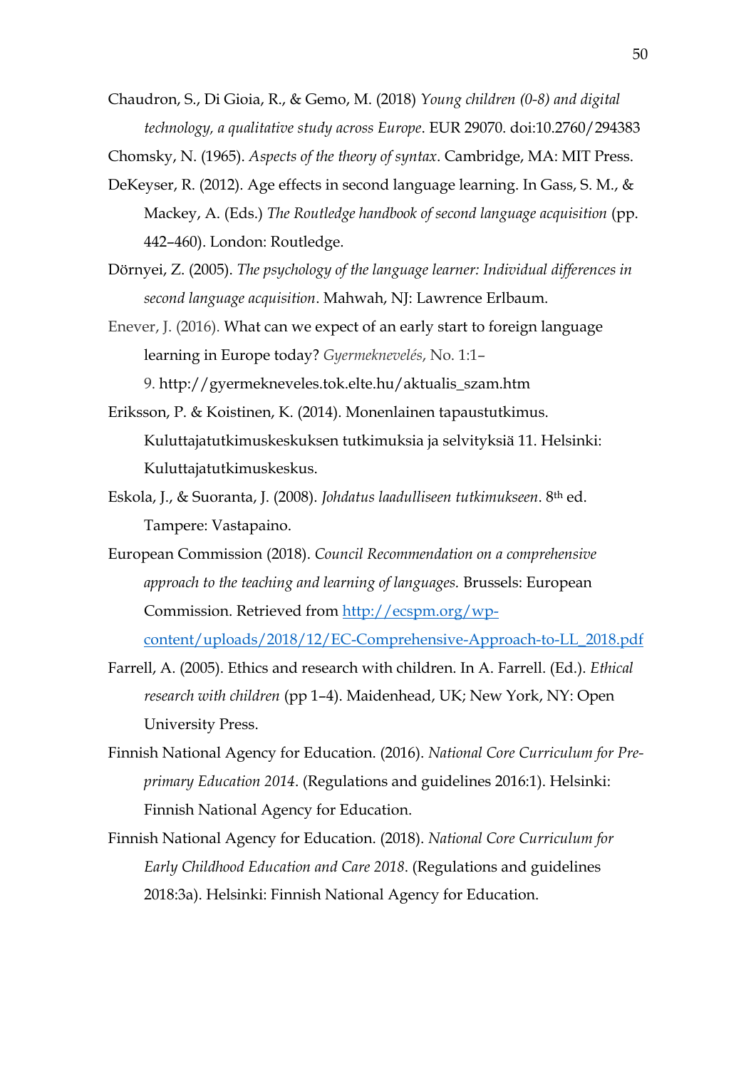Chaudron, S., Di Gioia, R., & Gemo, M. (2018) *Young children (0-8) and digital technology, a qualitative study across Europe*. EUR 29070. doi:10.2760/294383

Chomsky, N. (1965). *Aspects of the theory of syntax*. Cambridge, MA: MIT Press.

DeKeyser, R. (2012). Age effects in second language learning. In Gass, S. M., & Mackey, A. (Eds.) *The Routledge handbook of second language acquisition* (pp. 442–460). London: Routledge.

Dörnyei, Z. (2005). *The psychology of the language learner: Individual differences in second language acquisition*. Mahwah, NJ: Lawrence Erlbaum.

Enever, J. (2016). What can we expect of an early start to foreign language learning in Europe today? *Gyermeknevelés*, No. 1:1–9. http://gyermekneveles.tok.elte.hu/aktualis_szam.htm

Eriksson, P. & Koistinen, K. (2014). Monenlainen tapaustutkimus. Kuluttajatutkimuskeskuksen tutkimuksia ja selvityksiä 11. Helsinki: Kuluttajatutkimuskeskus.

Eskola, J., & Suoranta, J. (2008). *Johdatus laadulliseen tutkimukseen*. 8th ed. Tampere: Vastapaino.

European Commission (2018). *Council Recommendation on a comprehensive approach to the teaching and learning of languages.* Brussels: European Commission. Retrieved from [http://ecspm.org/wp-content/uploads/2018/12/EC-Comprehensive-Approach-to-LL_2018.pdf](http://ecspm.org/wp-content/uploads/2018/12/EC-Comprehensive-Approach-to-LL_2018.pdf)

Farrell, A. (2005). Ethics and research with children. In A. Farrell. (Ed.). *Ethical research with children* (pp 1–4). Maidenhead, UK; New York, NY: Open University Press.

Finnish National Agency for Education. (2016). *National Core Curriculum for Pre-primary Education 2014*. (Regulations and guidelines 2016:1). Helsinki: Finnish National Agency for Education.

Finnish National Agency for Education. (2018). *National Core Curriculum for Early Childhood Education and Care 2018*. (Regulations and guidelines 2018:3a). Helsinki: Finnish National Agency for Education.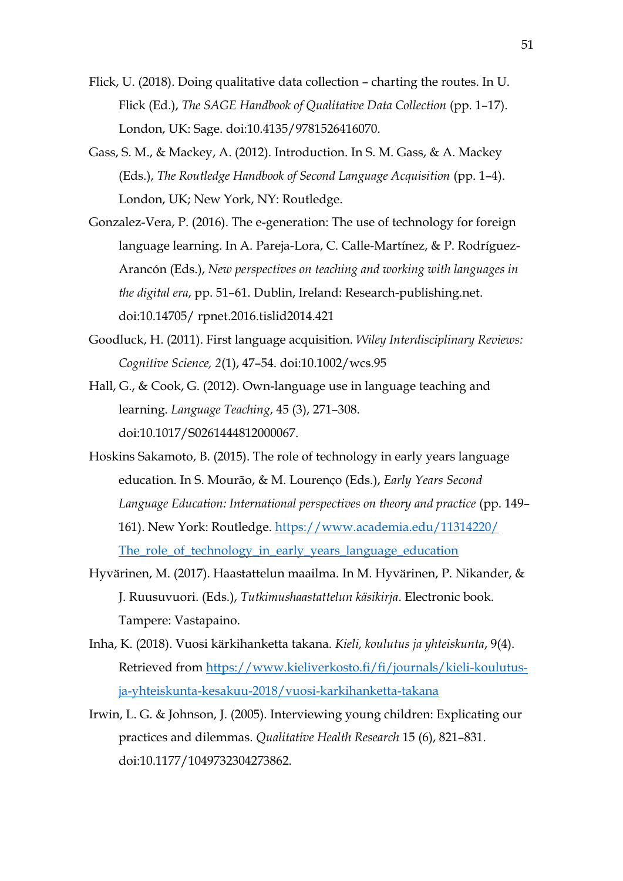Flick, U. (2018). Doing qualitative data collection – charting the routes. In U. Flick (Ed.), *The SAGE Handbook of Qualitative Data Collection* (pp. 1–17). London, UK: Sage. doi:10.4135/9781526416070.

Gass, S. M., & Mackey, A. (2012). Introduction. In S. M. Gass, & A. Mackey (Eds.), *The Routledge Handbook of Second Language Acquisition* (pp. 1–4). London, UK; New York, NY: Routledge.

Gonzalez-Vera, P. (2016). The e-generation: The use of technology for foreign language learning. In A. Pareja-Lora, C. Calle-Martínez, & P. Rodríguez-Arancón (Eds.), *New perspectives on teaching and working with languages in the digital era*, pp. 51–61. Dublin, Ireland: Research-publishing.net. doi:10.14705/ rpnet.2016.tislid2014.421

Goodluck, H. (2011). First language acquisition. *Wiley Interdisciplinary Reviews: Cognitive Science, 2*(1), 47–54. doi:10.1002/wcs.95

Hall, G., & Cook, G. (2012). Own-language use in language teaching and learning. *Language Teaching*, 45 (3), 271–308. doi:10.1017/S0261444812000067.

Hoskins Sakamoto, B. (2015). The role of technology in early years language education. In S. Mourão, & M. Lourenço (Eds.), *Early Years Second Language Education: International perspectives on theory and practice* (pp. 149–161). New York: Routledge. [https://www.academia.edu/11314220/The_role_of_technology_in_early_years_language_education](https://www.academia.edu/11314220/The_role_of_technology_in_early_years_language_education)

Hyvärinen, M. (2017). Haastattelun maailma. In M. Hyvärinen, P. Nikander, & J. Ruusuvuori. (Eds.), *Tutkimushaastattelun käsikirja*. Electronic book. Tampere: Vastapaino.

Inha, K. (2018). Vuosi kärkihanketta takana. *Kieli, koulutus ja yhteiskunta*, 9(4). Retrieved from [https://www.kieliverkosto.fi/fi/journals/kieli-koulutus-ja-yhteiskunta-kesakuu-2018/vuosi-karkihanketta-takana](https://www.kieliverkosto.fi/fi/journals/kieli-koulutus-ja-yhteiskunta-kesakuu-2018/vuosi-karkihanketta-takana)

Irwin, L. G. & Johnson, J. (2005). Interviewing young children: Explicating our practices and dilemmas. *Qualitative Health Research* 15 (6), 821–831. doi:10.1177/1049732304273862.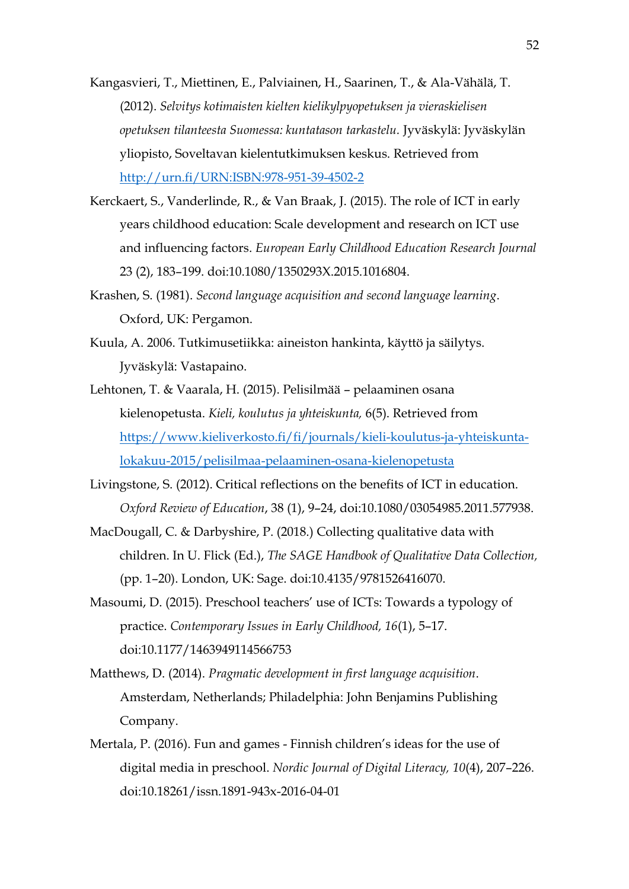Kangasvieri, T., Miettinen, E., Palviainen, H., Saarinen, T., & Ala-Vähälä, T. (2012). *Selvitys kotimaisten kielten kielikylpyopetuksen ja vieraskielisen opetuksen tilanteesta Suomessa: kuntatason tarkastelu*. Jyväskylä: Jyväskylän yliopisto, Soveltavan kielentutkimuksen keskus. Retrieved from http://urn.fi/URN:ISBN:978-951-39-4502-2

Kerckaert, S., Vanderlinde, R., & Van Braak, J. (2015). The role of ICT in early years childhood education: Scale development and research on ICT use and influencing factors. *European Early Childhood Education Research Journal* 23 (2), 183–199. doi:10.1080/1350293X.2015.1016804.

Krashen, S. (1981). *Second language acquisition and second language learning*. Oxford, UK: Pergamon.

Kuula, A. 2006. Tutkimusetiikka: aineiston hankinta, käyttö ja säilytys. Jyväskylä: Vastapaino.

Lehtonen, T. & Vaarala, H. (2015). Pelisilmää – pelaaminen osana kielenopetusta. *Kieli, koulutus ja yhteiskunta,* 6(5). Retrieved from https://www.kieliverkosto.fi/fi/journals/kieli-koulutus-ja-yhteiskunta-lokakuu-2015/pelisilmaa-pelaaminen-osana-kielenopetusta

Livingstone, S. (2012). Critical reflections on the benefits of ICT in education. *Oxford Review of Education*, 38 (1), 9–24, doi:10.1080/03054985.2011.577938.

MacDougall, C. & Darbyshire, P. (2018.) Collecting qualitative data with children. In U. Flick (Ed.), *The SAGE Handbook of Qualitative Data Collection,* (pp. 1–20). London, UK: Sage. doi:10.4135/9781526416070.

Masoumi, D. (2015). Preschool teachers' use of ICTs: Towards a typology of practice. *Contemporary Issues in Early Childhood, 16*(1), 5–17. doi:10.1177/1463949114566753

Matthews, D. (2014). *Pragmatic development in first language acquisition*. Amsterdam, Netherlands; Philadelphia: John Benjamins Publishing Company.

Mertala, P. (2016). Fun and games - Finnish children's ideas for the use of digital media in preschool. *Nordic Journal of Digital Literacy, 10*(4), 207–226. doi:10.18261/issn.1891-943x-2016-04-01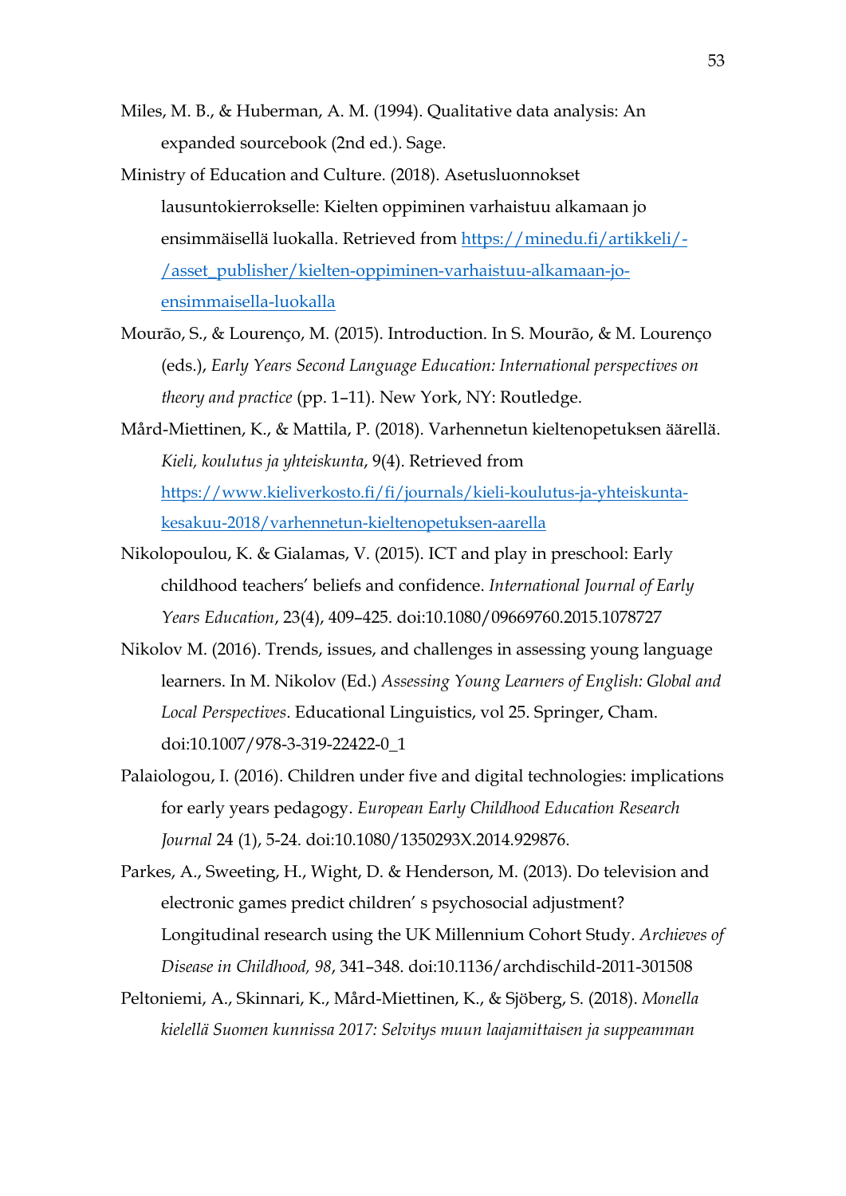Miles, M. B., & Huberman, A. M. (1994). Qualitative data analysis: An expanded sourcebook (2nd ed.). Sage.

Ministry of Education and Culture. (2018). Asetusluonnokset lausuntokierrokselle: Kielten oppiminen varhaistuu alkamaan jo ensimmäisellä luokalla. Retrieved from https://minedu.fi/artikkeli/-/asset_publisher/kielten-oppiminen-varhaistuu-alkamaan-jo-ensimmaisella-luokalla

Mourão, S., & Lourenço, M. (2015). Introduction. In S. Mourão, & M. Lourenço (eds.), *Early Years Second Language Education: International perspectives on theory and practice* (pp. 1–11). New York, NY: Routledge.

Mård-Miettinen, K., & Mattila, P. (2018). Varhennetun kieltenopetuksen äärellä. *Kieli, koulutus ja yhteiskunta*, 9(4). Retrieved from https://www.kieliverkosto.fi/fi/journals/kieli-koulutus-ja-yhteiskunta-kesakuu-2018/varhennetun-kieltenopetuksen-aarella

Nikolopoulou, K. & Gialamas, V. (2015). ICT and play in preschool: Early childhood teachers' beliefs and confidence. *International Journal of Early Years Education*, 23(4), 409–425. doi:10.1080/09669760.2015.1078727

Nikolov M. (2016). Trends, issues, and challenges in assessing young language learners. In M. Nikolov (Ed.) *Assessing Young Learners of English: Global and Local Perspectives*. Educational Linguistics, vol 25. Springer, Cham. doi:10.1007/978-3-319-22422-0_1

Palaiologou, I. (2016). Children under five and digital technologies: implications for early years pedagogy. *European Early Childhood Education Research Journal* 24 (1), 5-24. doi:10.1080/1350293X.2014.929876.

Parkes, A., Sweeting, H., Wight, D. & Henderson, M. (2013). Do television and electronic games predict children' s psychosocial adjustment? Longitudinal research using the UK Millennium Cohort Study. *Archieves of Disease in Childhood, 98*, 341–348. doi:10.1136/archdischild-2011-301508

Peltoniemi, A., Skinnari, K., Mård-Miettinen, K., & Sjöberg, S. (2018). *Monella kielellä Suomen kunnissa 2017: Selvitys muun laajamittaisen ja suppeamman*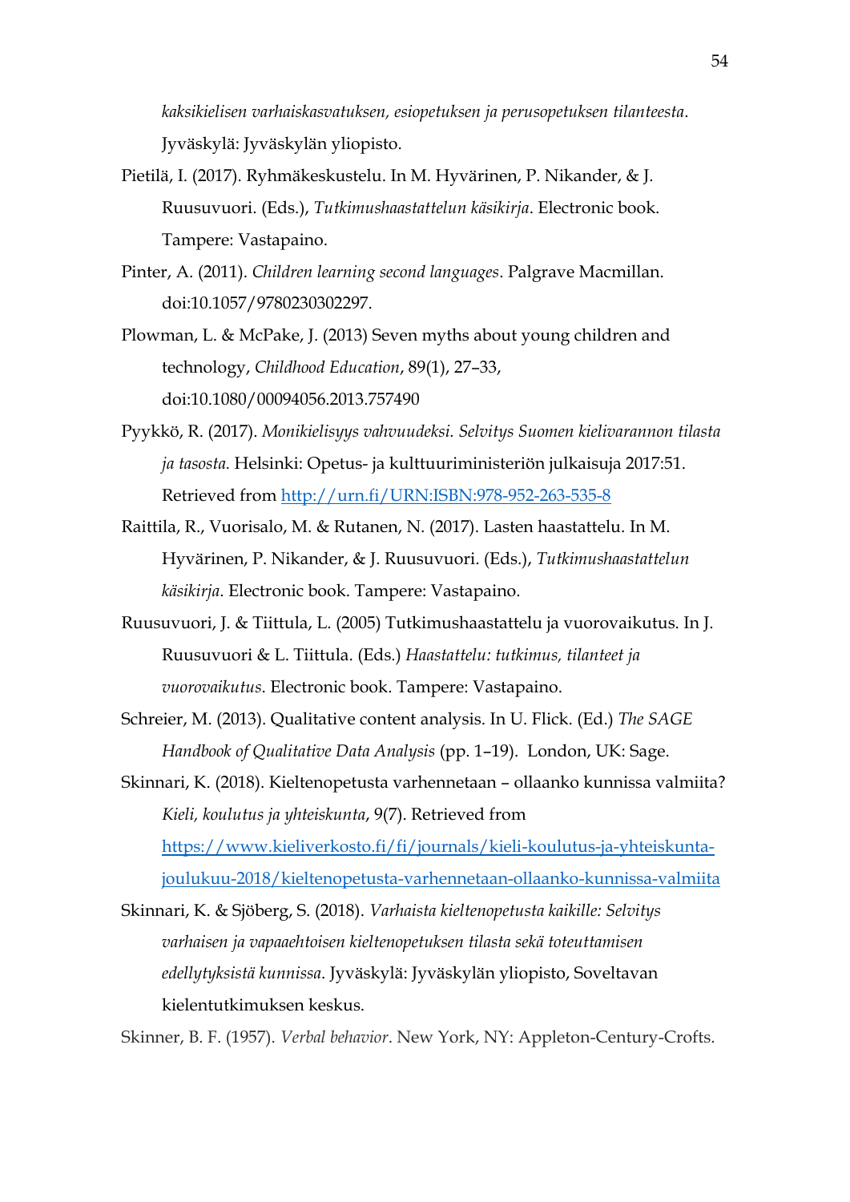*kaksikielisen varhaiskasvatuksen, esiopetuksen ja perusopetuksen tilanteesta*. Jyväskylä: Jyväskylän yliopisto.

Pietilä, I. (2017). Ryhmäkeskustelu. In M. Hyvärinen, P. Nikander, & J. Ruusuvuori. (Eds.), *Tutkimushaastattelun käsikirja*. Electronic book. Tampere: Vastapaino.

Pinter, A. (2011). *Children learning second languages*. Palgrave Macmillan. doi:10.1057/9780230302297.

Plowman, L. & McPake, J. (2013) Seven myths about young children and technology, *Childhood Education*, 89(1), 27–33, doi:10.1080/00094056.2013.757490

Pyykkö, R. (2017). *Monikielisyys vahvuudeksi. Selvitys Suomen kielivarannon tilasta ja tasosta.* Helsinki: Opetus- ja kulttuuriministeriön julkaisuja 2017:51. Retrieved from http://urn.fi/URN:ISBN:978-952-263-535-8

Raittila, R., Vuorisalo, M. & Rutanen, N. (2017). Lasten haastattelu. In M. Hyvärinen, P. Nikander, & J. Ruusuvuori. (Eds.), *Tutkimushaastattelun käsikirja*. Electronic book. Tampere: Vastapaino.

Ruusuvuori, J. & Tiittula, L. (2005) Tutkimushaastattelu ja vuorovaikutus. In J. Ruusuvuori & L. Tiittula. (Eds.) *Haastattelu: tutkimus, tilanteet ja vuorovaikutus*. Electronic book. Tampere: Vastapaino.

Schreier, M. (2013). Qualitative content analysis. In U. Flick. (Ed.) *The SAGE Handbook of Qualitative Data Analysis* (pp. 1–19). London, UK: Sage.

Skinnari, K. (2018). Kieltenopetusta varhennetaan – ollaanko kunnissa valmiita? *Kieli, koulutus ja yhteiskunta*, 9(7). Retrieved from https://www.kieliverkosto.fi/fi/journals/kieli-koulutus-ja-yhteiskunta-joulukuu-2018/kieltenopetusta-varhennetaan-ollaanko-kunnissa-valmiita

Skinnari, K. & Sjöberg, S. (2018). *Varhaista kieltenopetusta kaikille: Selvitys varhaisen ja vapaaehtoisen kieltenopetuksen tilasta sekä toteuttamisen edellytyksistä kunnissa*. Jyväskylä: Jyväskylän yliopisto, Soveltavan kielentutkimuksen keskus.

Skinner, B. F. (1957). *Verbal behavior*. New York, NY: Appleton-Century-Crofts.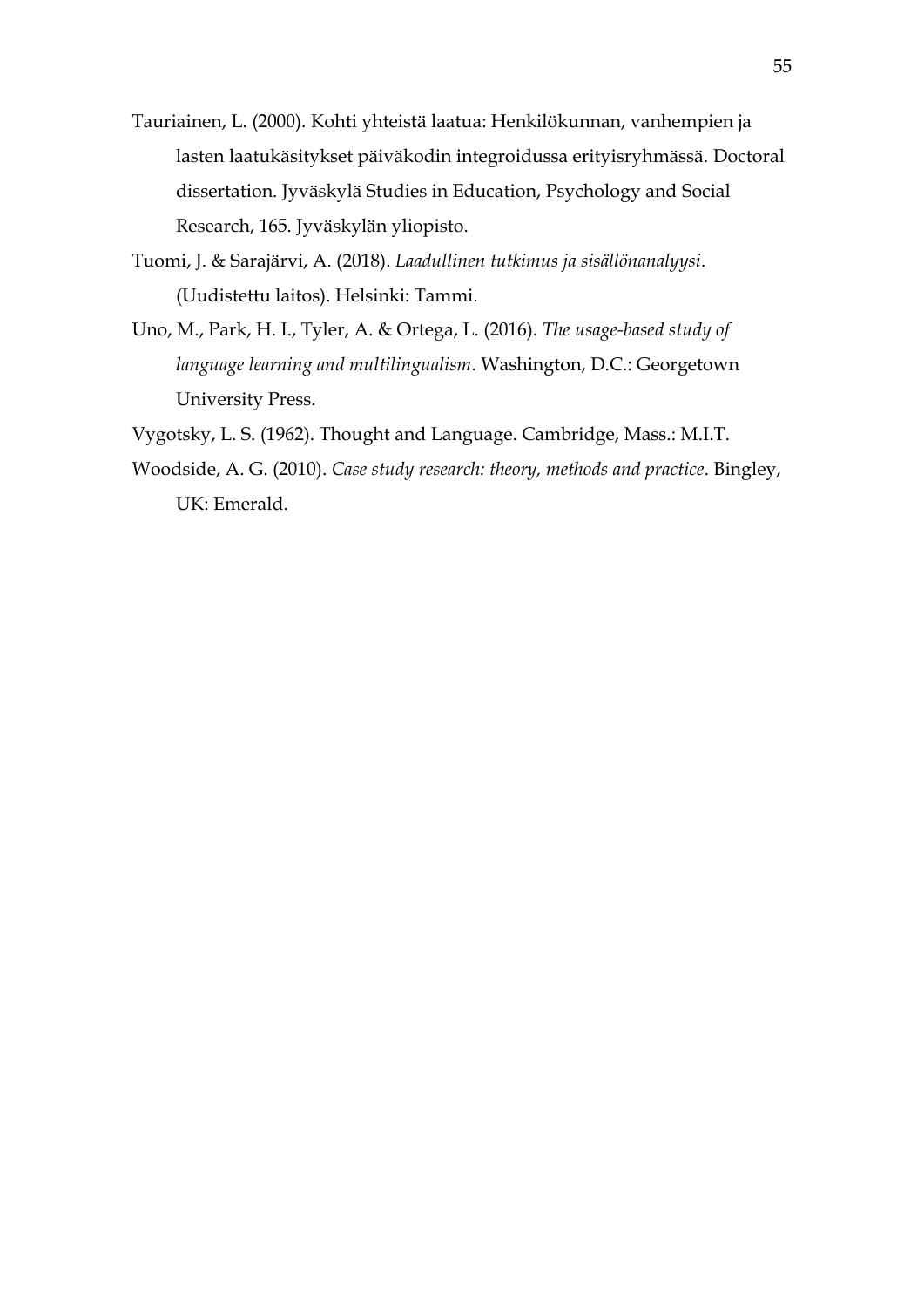Tauriainen, L. (2000). Kohti yhteistä laatua: Henkilökunnan, vanhempien ja lasten laatukäsitykset päiväkodin integroidussa erityisryhmässä. Doctoral dissertation. Jyväskylä Studies in Education, Psychology and Social Research, 165. Jyväskylän yliopisto.

Tuomi, J. & Sarajärvi, A. (2018). *Laadullinen tutkimus ja sisällönanalyysi*. (Uudistettu laitos). Helsinki: Tammi.

Uno, M., Park, H. I., Tyler, A. & Ortega, L. (2016). *The usage-based study of language learning and multilingualism*. Washington, D.C.: Georgetown University Press.

Vygotsky, L. S. (1962). Thought and Language. Cambridge, Mass.: M.I.T.

Woodside, A. G. (2010). *Case study research: theory, methods and practice*. Bingley, UK: Emerald.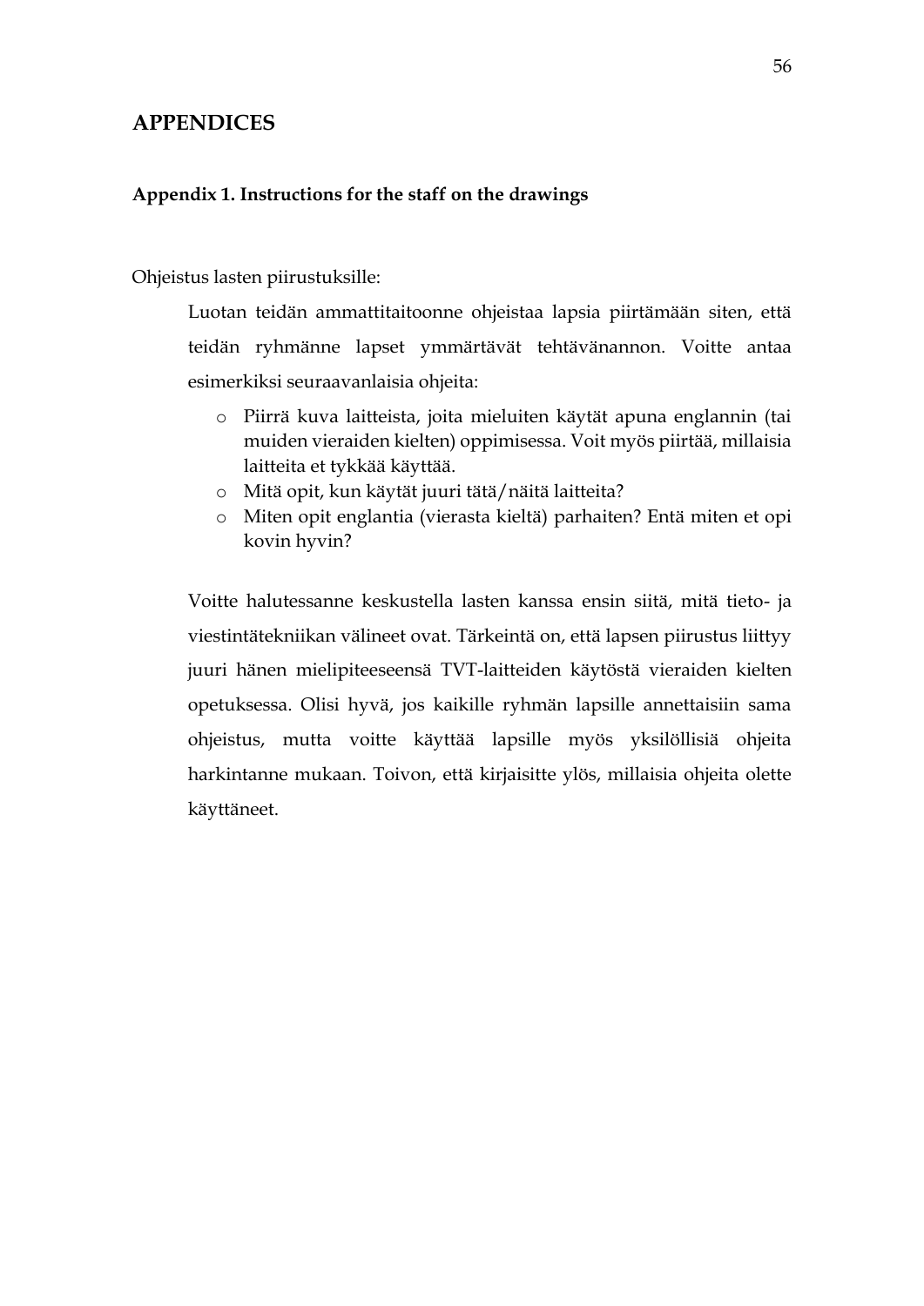# APPENDICES

## Appendix 1. Instructions for the staff on the drawings

Ohjeistus lasten piirustuksille:

Luotan teidän ammattitaitoonne ohjeistaa lapsia piirtämään siten, että teidän ryhmänne lapset ymmärtävät tehtävänannon. Voitte antaa esimerkiksi seuraavanlaisia ohjeita:

- Piirrä kuva laitteista, joita mieluiten käytät apuna englannin (tai muiden vieraiden kielten) oppimisessa. Voit myös piirtää, millaisia laitteita et tykkää käyttää.
- Mitä opit, kun käytät juuri tätä/näitä laitteita?
- Miten opit englantia (vierasta kieltä) parhaiten? Entä miten et opi kovin hyvin?

Voitte halutessanne keskustella lasten kanssa ensin siitä, mitä tieto- ja viestintätekniikan välineet ovat. Tärkeintä on, että lapsen piirustus liittyy juuri hänen mielipiteeseensä TVT-laitteiden käytöstä vieraiden kielten opetuksessa. Olisi hyvä, jos kaikille ryhmän lapsille annettaisiin sama ohjeistus, mutta voitte käyttää lapsille myös yksilöllisiä ohjeita harkintanne mukaan. Toivon, että kirjaisitte ylös, millaisia ohjeita olette käyttäneet.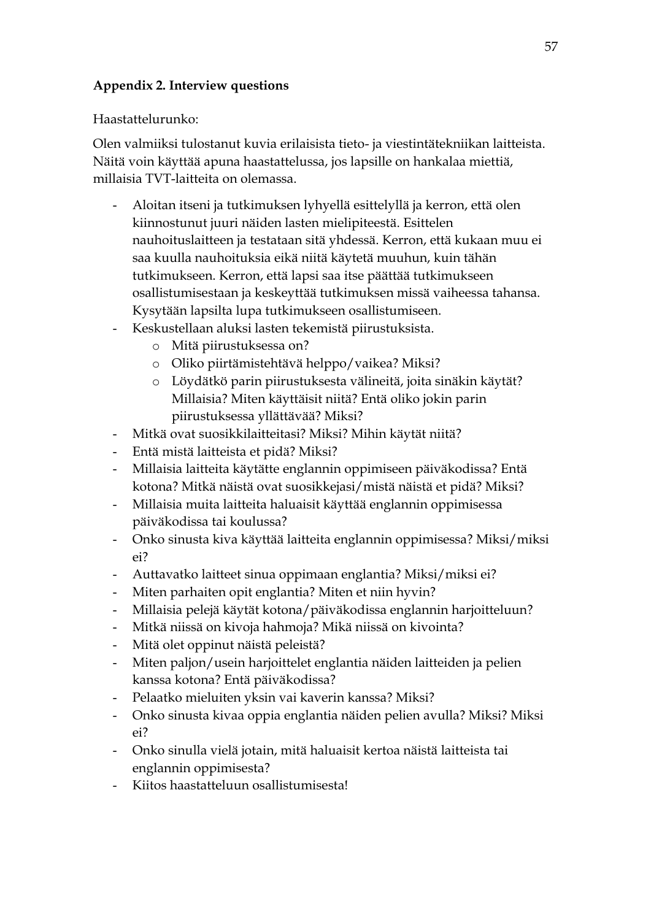**Appendix 2. Interview questions**

Haastattelurunko:

Olen valmiiksi tulostanut kuvia erilaisista tieto- ja viestintätekniikan laitteista. Näitä voin käyttää apuna haastattelussa, jos lapsille on hankalaa miettiä, millaisia TVT-laitteita on olemassa.

- Aloitan itseni ja tutkimuksen lyhyellä esittelyllä ja kerron, että olen kiinnostunut juuri näiden lasten mielipiteestä. Esittelen nauhoituslaitteen ja testataan sitä yhdessä. Kerron, että kukaan muu ei saa kuulla nauhoituksia eikä niitä käytetä muuhun, kuin tähän tutkimukseen. Kerron, että lapsi saa itse päättää tutkimukseen osallistumisestaan ja keskeyttää tutkimuksen missä vaiheessa tahansa. Kysytään lapsilta lupa tutkimukseen osallistumiseen.
- Keskustellaan aluksi lasten tekemistä piirustuksista.
  - Mitä piirustuksessa on?
  - Oliko piirtämistehtävä helppo/vaikea? Miksi?
  - Löydätkö parin piirustuksesta välineitä, joita sinäkin käytät? Millaisia? Miten käyttäisit niitä? Entä oliko jokin parin piirustuksessa yllättävää? Miksi?
- Mitkä ovat suosikkilaitteitasi? Miksi? Mihin käytät niitä?
- Entä mistä laitteista et pidä? Miksi?
- Millaisia laitteita käytätte englannin oppimiseen päiväkodissa? Entä kotona? Mitkä näistä ovat suosikkejasi/mistä näistä et pidä? Miksi?
- Millaisia muita laitteita haluaisit käyttää englannin oppimisessa päiväkodissa tai koulussa?
- Onko sinusta kiva käyttää laitteita englannin oppimisessa? Miksi/miksi ei?
- Auttavatko laitteet sinua oppimaan englantia? Miksi/miksi ei?
- Miten parhaiten opit englantia? Miten et niin hyvin?
- Millaisia pelejä käytät kotona/päiväkodissa englannin harjoitteluun?
- Mitkä niissä on kivoja hahmoja? Mikä niissä on kivointa?
- Mitä olet oppinut näistä peleistä?
- Miten paljon/usein harjoittelet englantia näiden laitteiden ja pelien kanssa kotona? Entä päiväkodissa?
- Pelaatko mieluiten yksin vai kaverin kanssa? Miksi?
- Onko sinusta kivaa oppia englantia näiden pelien avulla? Miksi? Miksi ei?
- Onko sinulla vielä jotain, mitä haluaisit kertoa näistä laitteista tai englannin oppimisesta?
- Kiitos haastatteluun osallistumisesta!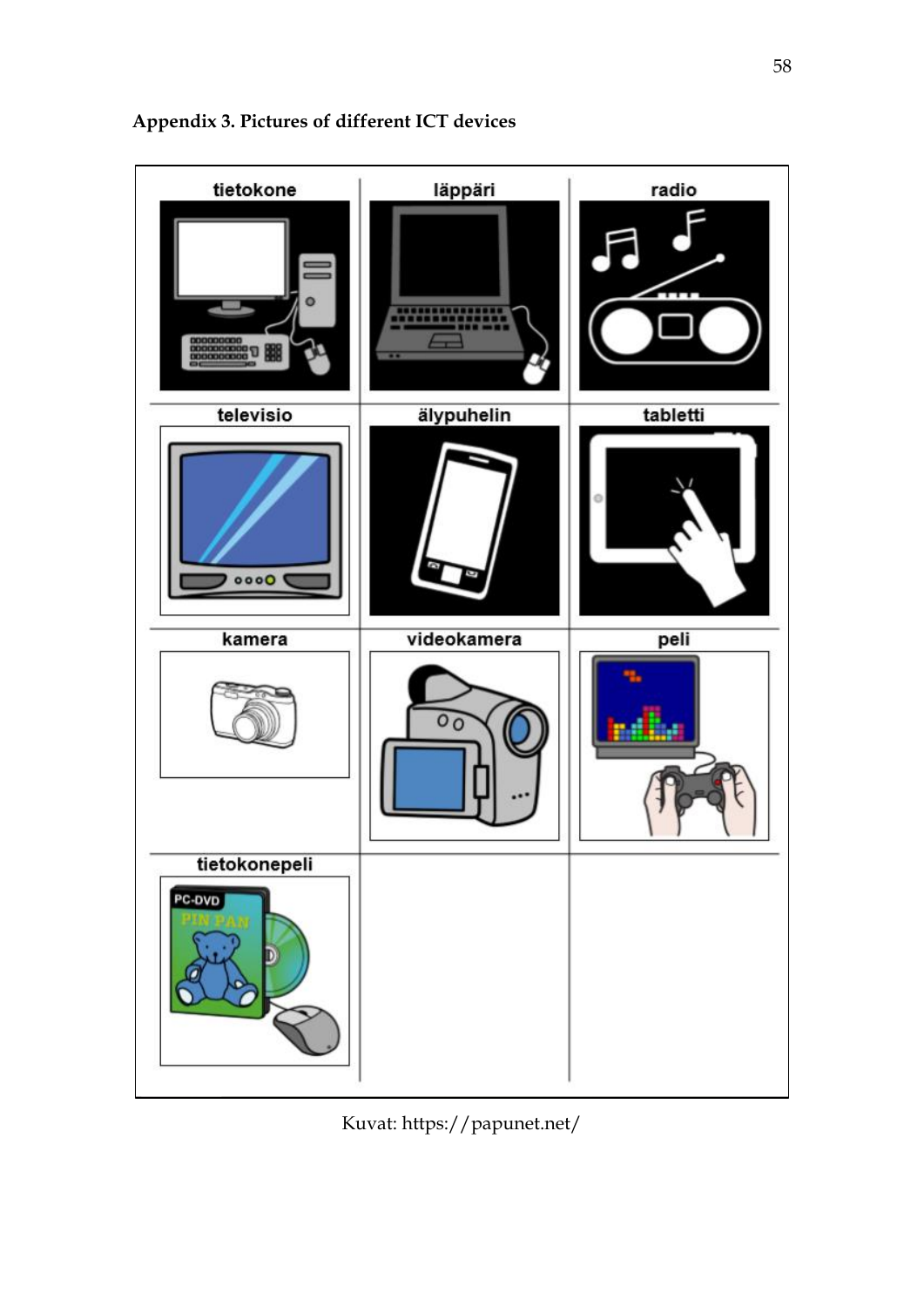## Appendix 3. Pictures of different ICT devices

| tietokone | läppäri | radio |
|---|---|---|
| televisio | älypuhelin | tabletti |
| kamera | videokamera | peli |
| tietokonepeli | | |

Kuvat: https://papunet.net/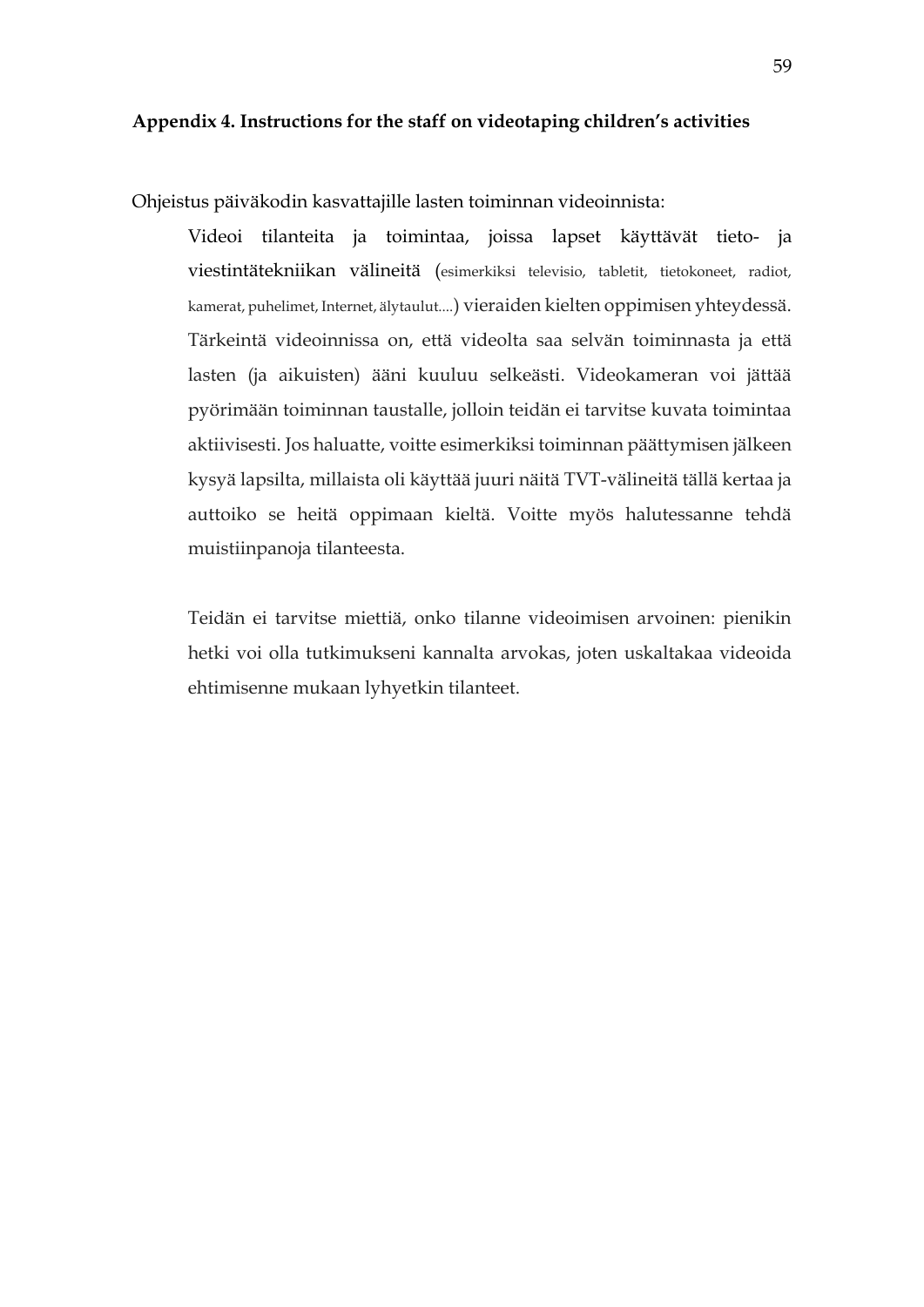## Appendix 4. Instructions for the staff on videotaping children's activities

Ohjeistus päiväkodin kasvattajille lasten toiminnan videoinnista:

> Videoi tilanteita ja toimintaa, joissa lapset käyttävät tieto- ja viestintätekniikan välineitä (esimerkiksi televisio, tabletit, tietokoneet, radiot, kamerat, puhelimet, Internet, älytaulut....) vieraiden kielten oppimisen yhteydessä. Tärkeintä videoinnissa on, että videolta saa selvän toiminnasta ja että lasten (ja aikuisten) ääni kuuluu selkeästi. Videokameran voi jättää pyörimään toiminnan taustalle, jolloin teidän ei tarvitse kuvata toimintaa aktiivisesti. Jos haluatte, voitte esimerkiksi toiminnan päättymisen jälkeen kysyä lapsilta, millaista oli käyttää juuri näitä TVT-välineitä tällä kertaa ja auttoiko se heitä oppimaan kieltä. Voitte myös halutessanne tehdä muistiinpanoja tilanteesta.
>
> Teidän ei tarvitse miettiä, onko tilanne videoimisen arvoinen: pienikin hetki voi olla tutkimukseni kannalta arvokas, joten uskaltakaa videoida ehtimisenne mukaan lyhyetkin tilanteet.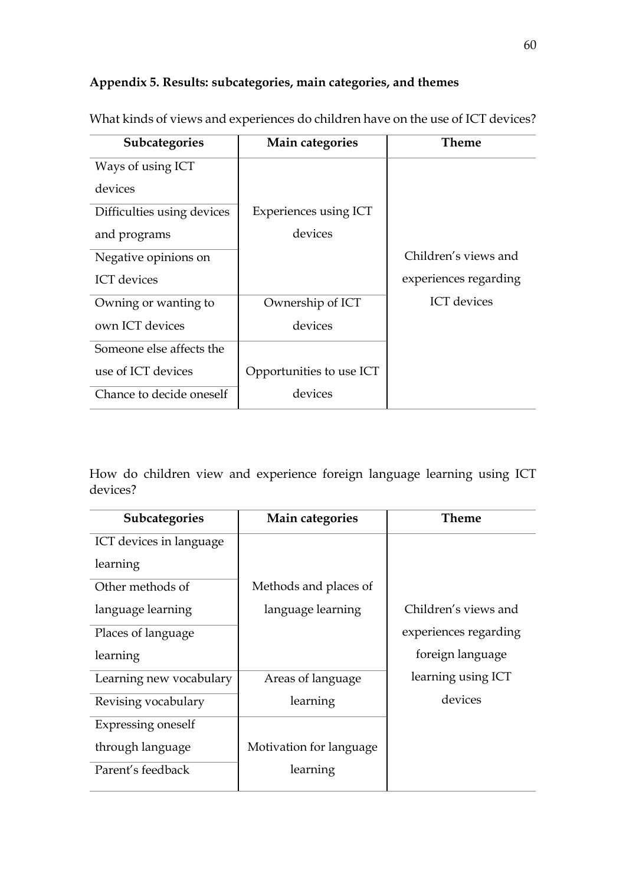## Appendix 5. Results: subcategories, main categories, and themes

What kinds of views and experiences do children have on the use of ICT devices?

| Subcategories | Main categories | Theme |
|---|---|---|
| Ways of using ICT devices | Experiences using ICT devices | Children's views and experiences regarding ICT devices |
| Difficulties using devices and programs | | |
| Negative opinions on ICT devices | | |
| Owning or wanting to own ICT devices | Ownership of ICT devices | |
| Someone else affects the use of ICT devices | Opportunities to use ICT devices | |
| Chance to decide oneself | | |

How do children view and experience foreign language learning using ICT devices?

| Subcategories | Main categories | Theme |
|---|---|---|
| ICT devices in language learning | Methods and places of language learning | Children's views and experiences regarding foreign language learning using ICT devices |
| Other methods of language learning | | |
| Places of language learning | | |
| Learning new vocabulary | Areas of language learning | |
| Revising vocabulary | | |
| Expressing oneself through language | Motivation for language learning | |
| Parent's feedback | | |